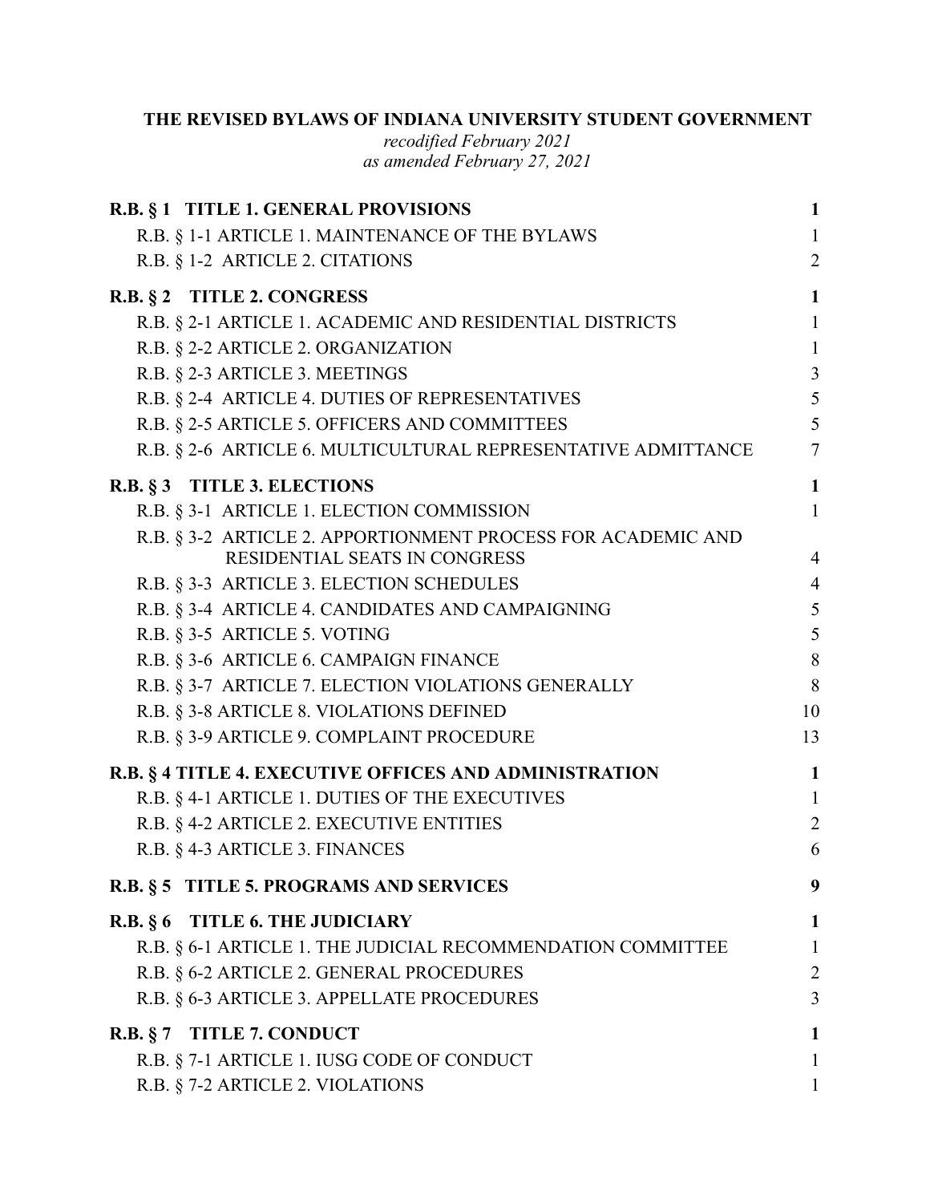**THE REVISED BYLAWS OF INDIANA UNIVERSITY STUDENT GOVERNMENT**

*recodified February 2021*
*as amended February 27, 2021*

| | |
|---|---|
| **R.B. § 1 TITLE 1. GENERAL PROVISIONS** | **1** |
| R.B. § 1-1 ARTICLE 1. MAINTENANCE OF THE BYLAWS | 1 |
| R.B. § 1-2 ARTICLE 2. CITATIONS | 2 |
| **R.B. § 2 TITLE 2. CONGRESS** | **1** |
| R.B. § 2-1 ARTICLE 1. ACADEMIC AND RESIDENTIAL DISTRICTS | 1 |
| R.B. § 2-2 ARTICLE 2. ORGANIZATION | 1 |
| R.B. § 2-3 ARTICLE 3. MEETINGS | 3 |
| R.B. § 2-4 ARTICLE 4. DUTIES OF REPRESENTATIVES | 5 |
| R.B. § 2-5 ARTICLE 5. OFFICERS AND COMMITTEES | 5 |
| R.B. § 2-6 ARTICLE 6. MULTICULTURAL REPRESENTATIVE ADMITTANCE | 7 |
| **R.B. § 3 TITLE 3. ELECTIONS** | **1** |
| R.B. § 3-1 ARTICLE 1. ELECTION COMMISSION | 1 |
| R.B. § 3-2 ARTICLE 2. APPORTIONMENT PROCESS FOR ACADEMIC AND RESIDENTIAL SEATS IN CONGRESS | 4 |
| R.B. § 3-3 ARTICLE 3. ELECTION SCHEDULES | 4 |
| R.B. § 3-4 ARTICLE 4. CANDIDATES AND CAMPAIGNING | 5 |
| R.B. § 3-5 ARTICLE 5. VOTING | 5 |
| R.B. § 3-6 ARTICLE 6. CAMPAIGN FINANCE | 8 |
| R.B. § 3-7 ARTICLE 7. ELECTION VIOLATIONS GENERALLY | 8 |
| R.B. § 3-8 ARTICLE 8. VIOLATIONS DEFINED | 10 |
| R.B. § 3-9 ARTICLE 9. COMPLAINT PROCEDURE | 13 |
| **R.B. § 4 TITLE 4. EXECUTIVE OFFICES AND ADMINISTRATION** | **1** |
| R.B. § 4-1 ARTICLE 1. DUTIES OF THE EXECUTIVES | 1 |
| R.B. § 4-2 ARTICLE 2. EXECUTIVE ENTITIES | 2 |
| R.B. § 4-3 ARTICLE 3. FINANCES | 6 |
| **R.B. § 5 TITLE 5. PROGRAMS AND SERVICES** | **9** |
| **R.B. § 6 TITLE 6. THE JUDICIARY** | **1** |
| R.B. § 6-1 ARTICLE 1. THE JUDICIAL RECOMMENDATION COMMITTEE | 1 |
| R.B. § 6-2 ARTICLE 2. GENERAL PROCEDURES | 2 |
| R.B. § 6-3 ARTICLE 3. APPELLATE PROCEDURES | 3 |
| **R.B. § 7 TITLE 7. CONDUCT** | **1** |
| R.B. § 7-1 ARTICLE 1. IUSG CODE OF CONDUCT | 1 |
| R.B. § 7-2 ARTICLE 2. VIOLATIONS | 1 |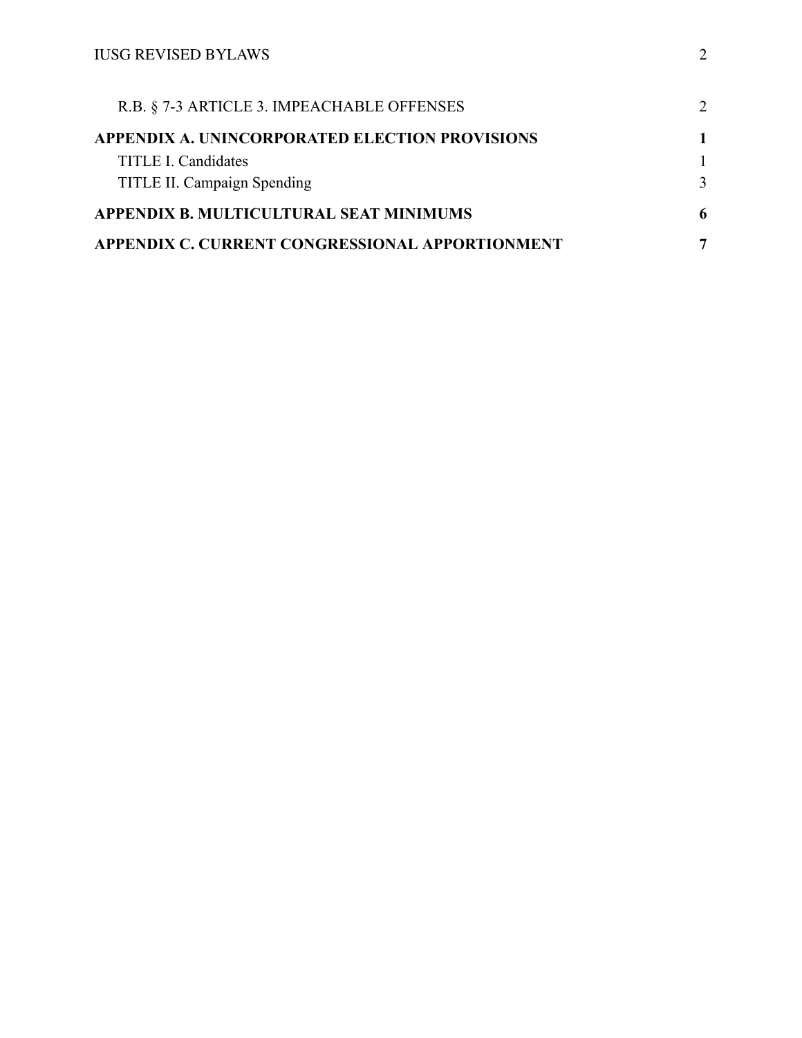R.B. § 7-3 ARTICLE 3. IMPEACHABLE OFFENSES 2

**APPENDIX A. UNINCORPORATED ELECTION PROVISIONS 1**

TITLE I. Candidates 1

TITLE II. Campaign Spending 3

**APPENDIX B. MULTICULTURAL SEAT MINIMUMS 6**

**APPENDIX C. CURRENT CONGRESSIONAL APPORTIONMENT 7**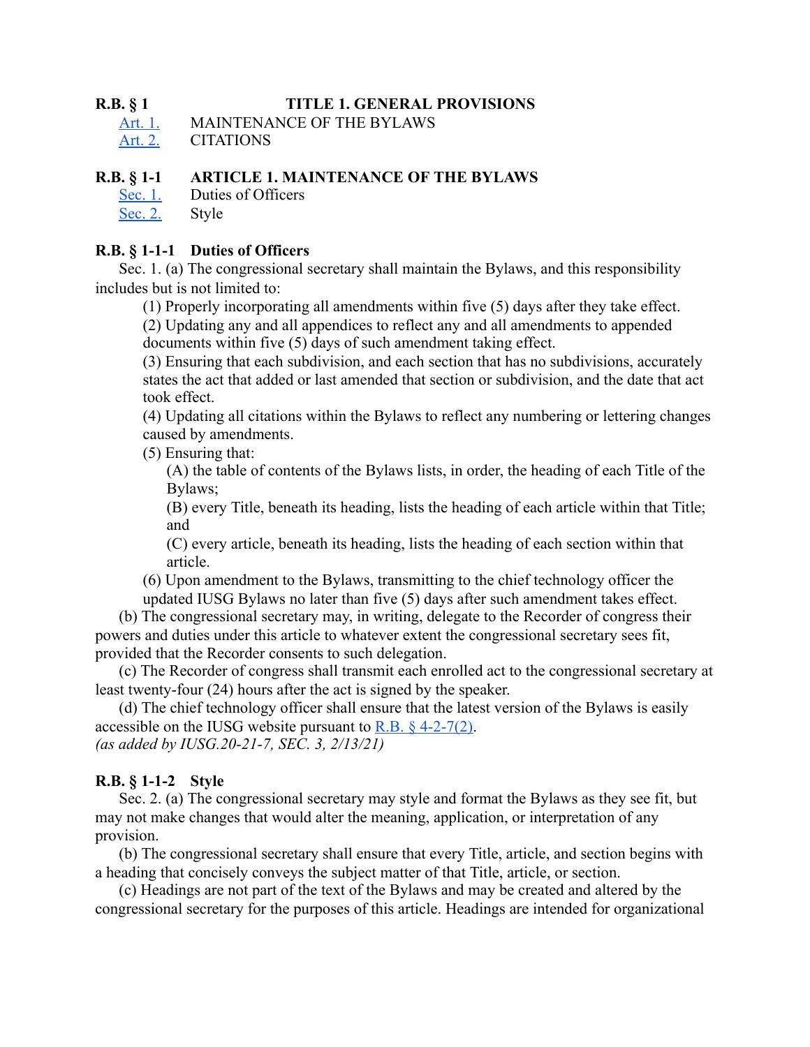## R.B. § 1 TITLE 1. GENERAL PROVISIONS

[Art. 1.](#) MAINTENANCE OF THE BYLAWS
[Art. 2.](#) CITATIONS

### R.B. § 1-1 ARTICLE 1. MAINTENANCE OF THE BYLAWS

[Sec. 1.](#) Duties of Officers
[Sec. 2.](#) Style

#### R.B. § 1-1-1 Duties of Officers

Sec. 1. (a) The congressional secretary shall maintain the Bylaws, and this responsibility includes but is not limited to:

(1) Properly incorporating all amendments within five (5) days after they take effect.

(2) Updating any and all appendices to reflect any and all amendments to appended documents within five (5) days of such amendment taking effect.

(3) Ensuring that each subdivision, and each section that has no subdivisions, accurately states the act that added or last amended that section or subdivision, and the date that act took effect.

(4) Updating all citations within the Bylaws to reflect any numbering or lettering changes caused by amendments.

(5) Ensuring that:

(A) the table of contents of the Bylaws lists, in order, the heading of each Title of the Bylaws;

(B) every Title, beneath its heading, lists the heading of each article within that Title; and

(C) every article, beneath its heading, lists the heading of each section within that article.

(6) Upon amendment to the Bylaws, transmitting to the chief technology officer the updated IUSG Bylaws no later than five (5) days after such amendment takes effect.

(b) The congressional secretary may, in writing, delegate to the Recorder of congress their powers and duties under this article to whatever extent the congressional secretary sees fit, provided that the Recorder consents to such delegation.

(c) The Recorder of congress shall transmit each enrolled act to the congressional secretary at least twenty-four (24) hours after the act is signed by the speaker.

(d) The chief technology officer shall ensure that the latest version of the Bylaws is easily accessible on the IUSG website pursuant to [R.B. § 4-2-7(2)](#).

*(as added by IUSG.20-21-7, SEC. 3, 2/13/21)*

#### R.B. § 1-1-2 Style

Sec. 2. (a) The congressional secretary may style and format the Bylaws as they see fit, but may not make changes that would alter the meaning, application, or interpretation of any provision.

(b) The congressional secretary shall ensure that every Title, article, and section begins with a heading that concisely conveys the subject matter of that Title, article, or section.

(c) Headings are not part of the text of the Bylaws and may be created and altered by the congressional secretary for the purposes of this article. Headings are intended for organizational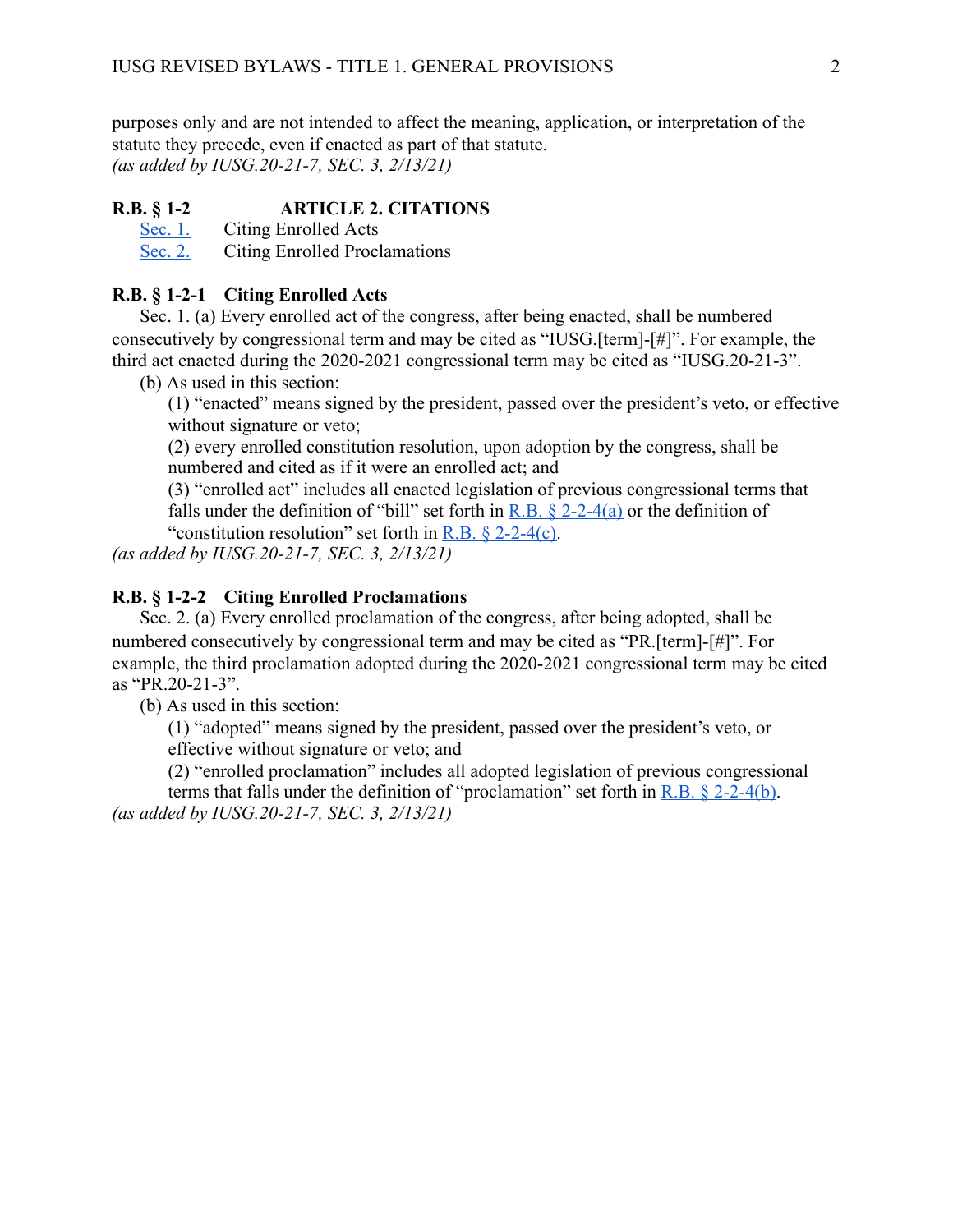purposes only and are not intended to affect the meaning, application, or interpretation of the statute they precede, even if enacted as part of that statute.
*(as added by IUSG.20-21-7, SEC. 3, 2/13/21)*

**R.B. § 1-2 ARTICLE 2. CITATIONS**

Sec. 1. Citing Enrolled Acts
Sec. 2. Citing Enrolled Proclamations

**R.B. § 1-2-1 Citing Enrolled Acts**

Sec. 1. (a) Every enrolled act of the congress, after being enacted, shall be numbered consecutively by congressional term and may be cited as "IUSG.[term]-[#]". For example, the third act enacted during the 2020-2021 congressional term may be cited as "IUSG.20-21-3".

(b) As used in this section:

(1) "enacted" means signed by the president, passed over the president's veto, or effective without signature or veto;

(2) every enrolled constitution resolution, upon adoption by the congress, shall be numbered and cited as if it were an enrolled act; and

(3) "enrolled act" includes all enacted legislation of previous congressional terms that falls under the definition of "bill" set forth in R.B. § 2-2-4(a) or the definition of "constitution resolution" set forth in R.B. § 2-2-4(c).

*(as added by IUSG.20-21-7, SEC. 3, 2/13/21)*

**R.B. § 1-2-2 Citing Enrolled Proclamations**

Sec. 2. (a) Every enrolled proclamation of the congress, after being adopted, shall be numbered consecutively by congressional term and may be cited as "PR.[term]-[#]". For example, the third proclamation adopted during the 2020-2021 congressional term may be cited as "PR.20-21-3".

(b) As used in this section:

(1) "adopted" means signed by the president, passed over the president's veto, or effective without signature or veto; and

(2) "enrolled proclamation" includes all adopted legislation of previous congressional terms that falls under the definition of "proclamation" set forth in R.B. § 2-2-4(b).

*(as added by IUSG.20-21-7, SEC. 3, 2/13/21)*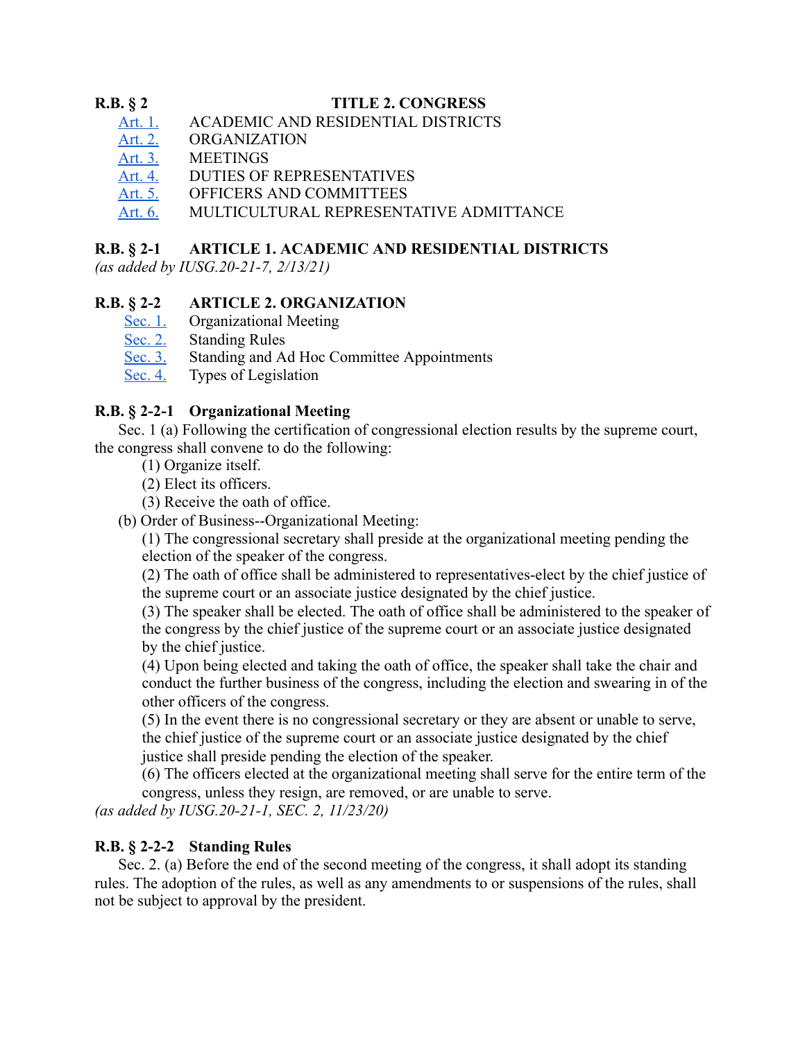**R.B. § 2 TITLE 2. CONGRESS**

- Art. 1. ACADEMIC AND RESIDENTIAL DISTRICTS
- Art. 2. ORGANIZATION
- Art. 3. MEETINGS
- Art. 4. DUTIES OF REPRESENTATIVES
- Art. 5. OFFICERS AND COMMITTEES
- Art. 6. MULTICULTURAL REPRESENTATIVE ADMITTANCE

**R.B. § 2-1 ARTICLE 1. ACADEMIC AND RESIDENTIAL DISTRICTS**

*(as added by IUSG.20-21-7, 2/13/21)*

**R.B. § 2-2 ARTICLE 2. ORGANIZATION**

- Sec. 1. Organizational Meeting
- Sec. 2. Standing Rules
- Sec. 3. Standing and Ad Hoc Committee Appointments
- Sec. 4. Types of Legislation

**R.B. § 2-2-1 Organizational Meeting**

Sec. 1 (a) Following the certification of congressional election results by the supreme court, the congress shall convene to do the following:

(1) Organize itself.

(2) Elect its officers.

(3) Receive the oath of office.

(b) Order of Business--Organizational Meeting:

(1) The congressional secretary shall preside at the organizational meeting pending the election of the speaker of the congress.

(2) The oath of office shall be administered to representatives-elect by the chief justice of the supreme court or an associate justice designated by the chief justice.

(3) The speaker shall be elected. The oath of office shall be administered to the speaker of the congress by the chief justice of the supreme court or an associate justice designated by the chief justice.

(4) Upon being elected and taking the oath of office, the speaker shall take the chair and conduct the further business of the congress, including the election and swearing in of the other officers of the congress.

(5) In the event there is no congressional secretary or they are absent or unable to serve, the chief justice of the supreme court or an associate justice designated by the chief justice shall preside pending the election of the speaker.

(6) The officers elected at the organizational meeting shall serve for the entire term of the congress, unless they resign, are removed, or are unable to serve.

*(as added by IUSG.20-21-1, SEC. 2, 11/23/20)*

**R.B. § 2-2-2 Standing Rules**

Sec. 2. (a) Before the end of the second meeting of the congress, it shall adopt its standing rules. The adoption of the rules, as well as any amendments to or suspensions of the rules, shall not be subject to approval by the president.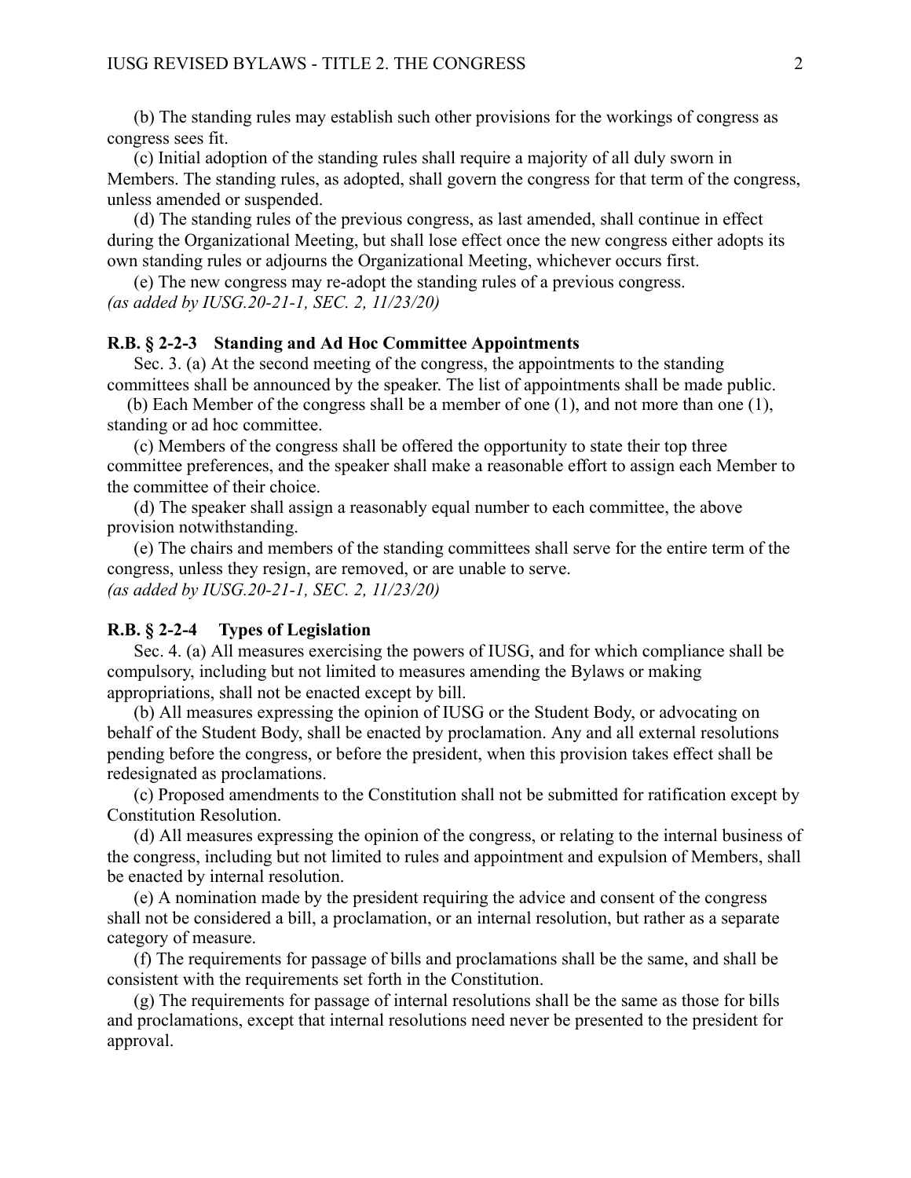(b) The standing rules may establish such other provisions for the workings of congress as congress sees fit.

(c) Initial adoption of the standing rules shall require a majority of all duly sworn in Members. The standing rules, as adopted, shall govern the congress for that term of the congress, unless amended or suspended.

(d) The standing rules of the previous congress, as last amended, shall continue in effect during the Organizational Meeting, but shall lose effect once the new congress either adopts its own standing rules or adjourns the Organizational Meeting, whichever occurs first.

(e) The new congress may re-adopt the standing rules of a previous congress.
*(as added by IUSG.20-21-1, SEC. 2, 11/23/20)*

**R.B. § 2-2-3 Standing and Ad Hoc Committee Appointments**

Sec. 3. (a) At the second meeting of the congress, the appointments to the standing committees shall be announced by the speaker. The list of appointments shall be made public.

(b) Each Member of the congress shall be a member of one (1), and not more than one (1), standing or ad hoc committee.

(c) Members of the congress shall be offered the opportunity to state their top three committee preferences, and the speaker shall make a reasonable effort to assign each Member to the committee of their choice.

(d) The speaker shall assign a reasonably equal number to each committee, the above provision notwithstanding.

(e) The chairs and members of the standing committees shall serve for the entire term of the congress, unless they resign, are removed, or are unable to serve.
*(as added by IUSG.20-21-1, SEC. 2, 11/23/20)*

**R.B. § 2-2-4 Types of Legislation**

Sec. 4. (a) All measures exercising the powers of IUSG, and for which compliance shall be compulsory, including but not limited to measures amending the Bylaws or making appropriations, shall not be enacted except by bill.

(b) All measures expressing the opinion of IUSG or the Student Body, or advocating on behalf of the Student Body, shall be enacted by proclamation. Any and all external resolutions pending before the congress, or before the president, when this provision takes effect shall be redesignated as proclamations.

(c) Proposed amendments to the Constitution shall not be submitted for ratification except by Constitution Resolution.

(d) All measures expressing the opinion of the congress, or relating to the internal business of the congress, including but not limited to rules and appointment and expulsion of Members, shall be enacted by internal resolution.

(e) A nomination made by the president requiring the advice and consent of the congress shall not be considered a bill, a proclamation, or an internal resolution, but rather as a separate category of measure.

(f) The requirements for passage of bills and proclamations shall be the same, and shall be consistent with the requirements set forth in the Constitution.

(g) The requirements for passage of internal resolutions shall be the same as those for bills and proclamations, except that internal resolutions need never be presented to the president for approval.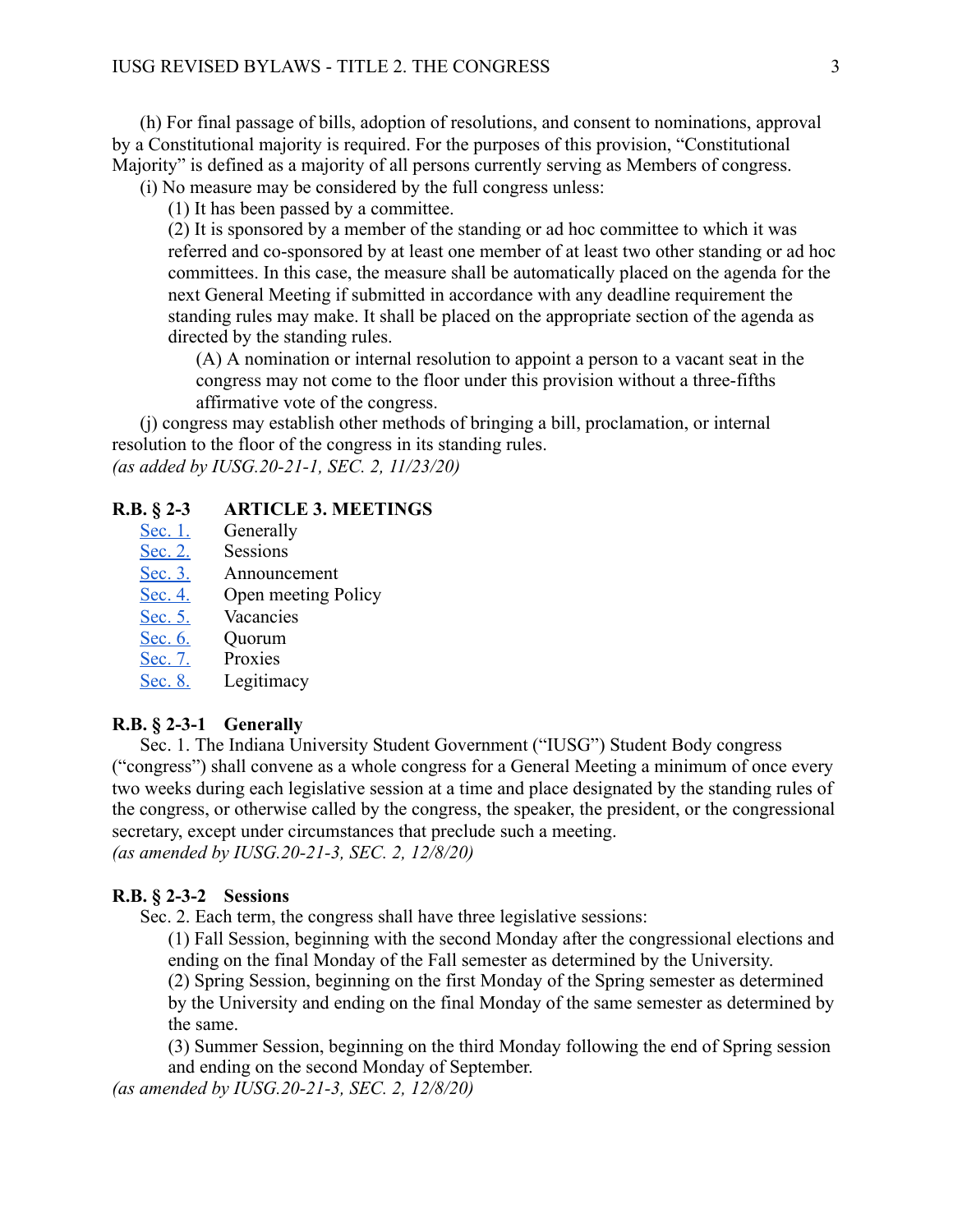(h) For final passage of bills, adoption of resolutions, and consent to nominations, approval by a Constitutional majority is required. For the purposes of this provision, "Constitutional Majority" is defined as a majority of all persons currently serving as Members of congress.

(i) No measure may be considered by the full congress unless:

(1) It has been passed by a committee.

(2) It is sponsored by a member of the standing or ad hoc committee to which it was referred and co-sponsored by at least one member of at least two other standing or ad hoc committees. In this case, the measure shall be automatically placed on the agenda for the next General Meeting if submitted in accordance with any deadline requirement the standing rules may make. It shall be placed on the appropriate section of the agenda as directed by the standing rules.

(A) A nomination or internal resolution to appoint a person to a vacant seat in the congress may not come to the floor under this provision without a three-fifths affirmative vote of the congress.

(j) congress may establish other methods of bringing a bill, proclamation, or internal resolution to the floor of the congress in its standing rules.

*(as added by IUSG.20-21-1, SEC. 2, 11/23/20)*

## R.B. § 2-3 ARTICLE 3. MEETINGS

| | |
|---|---|
| Sec. 1. | Generally |
| Sec. 2. | Sessions |
| Sec. 3. | Announcement |
| Sec. 4. | Open meeting Policy |
| Sec. 5. | Vacancies |
| Sec. 6. | Quorum |
| Sec. 7. | Proxies |
| Sec. 8. | Legitimacy |

### R.B. § 2-3-1 Generally

Sec. 1. The Indiana University Student Government ("IUSG") Student Body congress ("congress") shall convene as a whole congress for a General Meeting a minimum of once every two weeks during each legislative session at a time and place designated by the standing rules of the congress, or otherwise called by the congress, the speaker, the president, or the congressional secretary, except under circumstances that preclude such a meeting.

*(as amended by IUSG.20-21-3, SEC. 2, 12/8/20)*

### R.B. § 2-3-2 Sessions

Sec. 2. Each term, the congress shall have three legislative sessions:

(1) Fall Session, beginning with the second Monday after the congressional elections and ending on the final Monday of the Fall semester as determined by the University.

(2) Spring Session, beginning on the first Monday of the Spring semester as determined by the University and ending on the final Monday of the same semester as determined by the same.

(3) Summer Session, beginning on the third Monday following the end of Spring session and ending on the second Monday of September.

*(as amended by IUSG.20-21-3, SEC. 2, 12/8/20)*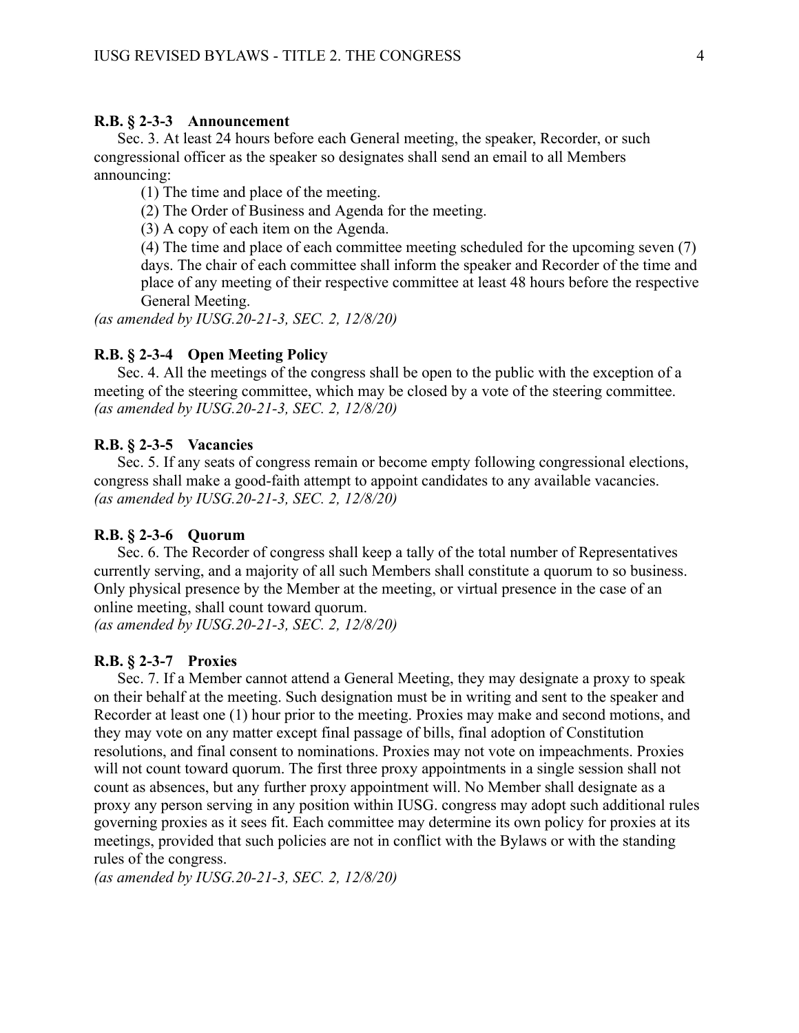**R.B. § 2-3-3 Announcement**

Sec. 3. At least 24 hours before each General meeting, the speaker, Recorder, or such congressional officer as the speaker so designates shall send an email to all Members announcing:

(1) The time and place of the meeting.

(2) The Order of Business and Agenda for the meeting.

(3) A copy of each item on the Agenda.

(4) The time and place of each committee meeting scheduled for the upcoming seven (7) days. The chair of each committee shall inform the speaker and Recorder of the time and place of any meeting of their respective committee at least 48 hours before the respective General Meeting.

*(as amended by IUSG.20-21-3, SEC. 2, 12/8/20)*

**R.B. § 2-3-4 Open Meeting Policy**

Sec. 4. All the meetings of the congress shall be open to the public with the exception of a meeting of the steering committee, which may be closed by a vote of the steering committee.
*(as amended by IUSG.20-21-3, SEC. 2, 12/8/20)*

**R.B. § 2-3-5 Vacancies**

Sec. 5. If any seats of congress remain or become empty following congressional elections, congress shall make a good-faith attempt to appoint candidates to any available vacancies.
*(as amended by IUSG.20-21-3, SEC. 2, 12/8/20)*

**R.B. § 2-3-6 Quorum**

Sec. 6. The Recorder of congress shall keep a tally of the total number of Representatives currently serving, and a majority of all such Members shall constitute a quorum to so business. Only physical presence by the Member at the meeting, or virtual presence in the case of an online meeting, shall count toward quorum.
*(as amended by IUSG.20-21-3, SEC. 2, 12/8/20)*

**R.B. § 2-3-7 Proxies**

Sec. 7. If a Member cannot attend a General Meeting, they may designate a proxy to speak on their behalf at the meeting. Such designation must be in writing and sent to the speaker and Recorder at least one (1) hour prior to the meeting. Proxies may make and second motions, and they may vote on any matter except final passage of bills, final adoption of Constitution resolutions, and final consent to nominations. Proxies may not vote on impeachments. Proxies will not count toward quorum. The first three proxy appointments in a single session shall not count as absences, but any further proxy appointment will. No Member shall designate as a proxy any person serving in any position within IUSG. congress may adopt such additional rules governing proxies as it sees fit. Each committee may determine its own policy for proxies at its meetings, provided that such policies are not in conflict with the Bylaws or with the standing rules of the congress.
*(as amended by IUSG.20-21-3, SEC. 2, 12/8/20)*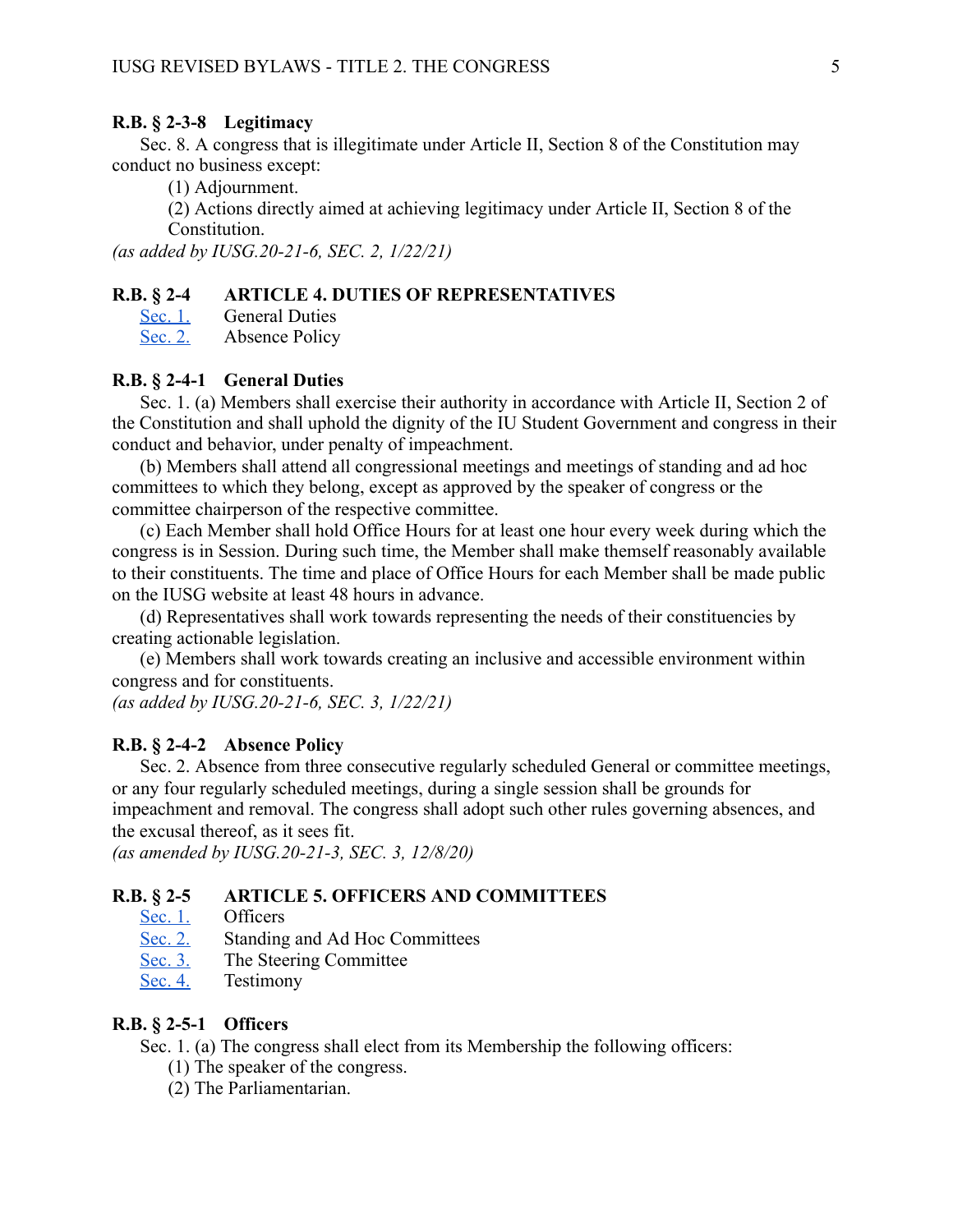**R.B. § 2-3-8 Legitimacy**

Sec. 8. A congress that is illegitimate under Article II, Section 8 of the Constitution may conduct no business except:

(1) Adjournment.

(2) Actions directly aimed at achieving legitimacy under Article II, Section 8 of the Constitution.

*(as added by IUSG.20-21-6, SEC. 2, 1/22/21)*

**R.B. § 2-4 ARTICLE 4. DUTIES OF REPRESENTATIVES**

Sec. 1. General Duties

Sec. 2. Absence Policy

**R.B. § 2-4-1 General Duties**

Sec. 1. (a) Members shall exercise their authority in accordance with Article II, Section 2 of the Constitution and shall uphold the dignity of the IU Student Government and congress in their conduct and behavior, under penalty of impeachment.

(b) Members shall attend all congressional meetings and meetings of standing and ad hoc committees to which they belong, except as approved by the speaker of congress or the committee chairperson of the respective committee.

(c) Each Member shall hold Office Hours for at least one hour every week during which the congress is in Session. During such time, the Member shall make themself reasonably available to their constituents. The time and place of Office Hours for each Member shall be made public on the IUSG website at least 48 hours in advance.

(d) Representatives shall work towards representing the needs of their constituencies by creating actionable legislation.

(e) Members shall work towards creating an inclusive and accessible environment within congress and for constituents.

*(as added by IUSG.20-21-6, SEC. 3, 1/22/21)*

**R.B. § 2-4-2 Absence Policy**

Sec. 2. Absence from three consecutive regularly scheduled General or committee meetings, or any four regularly scheduled meetings, during a single session shall be grounds for impeachment and removal. The congress shall adopt such other rules governing absences, and the excusal thereof, as it sees fit.

*(as amended by IUSG.20-21-3, SEC. 3, 12/8/20)*

**R.B. § 2-5 ARTICLE 5. OFFICERS AND COMMITTEES**

Sec. 1. Officers

Sec. 2. Standing and Ad Hoc Committees

Sec. 3. The Steering Committee

Sec. 4. Testimony

**R.B. § 2-5-1 Officers**

Sec. 1. (a) The congress shall elect from its Membership the following officers:

(1) The speaker of the congress.

(2) The Parliamentarian.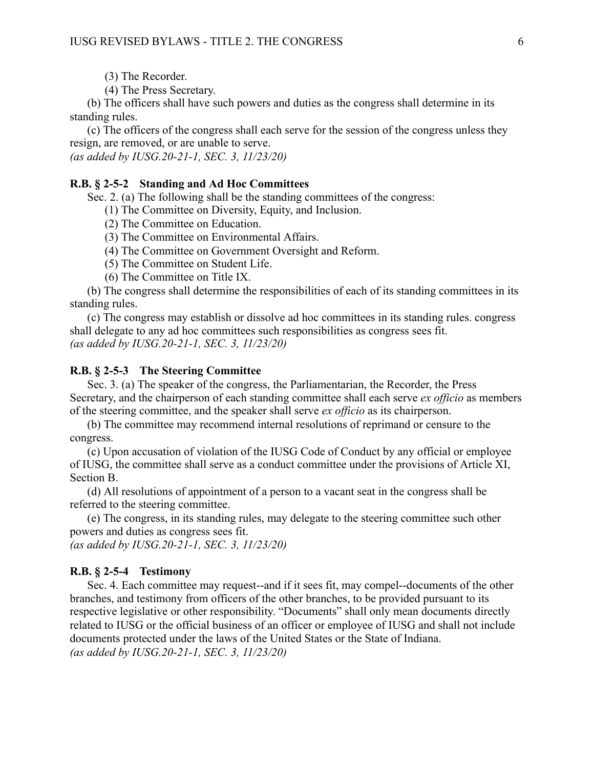(3) The Recorder.

(4) The Press Secretary.

(b) The officers shall have such powers and duties as the congress shall determine in its standing rules.

(c) The officers of the congress shall each serve for the session of the congress unless they resign, are removed, or are unable to serve.

*(as added by IUSG.20-21-1, SEC. 3, 11/23/20)*

**R.B. § 2-5-2 Standing and Ad Hoc Committees**

Sec. 2. (a) The following shall be the standing committees of the congress:

(1) The Committee on Diversity, Equity, and Inclusion.

(2) The Committee on Education.

(3) The Committee on Environmental Affairs.

(4) The Committee on Government Oversight and Reform.

(5) The Committee on Student Life.

(6) The Committee on Title IX.

(b) The congress shall determine the responsibilities of each of its standing committees in its standing rules.

(c) The congress may establish or dissolve ad hoc committees in its standing rules. congress shall delegate to any ad hoc committees such responsibilities as congress sees fit.

*(as added by IUSG.20-21-1, SEC. 3, 11/23/20)*

**R.B. § 2-5-3 The Steering Committee**

Sec. 3. (a) The speaker of the congress, the Parliamentarian, the Recorder, the Press Secretary, and the chairperson of each standing committee shall each serve *ex officio* as members of the steering committee, and the speaker shall serve *ex officio* as its chairperson.

(b) The committee may recommend internal resolutions of reprimand or censure to the congress.

(c) Upon accusation of violation of the IUSG Code of Conduct by any official or employee of IUSG, the committee shall serve as a conduct committee under the provisions of Article XI, Section B.

(d) All resolutions of appointment of a person to a vacant seat in the congress shall be referred to the steering committee.

(e) The congress, in its standing rules, may delegate to the steering committee such other powers and duties as congress sees fit.

*(as added by IUSG.20-21-1, SEC. 3, 11/23/20)*

**R.B. § 2-5-4 Testimony**

Sec. 4. Each committee may request--and if it sees fit, may compel--documents of the other branches, and testimony from officers of the other branches, to be provided pursuant to its respective legislative or other responsibility. "Documents" shall only mean documents directly related to IUSG or the official business of an officer or employee of IUSG and shall not include documents protected under the laws of the United States or the State of Indiana.

*(as added by IUSG.20-21-1, SEC. 3, 11/23/20)*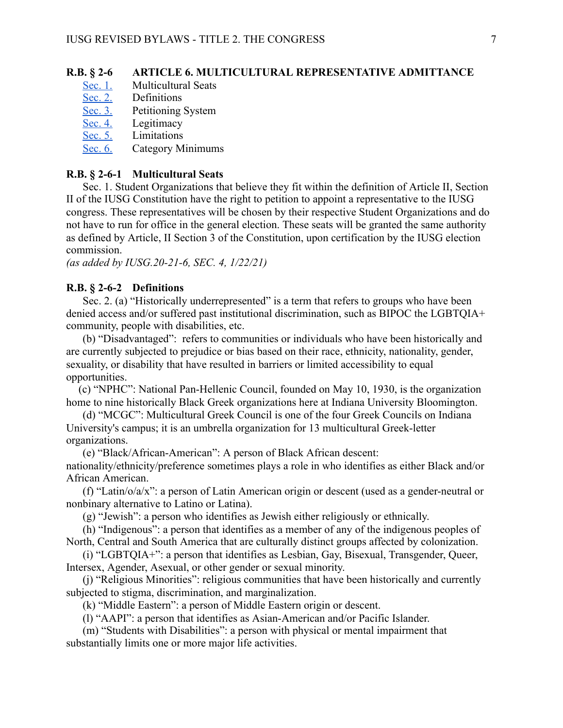## R.B. § 2-6 ARTICLE 6. MULTICULTURAL REPRESENTATIVE ADMITTANCE

Sec. 1. Multicultural Seats
Sec. 2. Definitions
Sec. 3. Petitioning System
Sec. 4. Legitimacy
Sec. 5. Limitations
Sec. 6. Category Minimums

### R.B. § 2-6-1 Multicultural Seats

Sec. 1. Student Organizations that believe they fit within the definition of Article II, Section II of the IUSG Constitution have the right to petition to appoint a representative to the IUSG congress. These representatives will be chosen by their respective Student Organizations and do not have to run for office in the general election. These seats will be granted the same authority as defined by Article, II Section 3 of the Constitution, upon certification by the IUSG election commission.
*(as added by IUSG.20-21-6, SEC. 4, 1/22/21)*

### R.B. § 2-6-2 Definitions

Sec. 2. (a) "Historically underrepresented" is a term that refers to groups who have been denied access and/or suffered past institutional discrimination, such as BIPOC the LGBTQIA+ community, people with disabilities, etc.

(b) "Disadvantaged": refers to communities or individuals who have been historically and are currently subjected to prejudice or bias based on their race, ethnicity, nationality, gender, sexuality, or disability that have resulted in barriers or limited accessibility to equal opportunities.

(c) "NPHC": National Pan-Hellenic Council, founded on May 10, 1930, is the organization home to nine historically Black Greek organizations here at Indiana University Bloomington.

(d) "MCGC": Multicultural Greek Council is one of the four Greek Councils on Indiana University's campus; it is an umbrella organization for 13 multicultural Greek-letter organizations.

(e) "Black/African-American": A person of Black African descent: nationality/ethnicity/preference sometimes plays a role in who identifies as either Black and/or African American.

(f) "Latin/o/a/x": a person of Latin American origin or descent (used as a gender-neutral or nonbinary alternative to Latino or Latina).

(g) "Jewish": a person who identifies as Jewish either religiously or ethnically.

(h) "Indigenous": a person that identifies as a member of any of the indigenous peoples of North, Central and South America that are culturally distinct groups affected by colonization.

(i) "LGBTQIA+": a person that identifies as Lesbian, Gay, Bisexual, Transgender, Queer, Intersex, Agender, Asexual, or other gender or sexual minority.

(j) "Religious Minorities": religious communities that have been historically and currently subjected to stigma, discrimination, and marginalization.

(k) "Middle Eastern": a person of Middle Eastern origin or descent.

(l) "AAPI": a person that identifies as Asian-American and/or Pacific Islander.

(m) "Students with Disabilities": a person with physical or mental impairment that substantially limits one or more major life activities.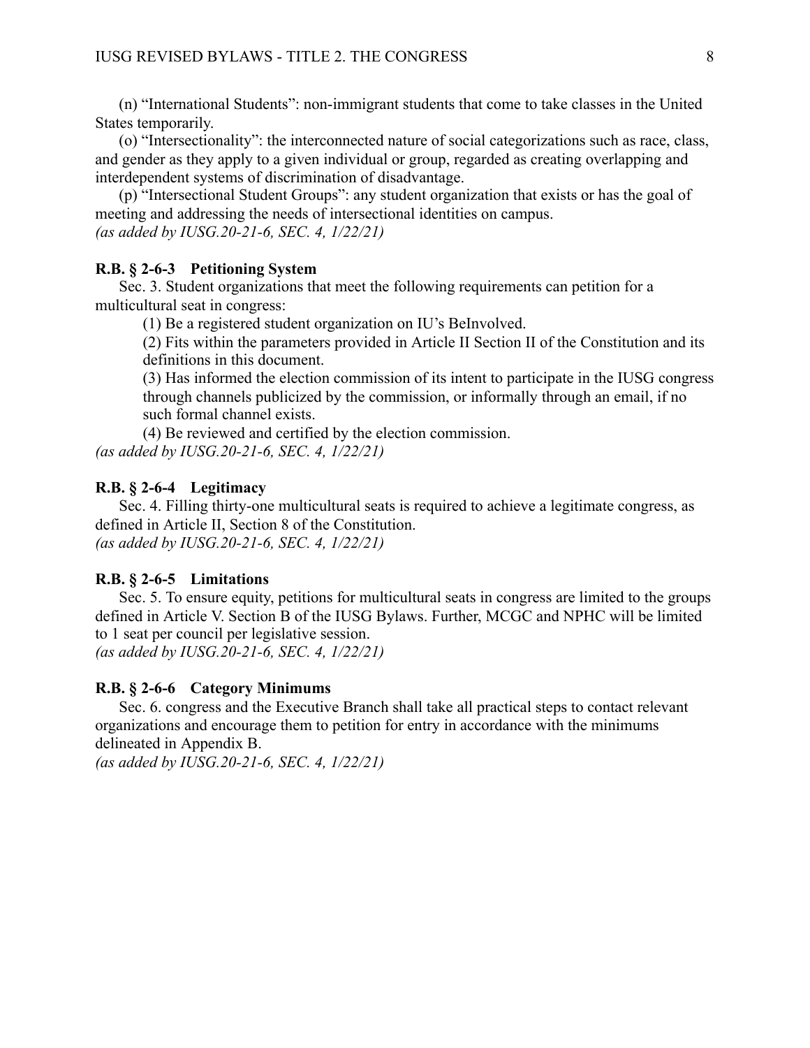(n) “International Students”: non-immigrant students that come to take classes in the United States temporarily.

(o) “Intersectionality”: the interconnected nature of social categorizations such as race, class, and gender as they apply to a given individual or group, regarded as creating overlapping and interdependent systems of discrimination of disadvantage.

(p) “Intersectional Student Groups”: any student organization that exists or has the goal of meeting and addressing the needs of intersectional identities on campus.

*(as added by IUSG.20-21-6, SEC. 4, 1/22/21)*

**R.B. § 2-6-3 Petitioning System**

Sec. 3. Student organizations that meet the following requirements can petition for a multicultural seat in congress:

(1) Be a registered student organization on IU’s BeInvolved.

(2) Fits within the parameters provided in Article II Section II of the Constitution and its definitions in this document.

(3) Has informed the election commission of its intent to participate in the IUSG congress through channels publicized by the commission, or informally through an email, if no such formal channel exists.

(4) Be reviewed and certified by the election commission.

*(as added by IUSG.20-21-6, SEC. 4, 1/22/21)*

**R.B. § 2-6-4 Legitimacy**

Sec. 4. Filling thirty-one multicultural seats is required to achieve a legitimate congress, as defined in Article II, Section 8 of the Constitution.

*(as added by IUSG.20-21-6, SEC. 4, 1/22/21)*

**R.B. § 2-6-5 Limitations**

Sec. 5. To ensure equity, petitions for multicultural seats in congress are limited to the groups defined in Article V. Section B of the IUSG Bylaws. Further, MCGC and NPHC will be limited to 1 seat per council per legislative session.

*(as added by IUSG.20-21-6, SEC. 4, 1/22/21)*

**R.B. § 2-6-6 Category Minimums**

Sec. 6. congress and the Executive Branch shall take all practical steps to contact relevant organizations and encourage them to petition for entry in accordance with the minimums delineated in Appendix B.

*(as added by IUSG.20-21-6, SEC. 4, 1/22/21)*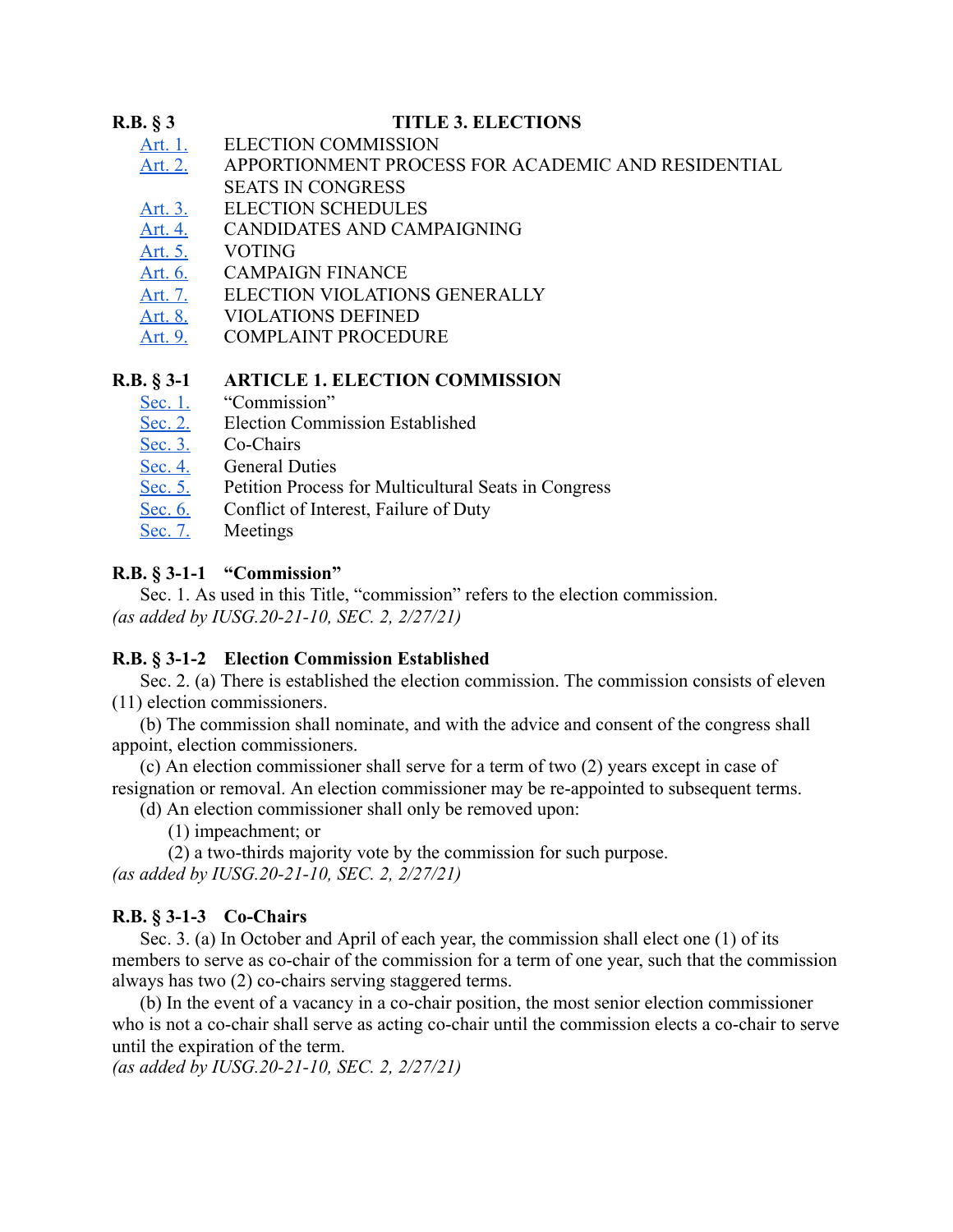**R.B. § 3 TITLE 3. ELECTIONS**

- [Art. 1.] ELECTION COMMISSION
- [Art. 2.] APPORTIONMENT PROCESS FOR ACADEMIC AND RESIDENTIAL SEATS IN CONGRESS
- [Art. 3.] ELECTION SCHEDULES
- [Art. 4.] CANDIDATES AND CAMPAIGNING
- [Art. 5.] VOTING
- [Art. 6.] CAMPAIGN FINANCE
- [Art. 7.] ELECTION VIOLATIONS GENERALLY
- [Art. 8.] VIOLATIONS DEFINED
- [Art. 9.] COMPLAINT PROCEDURE

**R.B. § 3-1 ARTICLE 1. ELECTION COMMISSION**

- [Sec. 1.] "Commission"
- [Sec. 2.] Election Commission Established
- [Sec. 3.] Co-Chairs
- [Sec. 4.] General Duties
- [Sec. 5.] Petition Process for Multicultural Seats in Congress
- [Sec. 6.] Conflict of Interest, Failure of Duty
- [Sec. 7.] Meetings

**R.B. § 3-1-1 "Commission"**

Sec. 1. As used in this Title, "commission" refers to the election commission.
*(as added by IUSG.20-21-10, SEC. 2, 2/27/21)*

**R.B. § 3-1-2 Election Commission Established**

Sec. 2. (a) There is established the election commission. The commission consists of eleven (11) election commissioners.

(b) The commission shall nominate, and with the advice and consent of the congress shall appoint, election commissioners.

(c) An election commissioner shall serve for a term of two (2) years except in case of resignation or removal. An election commissioner may be re-appointed to subsequent terms.

(d) An election commissioner shall only be removed upon:

(1) impeachment; or

(2) a two-thirds majority vote by the commission for such purpose.

*(as added by IUSG.20-21-10, SEC. 2, 2/27/21)*

**R.B. § 3-1-3 Co-Chairs**

Sec. 3. (a) In October and April of each year, the commission shall elect one (1) of its members to serve as co-chair of the commission for a term of one year, such that the commission always has two (2) co-chairs serving staggered terms.

(b) In the event of a vacancy in a co-chair position, the most senior election commissioner who is not a co-chair shall serve as acting co-chair until the commission elects a co-chair to serve until the expiration of the term.

*(as added by IUSG.20-21-10, SEC. 2, 2/27/21)*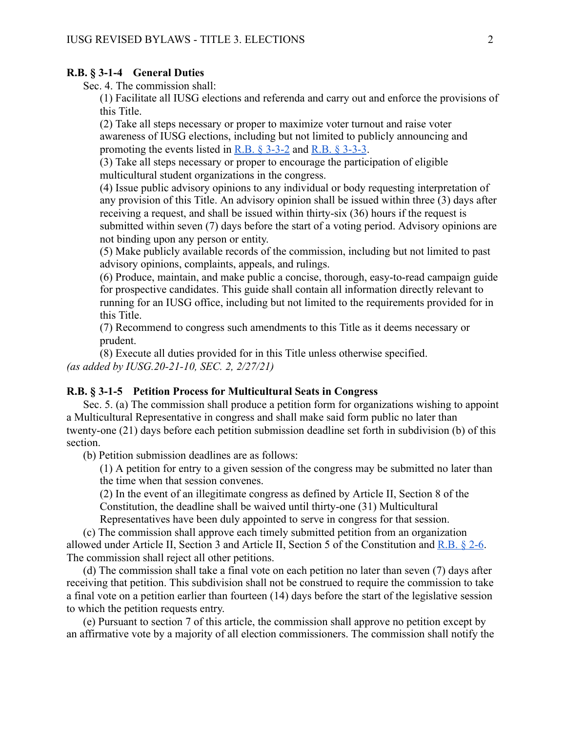**R.B. § 3-1-4 General Duties**

Sec. 4. The commission shall:

(1) Facilitate all IUSG elections and referenda and carry out and enforce the provisions of this Title.

(2) Take all steps necessary or proper to maximize voter turnout and raise voter awareness of IUSG elections, including but not limited to publicly announcing and promoting the events listed in R.B. § 3-3-2 and R.B. § 3-3-3.

(3) Take all steps necessary or proper to encourage the participation of eligible multicultural student organizations in the congress.

(4) Issue public advisory opinions to any individual or body requesting interpretation of any provision of this Title. An advisory opinion shall be issued within three (3) days after receiving a request, and shall be issued within thirty-six (36) hours if the request is submitted within seven (7) days before the start of a voting period. Advisory opinions are not binding upon any person or entity.

(5) Make publicly available records of the commission, including but not limited to past advisory opinions, complaints, appeals, and rulings.

(6) Produce, maintain, and make public a concise, thorough, easy-to-read campaign guide for prospective candidates. This guide shall contain all information directly relevant to running for an IUSG office, including but not limited to the requirements provided for in this Title.

(7) Recommend to congress such amendments to this Title as it deems necessary or prudent.

(8) Execute all duties provided for in this Title unless otherwise specified.

*(as added by IUSG.20-21-10, SEC. 2, 2/27/21)*

**R.B. § 3-1-5 Petition Process for Multicultural Seats in Congress**

Sec. 5. (a) The commission shall produce a petition form for organizations wishing to appoint a Multicultural Representative in congress and shall make said form public no later than twenty-one (21) days before each petition submission deadline set forth in subdivision (b) of this section.

(b) Petition submission deadlines are as follows:

(1) A petition for entry to a given session of the congress may be submitted no later than the time when that session convenes.

(2) In the event of an illegitimate congress as defined by Article II, Section 8 of the Constitution, the deadline shall be waived until thirty-one (31) Multicultural Representatives have been duly appointed to serve in congress for that session.

(c) The commission shall approve each timely submitted petition from an organization allowed under Article II, Section 3 and Article II, Section 5 of the Constitution and R.B. § 2-6. The commission shall reject all other petitions.

(d) The commission shall take a final vote on each petition no later than seven (7) days after receiving that petition. This subdivision shall not be construed to require the commission to take a final vote on a petition earlier than fourteen (14) days before the start of the legislative session to which the petition requests entry.

(e) Pursuant to section 7 of this article, the commission shall approve no petition except by an affirmative vote by a majority of all election commissioners. The commission shall notify the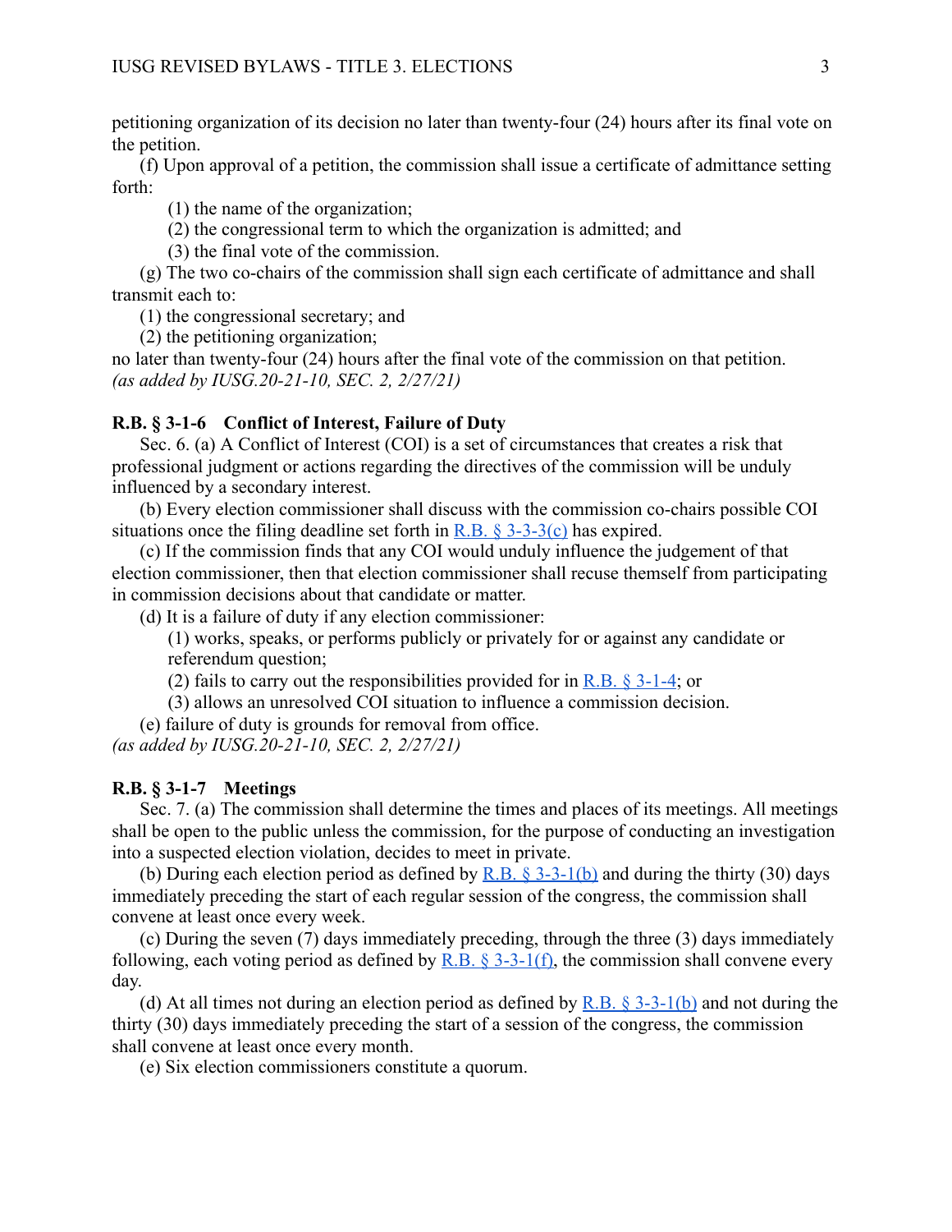petitioning organization of its decision no later than twenty-four (24) hours after its final vote on the petition.

(f) Upon approval of a petition, the commission shall issue a certificate of admittance setting forth:

(1) the name of the organization;

(2) the congressional term to which the organization is admitted; and

(3) the final vote of the commission.

(g) The two co-chairs of the commission shall sign each certificate of admittance and shall transmit each to:

(1) the congressional secretary; and

(2) the petitioning organization;

no later than twenty-four (24) hours after the final vote of the commission on that petition.
*(as added by IUSG.20-21-10, SEC. 2, 2/27/21)*

**R.B. § 3-1-6 Conflict of Interest, Failure of Duty**

Sec. 6. (a) A Conflict of Interest (COI) is a set of circumstances that creates a risk that professional judgment or actions regarding the directives of the commission will be unduly influenced by a secondary interest.

(b) Every election commissioner shall discuss with the commission co-chairs possible COI situations once the filing deadline set forth in R.B. § 3-3-3(c) has expired.

(c) If the commission finds that any COI would unduly influence the judgement of that election commissioner, then that election commissioner shall recuse themself from participating in commission decisions about that candidate or matter.

(d) It is a failure of duty if any election commissioner:

(1) works, speaks, or performs publicly or privately for or against any candidate or referendum question;

(2) fails to carry out the responsibilities provided for in R.B. § 3-1-4; or

(3) allows an unresolved COI situation to influence a commission decision.

(e) failure of duty is grounds for removal from office.
*(as added by IUSG.20-21-10, SEC. 2, 2/27/21)*

**R.B. § 3-1-7 Meetings**

Sec. 7. (a) The commission shall determine the times and places of its meetings. All meetings shall be open to the public unless the commission, for the purpose of conducting an investigation into a suspected election violation, decides to meet in private.

(b) During each election period as defined by R.B. § 3-3-1(b) and during the thirty (30) days immediately preceding the start of each regular session of the congress, the commission shall convene at least once every week.

(c) During the seven (7) days immediately preceding, through the three (3) days immediately following, each voting period as defined by R.B. § 3-3-1(f), the commission shall convene every day.

(d) At all times not during an election period as defined by R.B. § 3-3-1(b) and not during the thirty (30) days immediately preceding the start of a session of the congress, the commission shall convene at least once every month.

(e) Six election commissioners constitute a quorum.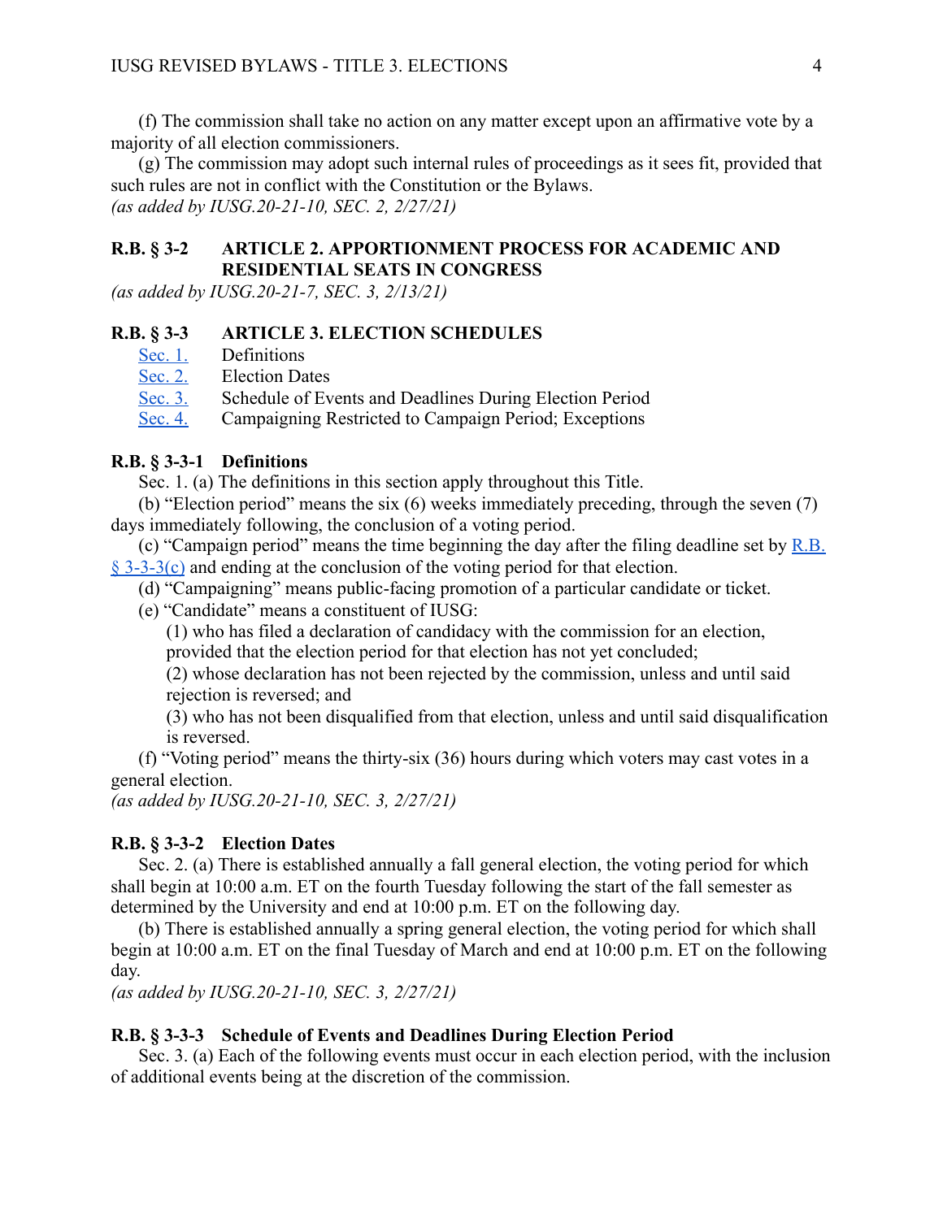(f) The commission shall take no action on any matter except upon an affirmative vote by a majority of all election commissioners.

(g) The commission may adopt such internal rules of proceedings as it sees fit, provided that such rules are not in conflict with the Constitution or the Bylaws.
*(as added by IUSG.20-21-10, SEC. 2, 2/27/21)*

## R.B. § 3-2 ARTICLE 2. APPORTIONMENT PROCESS FOR ACADEMIC AND RESIDENTIAL SEATS IN CONGRESS

*(as added by IUSG.20-21-7, SEC. 3, 2/13/21)*

## R.B. § 3-3 ARTICLE 3. ELECTION SCHEDULES

[Sec. 1.] Definitions
[Sec. 2.] Election Dates
[Sec. 3.] Schedule of Events and Deadlines During Election Period
[Sec. 4.] Campaigning Restricted to Campaign Period; Exceptions

### R.B. § 3-3-1 Definitions

Sec. 1. (a) The definitions in this section apply throughout this Title.

(b) “Election period” means the six (6) weeks immediately preceding, through the seven (7) days immediately following, the conclusion of a voting period.

(c) “Campaign period” means the time beginning the day after the filing deadline set by [R.B. § 3-3-3(c)] and ending at the conclusion of the voting period for that election.

(d) “Campaigning” means public-facing promotion of a particular candidate or ticket.

(e) “Candidate” means a constituent of IUSG:

(1) who has filed a declaration of candidacy with the commission for an election, provided that the election period for that election has not yet concluded;

(2) whose declaration has not been rejected by the commission, unless and until said rejection is reversed; and

(3) who has not been disqualified from that election, unless and until said disqualification is reversed.

(f) “Voting period” means the thirty-six (36) hours during which voters may cast votes in a general election.
*(as added by IUSG.20-21-10, SEC. 3, 2/27/21)*

### R.B. § 3-3-2 Election Dates

Sec. 2. (a) There is established annually a fall general election, the voting period for which shall begin at 10:00 a.m. ET on the fourth Tuesday following the start of the fall semester as determined by the University and end at 10:00 p.m. ET on the following day.

(b) There is established annually a spring general election, the voting period for which shall begin at 10:00 a.m. ET on the final Tuesday of March and end at 10:00 p.m. ET on the following day.
*(as added by IUSG.20-21-10, SEC. 3, 2/27/21)*

### R.B. § 3-3-3 Schedule of Events and Deadlines During Election Period

Sec. 3. (a) Each of the following events must occur in each election period, with the inclusion of additional events being at the discretion of the commission.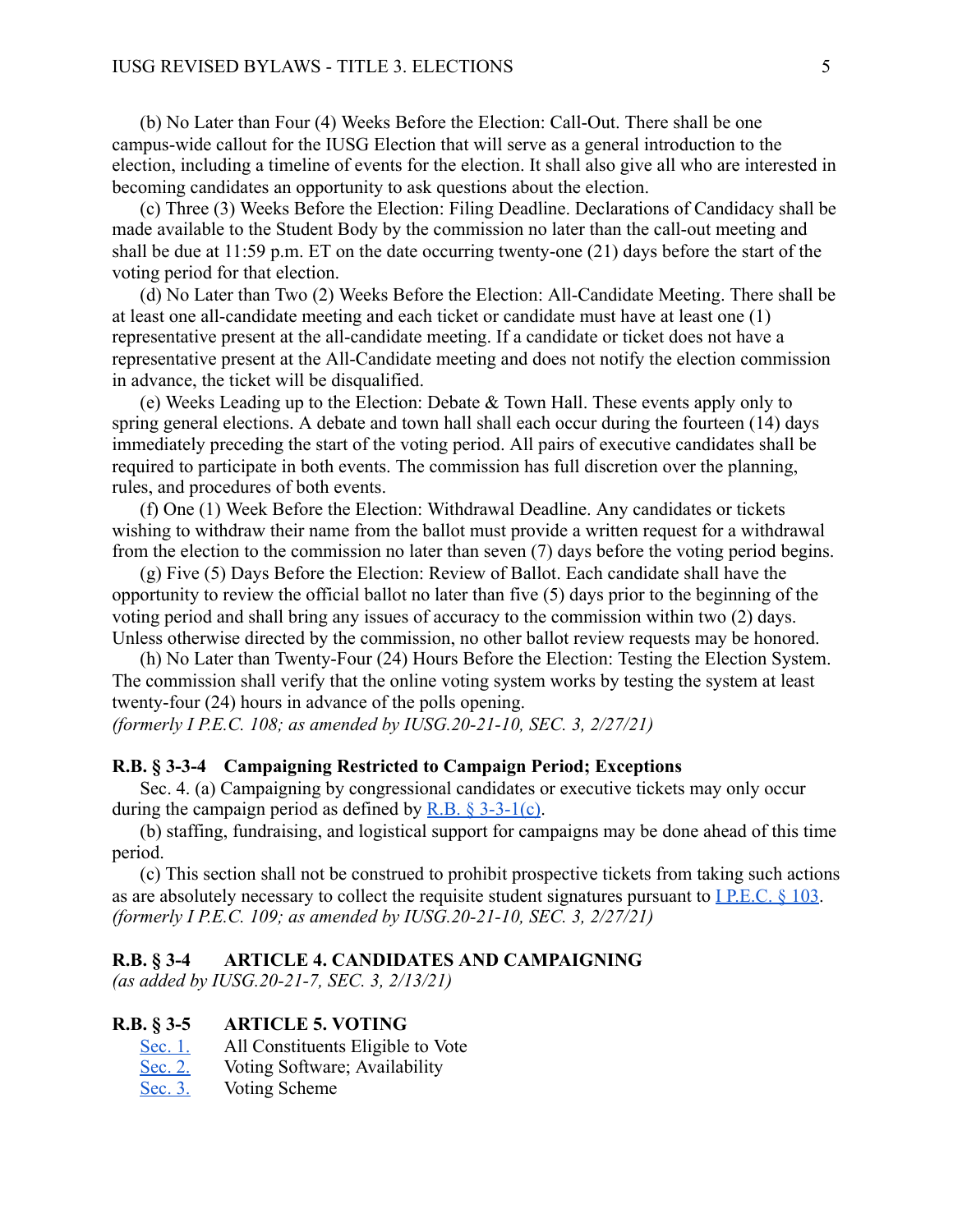(b) No Later than Four (4) Weeks Before the Election: Call-Out. There shall be one campus-wide callout for the IUSG Election that will serve as a general introduction to the election, including a timeline of events for the election. It shall also give all who are interested in becoming candidates an opportunity to ask questions about the election.

(c) Three (3) Weeks Before the Election: Filing Deadline. Declarations of Candidacy shall be made available to the Student Body by the commission no later than the call-out meeting and shall be due at 11:59 p.m. ET on the date occurring twenty-one (21) days before the start of the voting period for that election.

(d) No Later than Two (2) Weeks Before the Election: All-Candidate Meeting. There shall be at least one all-candidate meeting and each ticket or candidate must have at least one (1) representative present at the all-candidate meeting. If a candidate or ticket does not have a representative present at the All-Candidate meeting and does not notify the election commission in advance, the ticket will be disqualified.

(e) Weeks Leading up to the Election: Debate & Town Hall. These events apply only to spring general elections. A debate and town hall shall each occur during the fourteen (14) days immediately preceding the start of the voting period. All pairs of executive candidates shall be required to participate in both events. The commission has full discretion over the planning, rules, and procedures of both events.

(f) One (1) Week Before the Election: Withdrawal Deadline. Any candidates or tickets wishing to withdraw their name from the ballot must provide a written request for a withdrawal from the election to the commission no later than seven (7) days before the voting period begins.

(g) Five (5) Days Before the Election: Review of Ballot. Each candidate shall have the opportunity to review the official ballot no later than five (5) days prior to the beginning of the voting period and shall bring any issues of accuracy to the commission within two (2) days. Unless otherwise directed by the commission, no other ballot review requests may be honored.

(h) No Later than Twenty-Four (24) Hours Before the Election: Testing the Election System. The commission shall verify that the online voting system works by testing the system at least twenty-four (24) hours in advance of the polls opening.

*(formerly I P.E.C. 108; as amended by IUSG.20-21-10, SEC. 3, 2/27/21)*

**R.B. § 3-3-4 Campaigning Restricted to Campaign Period; Exceptions**

Sec. 4. (a) Campaigning by congressional candidates or executive tickets may only occur during the campaign period as defined by R.B. § 3-3-1(c).

(b) staffing, fundraising, and logistical support for campaigns may be done ahead of this time period.

(c) This section shall not be construed to prohibit prospective tickets from taking such actions as are absolutely necessary to collect the requisite student signatures pursuant to I P.E.C. § 103.

*(formerly I P.E.C. 109; as amended by IUSG.20-21-10, SEC. 3, 2/27/21)*

**R.B. § 3-4 ARTICLE 4. CANDIDATES AND CAMPAIGNING**

*(as added by IUSG.20-21-7, SEC. 3, 2/13/21)*

**R.B. § 3-5 ARTICLE 5. VOTING**

Sec. 1. All Constituents Eligible to Vote
Sec. 2. Voting Software; Availability
Sec. 3. Voting Scheme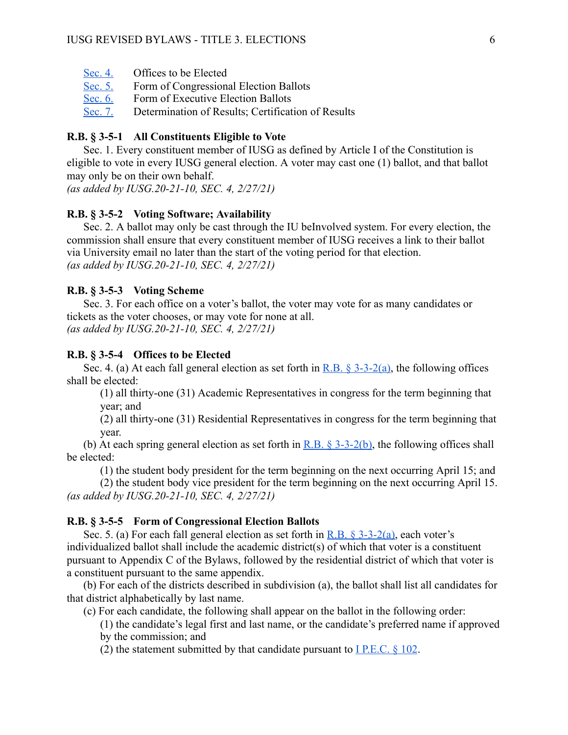| | |
|---|---|
| [Sec. 4.](#) | Offices to be Elected |
| [Sec. 5.](#) | Form of Congressional Election Ballots |
| [Sec. 6.](#) | Form of Executive Election Ballots |
| [Sec. 7.](#) | Determination of Results; Certification of Results |

**R.B. § 3-5-1 All Constituents Eligible to Vote**

Sec. 1. Every constituent member of IUSG as defined by Article I of the Constitution is eligible to vote in every IUSG general election. A voter may cast one (1) ballot, and that ballot may only be on their own behalf.
*(as added by IUSG.20-21-10, SEC. 4, 2/27/21)*

**R.B. § 3-5-2 Voting Software; Availability**

Sec. 2. A ballot may only be cast through the IU beInvolved system. For every election, the commission shall ensure that every constituent member of IUSG receives a link to their ballot via University email no later than the start of the voting period for that election.
*(as added by IUSG.20-21-10, SEC. 4, 2/27/21)*

**R.B. § 3-5-3 Voting Scheme**

Sec. 3. For each office on a voter's ballot, the voter may vote for as many candidates or tickets as the voter chooses, or may vote for none at all.
*(as added by IUSG.20-21-10, SEC. 4, 2/27/21)*

**R.B. § 3-5-4 Offices to be Elected**

Sec. 4. (a) At each fall general election as set forth in [R.B. § 3-3-2(a)](#), the following offices shall be elected:

(1) all thirty-one (31) Academic Representatives in congress for the term beginning that year; and

(2) all thirty-one (31) Residential Representatives in congress for the term beginning that year.

(b) At each spring general election as set forth in [R.B. § 3-3-2(b)](#), the following offices shall be elected:

(1) the student body president for the term beginning on the next occurring April 15; and

(2) the student body vice president for the term beginning on the next occurring April 15.

*(as added by IUSG.20-21-10, SEC. 4, 2/27/21)*

**R.B. § 3-5-5 Form of Congressional Election Ballots**

Sec. 5. (a) For each fall general election as set forth in [R.B. § 3-3-2(a)](#), each voter's individualized ballot shall include the academic district(s) of which that voter is a constituent pursuant to Appendix C of the Bylaws, followed by the residential district of which that voter is a constituent pursuant to the same appendix.

(b) For each of the districts described in subdivision (a), the ballot shall list all candidates for that district alphabetically by last name.

(c) For each candidate, the following shall appear on the ballot in the following order:

(1) the candidate's legal first and last name, or the candidate's preferred name if approved by the commission; and

(2) the statement submitted by that candidate pursuant to [I P.E.C. § 102](#).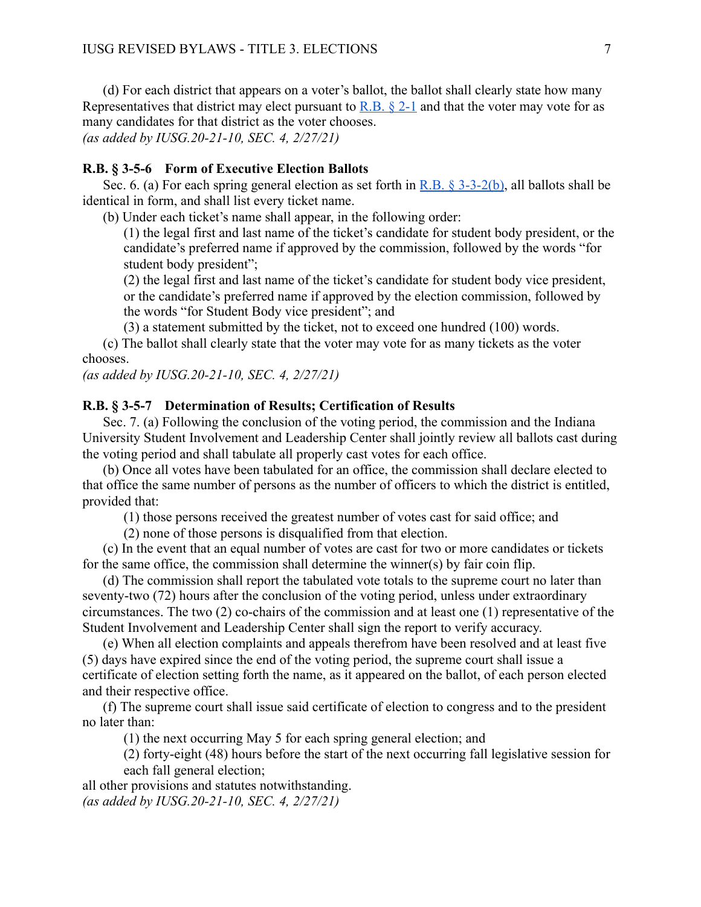(d) For each district that appears on a voter's ballot, the ballot shall clearly state how many Representatives that district may elect pursuant to [R.B. § 2-1](#) and that the voter may vote for as many candidates for that district as the voter chooses.
*(as added by IUSG.20-21-10, SEC. 4, 2/27/21)*

**R.B. § 3-5-6 Form of Executive Election Ballots**

Sec. 6. (a) For each spring general election as set forth in [R.B. § 3-3-2(b)](#), all ballots shall be identical in form, and shall list every ticket name.

(b) Under each ticket's name shall appear, in the following order:

(1) the legal first and last name of the ticket's candidate for student body president, or the candidate's preferred name if approved by the commission, followed by the words "for student body president";

(2) the legal first and last name of the ticket's candidate for student body vice president, or the candidate's preferred name if approved by the election commission, followed by the words "for Student Body vice president"; and

(3) a statement submitted by the ticket, not to exceed one hundred (100) words.

(c) The ballot shall clearly state that the voter may vote for as many tickets as the voter chooses.
*(as added by IUSG.20-21-10, SEC. 4, 2/27/21)*

**R.B. § 3-5-7 Determination of Results; Certification of Results**

Sec. 7. (a) Following the conclusion of the voting period, the commission and the Indiana University Student Involvement and Leadership Center shall jointly review all ballots cast during the voting period and shall tabulate all properly cast votes for each office.

(b) Once all votes have been tabulated for an office, the commission shall declare elected to that office the same number of persons as the number of officers to which the district is entitled, provided that:

(1) those persons received the greatest number of votes cast for said office; and

(2) none of those persons is disqualified from that election.

(c) In the event that an equal number of votes are cast for two or more candidates or tickets for the same office, the commission shall determine the winner(s) by fair coin flip.

(d) The commission shall report the tabulated vote totals to the supreme court no later than seventy-two (72) hours after the conclusion of the voting period, unless under extraordinary circumstances. The two (2) co-chairs of the commission and at least one (1) representative of the Student Involvement and Leadership Center shall sign the report to verify accuracy.

(e) When all election complaints and appeals therefrom have been resolved and at least five (5) days have expired since the end of the voting period, the supreme court shall issue a certificate of election setting forth the name, as it appeared on the ballot, of each person elected and their respective office.

(f) The supreme court shall issue said certificate of election to congress and to the president no later than:

(1) the next occurring May 5 for each spring general election; and

(2) forty-eight (48) hours before the start of the next occurring fall legislative session for each fall general election;

all other provisions and statutes notwithstanding.
*(as added by IUSG.20-21-10, SEC. 4, 2/27/21)*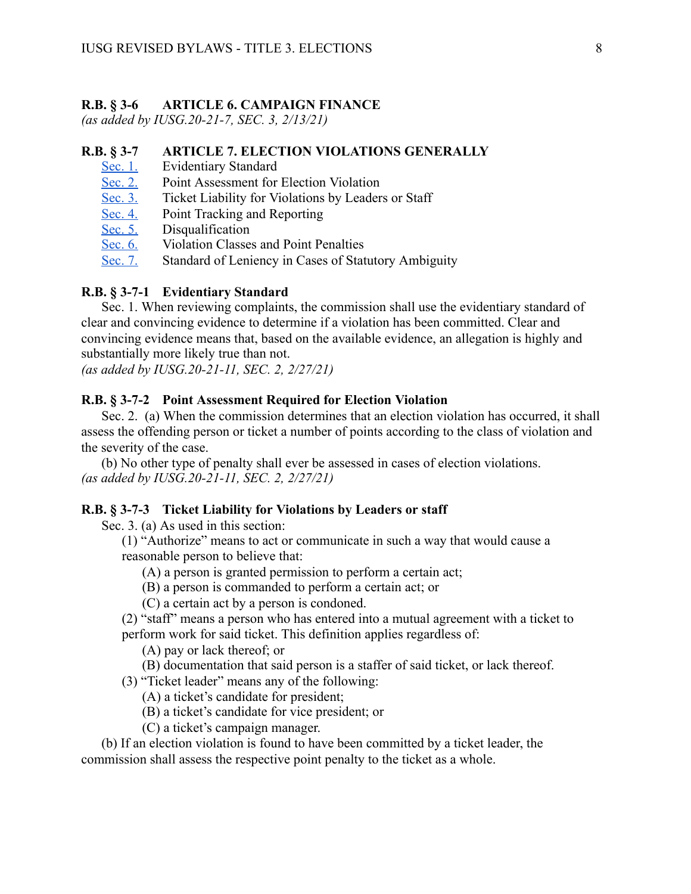## R.B. § 3-6 ARTICLE 6. CAMPAIGN FINANCE

*(as added by IUSG.20-21-7, SEC. 3, 2/13/21)*

## R.B. § 3-7 ARTICLE 7. ELECTION VIOLATIONS GENERALLY

- Sec. 1. Evidentiary Standard
- Sec. 2. Point Assessment for Election Violation
- Sec. 3. Ticket Liability for Violations by Leaders or Staff
- Sec. 4. Point Tracking and Reporting
- Sec. 5. Disqualification
- Sec. 6. Violation Classes and Point Penalties
- Sec. 7. Standard of Leniency in Cases of Statutory Ambiguity

### R.B. § 3-7-1 Evidentiary Standard

Sec. 1. When reviewing complaints, the commission shall use the evidentiary standard of clear and convincing evidence to determine if a violation has been committed. Clear and convincing evidence means that, based on the available evidence, an allegation is highly and substantially more likely true than not.

*(as added by IUSG.20-21-11, SEC. 2, 2/27/21)*

### R.B. § 3-7-2 Point Assessment Required for Election Violation

Sec. 2. (a) When the commission determines that an election violation has occurred, it shall assess the offending person or ticket a number of points according to the class of violation and the severity of the case.

(b) No other type of penalty shall ever be assessed in cases of election violations.

*(as added by IUSG.20-21-11, SEC. 2, 2/27/21)*

### R.B. § 3-7-3 Ticket Liability for Violations by Leaders or staff

Sec. 3. (a) As used in this section:

(1) "Authorize" means to act or communicate in such a way that would cause a reasonable person to believe that:

(A) a person is granted permission to perform a certain act;

(B) a person is commanded to perform a certain act; or

(C) a certain act by a person is condoned.

(2) "staff" means a person who has entered into a mutual agreement with a ticket to perform work for said ticket. This definition applies regardless of:

(A) pay or lack thereof; or

(B) documentation that said person is a staffer of said ticket, or lack thereof.

(3) "Ticket leader" means any of the following:

(A) a ticket's candidate for president;

(B) a ticket's candidate for vice president; or

(C) a ticket's campaign manager.

(b) If an election violation is found to have been committed by a ticket leader, the commission shall assess the respective point penalty to the ticket as a whole.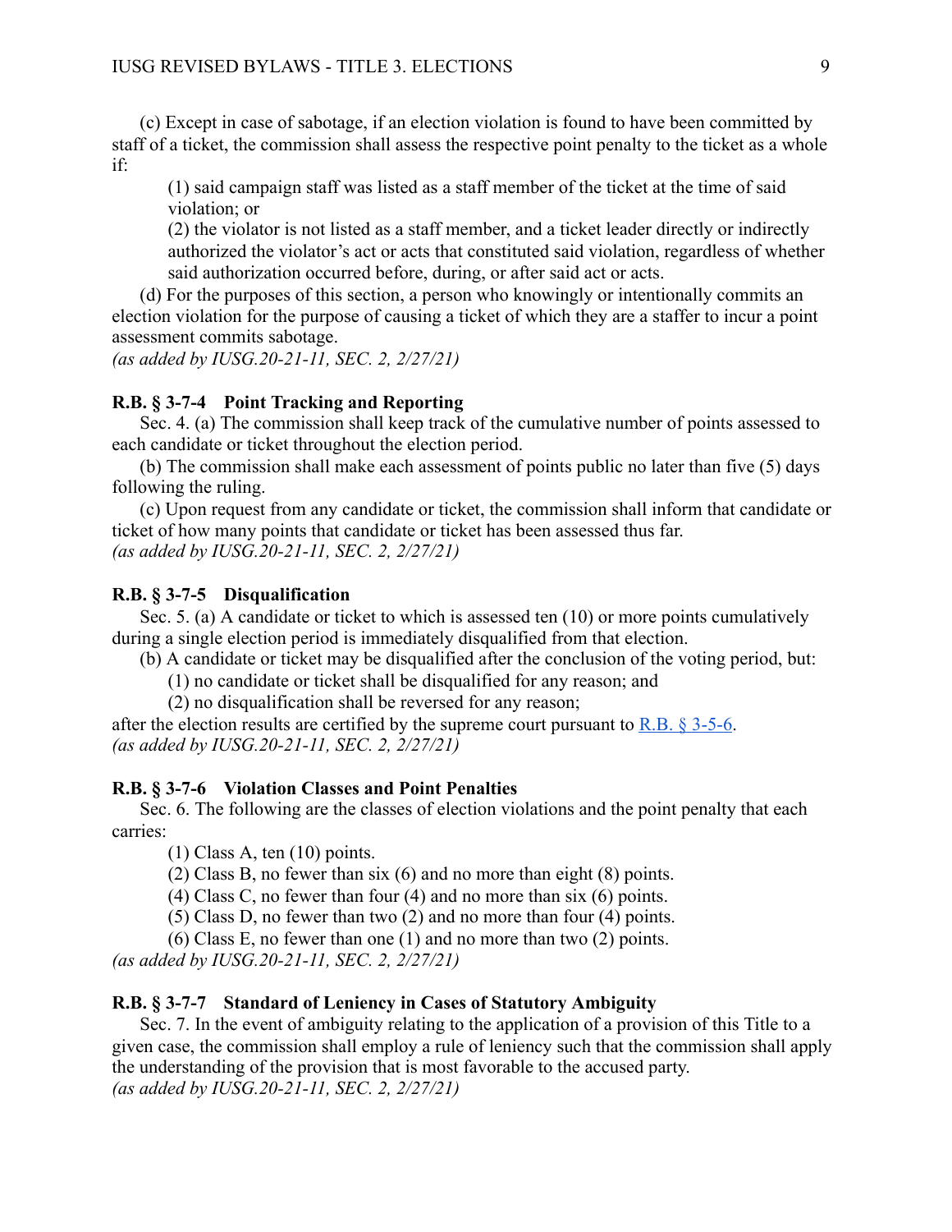(c) Except in case of sabotage, if an election violation is found to have been committed by staff of a ticket, the commission shall assess the respective point penalty to the ticket as a whole if:

(1) said campaign staff was listed as a staff member of the ticket at the time of said violation; or

(2) the violator is not listed as a staff member, and a ticket leader directly or indirectly authorized the violator's act or acts that constituted said violation, regardless of whether said authorization occurred before, during, or after said act or acts.

(d) For the purposes of this section, a person who knowingly or intentionally commits an election violation for the purpose of causing a ticket of which they are a staffer to incur a point assessment commits sabotage.

*(as added by IUSG.20-21-11, SEC. 2, 2/27/21)*

### R.B. § 3-7-4 Point Tracking and Reporting

Sec. 4. (a) The commission shall keep track of the cumulative number of points assessed to each candidate or ticket throughout the election period.

(b) The commission shall make each assessment of points public no later than five (5) days following the ruling.

(c) Upon request from any candidate or ticket, the commission shall inform that candidate or ticket of how many points that candidate or ticket has been assessed thus far.

*(as added by IUSG.20-21-11, SEC. 2, 2/27/21)*

### R.B. § 3-7-5 Disqualification

Sec. 5. (a) A candidate or ticket to which is assessed ten (10) or more points cumulatively during a single election period is immediately disqualified from that election.

(b) A candidate or ticket may be disqualified after the conclusion of the voting period, but:

(1) no candidate or ticket shall be disqualified for any reason; and

(2) no disqualification shall be reversed for any reason;

after the election results are certified by the supreme court pursuant to R.B. § 3-5-6.

*(as added by IUSG.20-21-11, SEC. 2, 2/27/21)*

### R.B. § 3-7-6 Violation Classes and Point Penalties

Sec. 6. The following are the classes of election violations and the point penalty that each carries:

(1) Class A, ten (10) points.

(2) Class B, no fewer than six (6) and no more than eight (8) points.

(4) Class C, no fewer than four (4) and no more than six (6) points.

(5) Class D, no fewer than two (2) and no more than four (4) points.

(6) Class E, no fewer than one (1) and no more than two (2) points.

*(as added by IUSG.20-21-11, SEC. 2, 2/27/21)*

### R.B. § 3-7-7 Standard of Leniency in Cases of Statutory Ambiguity

Sec. 7. In the event of ambiguity relating to the application of a provision of this Title to a given case, the commission shall employ a rule of leniency such that the commission shall apply the understanding of the provision that is most favorable to the accused party.

*(as added by IUSG.20-21-11, SEC. 2, 2/27/21)*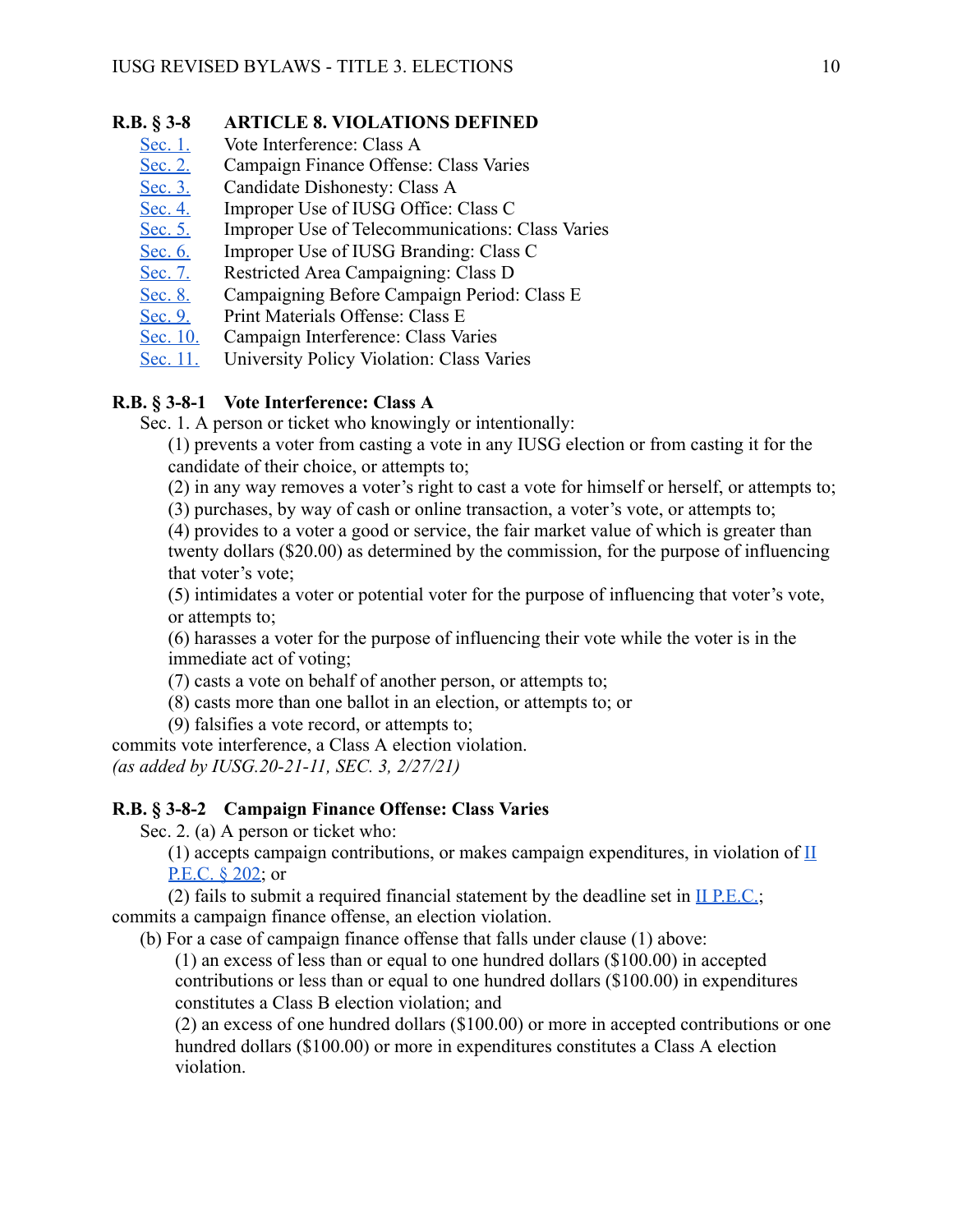## R.B. § 3-8 ARTICLE 8. VIOLATIONS DEFINED

Sec. 1. Vote Interference: Class A
Sec. 2. Campaign Finance Offense: Class Varies
Sec. 3. Candidate Dishonesty: Class A
Sec. 4. Improper Use of IUSG Office: Class C
Sec. 5. Improper Use of Telecommunications: Class Varies
Sec. 6. Improper Use of IUSG Branding: Class C
Sec. 7. Restricted Area Campaigning: Class D
Sec. 8. Campaigning Before Campaign Period: Class E
Sec. 9. Print Materials Offense: Class E
Sec. 10. Campaign Interference: Class Varies
Sec. 11. University Policy Violation: Class Varies

### R.B. § 3-8-1 Vote Interference: Class A

Sec. 1. A person or ticket who knowingly or intentionally:

(1) prevents a voter from casting a vote in any IUSG election or from casting it for the candidate of their choice, or attempts to;

(2) in any way removes a voter's right to cast a vote for himself or herself, or attempts to;

(3) purchases, by way of cash or online transaction, a voter's vote, or attempts to;

(4) provides to a voter a good or service, the fair market value of which is greater than twenty dollars ($20.00) as determined by the commission, for the purpose of influencing that voter's vote;

(5) intimidates a voter or potential voter for the purpose of influencing that voter's vote, or attempts to;

(6) harasses a voter for the purpose of influencing their vote while the voter is in the immediate act of voting;

(7) casts a vote on behalf of another person, or attempts to;

(8) casts more than one ballot in an election, or attempts to; or

(9) falsifies a vote record, or attempts to;

commits vote interference, a Class A election violation.

*(as added by IUSG.20-21-11, SEC. 3, 2/27/21)*

### R.B. § 3-8-2 Campaign Finance Offense: Class Varies

Sec. 2. (a) A person or ticket who:

(1) accepts campaign contributions, or makes campaign expenditures, in violation of II P.E.C. § 202; or

(2) fails to submit a required financial statement by the deadline set in II P.E.C.;

commits a campaign finance offense, an election violation.

(b) For a case of campaign finance offense that falls under clause (1) above:

(1) an excess of less than or equal to one hundred dollars ($100.00) in accepted contributions or less than or equal to one hundred dollars ($100.00) in expenditures constitutes a Class B election violation; and

(2) an excess of one hundred dollars ($100.00) or more in accepted contributions or one hundred dollars ($100.00) or more in expenditures constitutes a Class A election violation.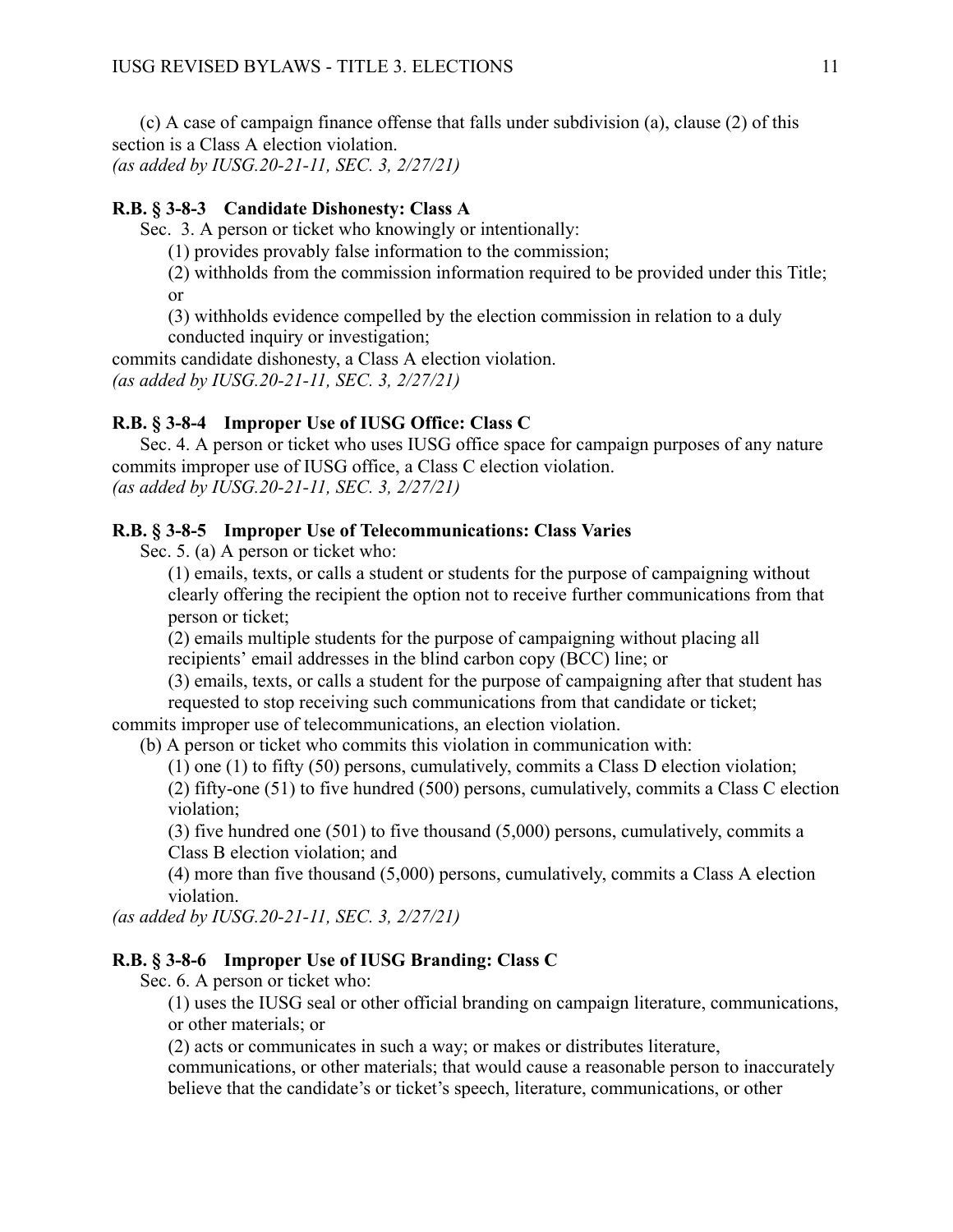(c) A case of campaign finance offense that falls under subdivision (a), clause (2) of this section is a Class A election violation.
*(as added by IUSG.20-21-11, SEC. 3, 2/27/21)*

**R.B. § 3-8-3 Candidate Dishonesty: Class A**

Sec. 3. A person or ticket who knowingly or intentionally:

(1) provides provably false information to the commission;

(2) withholds from the commission information required to be provided under this Title; or

(3) withholds evidence compelled by the election commission in relation to a duly conducted inquiry or investigation;

commits candidate dishonesty, a Class A election violation.
*(as added by IUSG.20-21-11, SEC. 3, 2/27/21)*

**R.B. § 3-8-4 Improper Use of IUSG Office: Class C**

Sec. 4. A person or ticket who uses IUSG office space for campaign purposes of any nature commits improper use of IUSG office, a Class C election violation.
*(as added by IUSG.20-21-11, SEC. 3, 2/27/21)*

**R.B. § 3-8-5 Improper Use of Telecommunications: Class Varies**

Sec. 5. (a) A person or ticket who:

(1) emails, texts, or calls a student or students for the purpose of campaigning without clearly offering the recipient the option not to receive further communications from that person or ticket;

(2) emails multiple students for the purpose of campaigning without placing all recipients' email addresses in the blind carbon copy (BCC) line; or

(3) emails, texts, or calls a student for the purpose of campaigning after that student has requested to stop receiving such communications from that candidate or ticket;

commits improper use of telecommunications, an election violation.

(b) A person or ticket who commits this violation in communication with:

(1) one (1) to fifty (50) persons, cumulatively, commits a Class D election violation;

(2) fifty-one (51) to five hundred (500) persons, cumulatively, commits a Class C election violation;

(3) five hundred one (501) to five thousand (5,000) persons, cumulatively, commits a Class B election violation; and

(4) more than five thousand (5,000) persons, cumulatively, commits a Class A election violation.

*(as added by IUSG.20-21-11, SEC. 3, 2/27/21)*

**R.B. § 3-8-6 Improper Use of IUSG Branding: Class C**

Sec. 6. A person or ticket who:

(1) uses the IUSG seal or other official branding on campaign literature, communications, or other materials; or

(2) acts or communicates in such a way; or makes or distributes literature, communications, or other materials; that would cause a reasonable person to inaccurately believe that the candidate's or ticket's speech, literature, communications, or other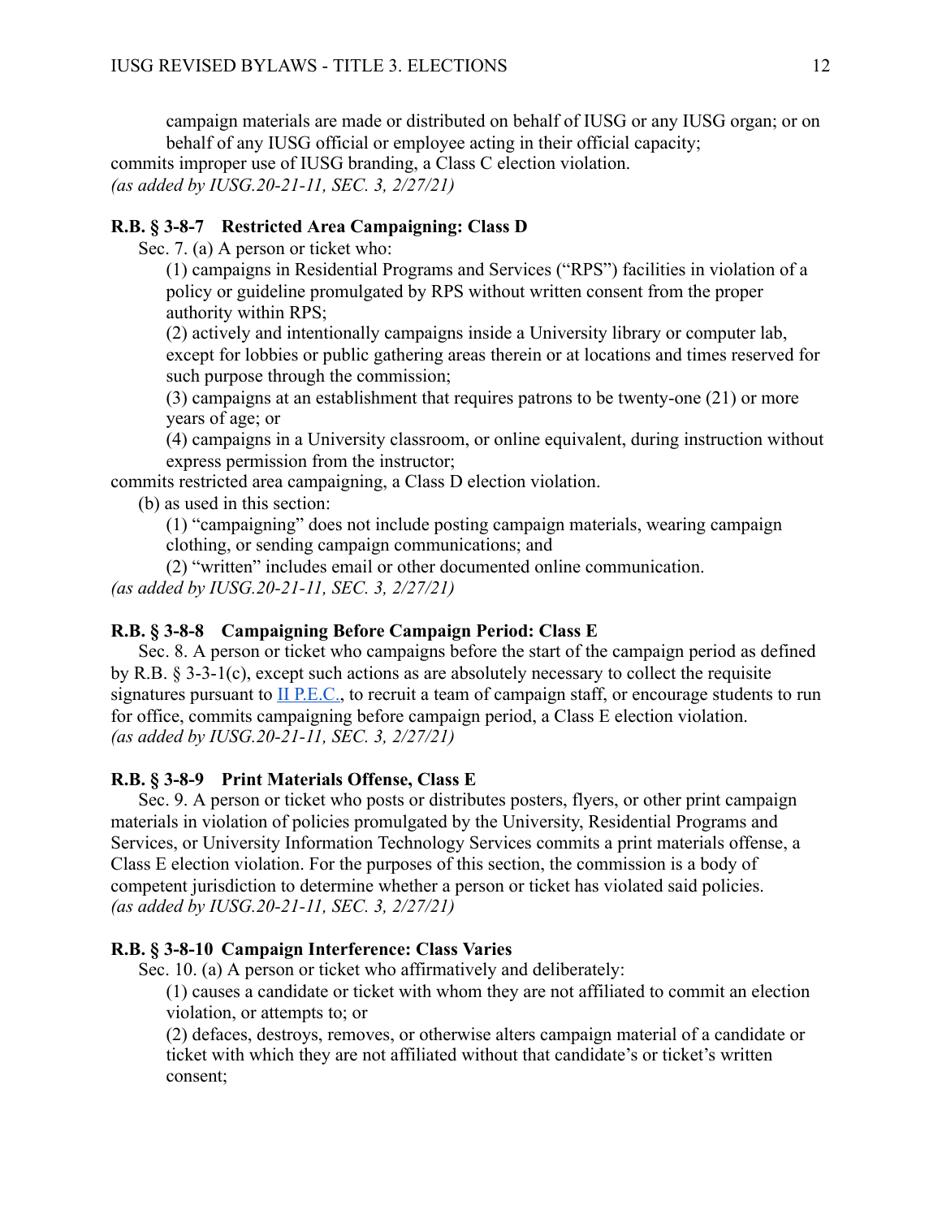campaign materials are made or distributed on behalf of IUSG or any IUSG organ; or on behalf of any IUSG official or employee acting in their official capacity;

commits improper use of IUSG branding, a Class C election violation.
*(as added by IUSG.20-21-11, SEC. 3, 2/27/21)*

**R.B. § 3-8-7 Restricted Area Campaigning: Class D**

Sec. 7. (a) A person or ticket who:

(1) campaigns in Residential Programs and Services ("RPS") facilities in violation of a policy or guideline promulgated by RPS without written consent from the proper authority within RPS;

(2) actively and intentionally campaigns inside a University library or computer lab, except for lobbies or public gathering areas therein or at locations and times reserved for such purpose through the commission;

(3) campaigns at an establishment that requires patrons to be twenty-one (21) or more years of age; or

(4) campaigns in a University classroom, or online equivalent, during instruction without express permission from the instructor;

commits restricted area campaigning, a Class D election violation.

(b) as used in this section:

(1) "campaigning" does not include posting campaign materials, wearing campaign clothing, or sending campaign communications; and

(2) "written" includes email or other documented online communication.

*(as added by IUSG.20-21-11, SEC. 3, 2/27/21)*

**R.B. § 3-8-8 Campaigning Before Campaign Period: Class E**

Sec. 8. A person or ticket who campaigns before the start of the campaign period as defined by R.B. § 3-3-1(c), except such actions as are absolutely necessary to collect the requisite signatures pursuant to II P.E.C., to recruit a team of campaign staff, or encourage students to run for office, commits campaigning before campaign period, a Class E election violation.
*(as added by IUSG.20-21-11, SEC. 3, 2/27/21)*

**R.B. § 3-8-9 Print Materials Offense, Class E**

Sec. 9. A person or ticket who posts or distributes posters, flyers, or other print campaign materials in violation of policies promulgated by the University, Residential Programs and Services, or University Information Technology Services commits a print materials offense, a Class E election violation. For the purposes of this section, the commission is a body of competent jurisdiction to determine whether a person or ticket has violated said policies.
*(as added by IUSG.20-21-11, SEC. 3, 2/27/21)*

**R.B. § 3-8-10 Campaign Interference: Class Varies**

Sec. 10. (a) A person or ticket who affirmatively and deliberately:

(1) causes a candidate or ticket with whom they are not affiliated to commit an election violation, or attempts to; or

(2) defaces, destroys, removes, or otherwise alters campaign material of a candidate or ticket with which they are not affiliated without that candidate's or ticket's written consent;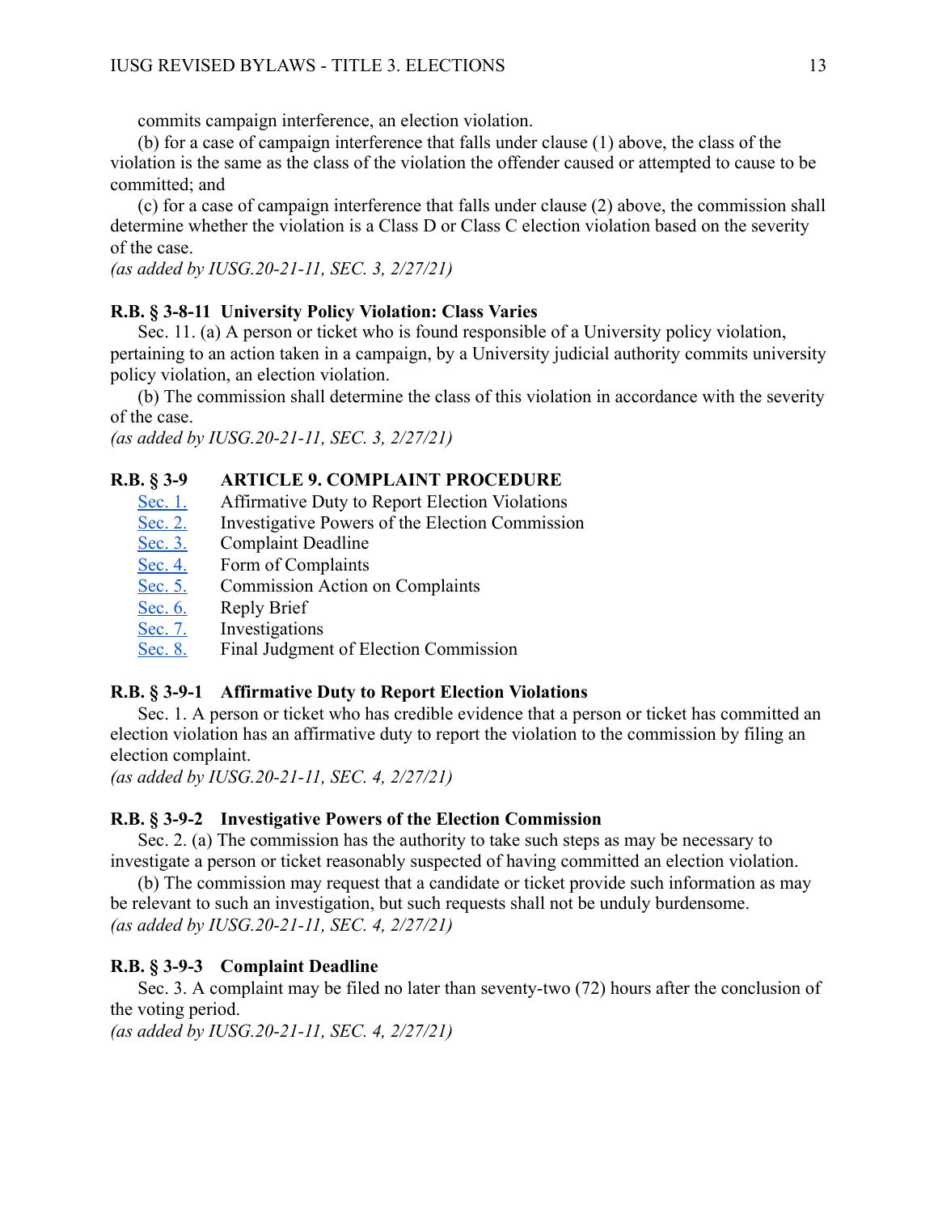commits campaign interference, an election violation.

(b) for a case of campaign interference that falls under clause (1) above, the class of the violation is the same as the class of the violation the offender caused or attempted to cause to be committed; and

(c) for a case of campaign interference that falls under clause (2) above, the commission shall determine whether the violation is a Class D or Class C election violation based on the severity of the case.

*(as added by IUSG.20-21-11, SEC. 3, 2/27/21)*

**R.B. § 3-8-11 University Policy Violation: Class Varies**

Sec. 11. (a) A person or ticket who is found responsible of a University policy violation, pertaining to an action taken in a campaign, by a University judicial authority commits university policy violation, an election violation.

(b) The commission shall determine the class of this violation in accordance with the severity of the case.

*(as added by IUSG.20-21-11, SEC. 3, 2/27/21)*

**R.B. § 3-9 ARTICLE 9. COMPLAINT PROCEDURE**

Sec. 1. Affirmative Duty to Report Election Violations
Sec. 2. Investigative Powers of the Election Commission
Sec. 3. Complaint Deadline
Sec. 4. Form of Complaints
Sec. 5. Commission Action on Complaints
Sec. 6. Reply Brief
Sec. 7. Investigations
Sec. 8. Final Judgment of Election Commission

**R.B. § 3-9-1 Affirmative Duty to Report Election Violations**

Sec. 1. A person or ticket who has credible evidence that a person or ticket has committed an election violation has an affirmative duty to report the violation to the commission by filing an election complaint.

*(as added by IUSG.20-21-11, SEC. 4, 2/27/21)*

**R.B. § 3-9-2 Investigative Powers of the Election Commission**

Sec. 2. (a) The commission has the authority to take such steps as may be necessary to investigate a person or ticket reasonably suspected of having committed an election violation.

(b) The commission may request that a candidate or ticket provide such information as may be relevant to such an investigation, but such requests shall not be unduly burdensome.

*(as added by IUSG.20-21-11, SEC. 4, 2/27/21)*

**R.B. § 3-9-3 Complaint Deadline**

Sec. 3. A complaint may be filed no later than seventy-two (72) hours after the conclusion of the voting period.

*(as added by IUSG.20-21-11, SEC. 4, 2/27/21)*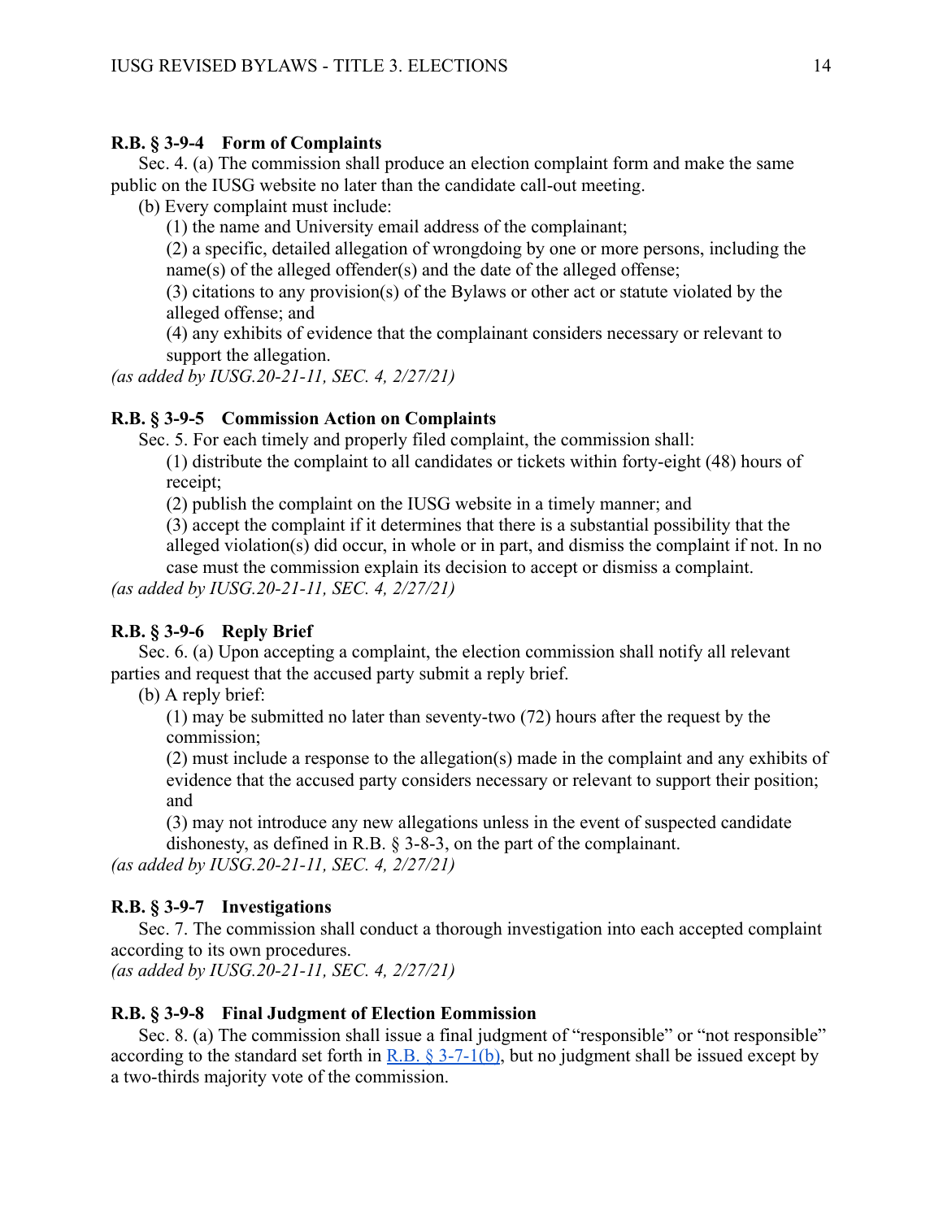### R.B. § 3-9-4 Form of Complaints

Sec. 4. (a) The commission shall produce an election complaint form and make the same public on the IUSG website no later than the candidate call-out meeting.

(b) Every complaint must include:

(1) the name and University email address of the complainant;

(2) a specific, detailed allegation of wrongdoing by one or more persons, including the name(s) of the alleged offender(s) and the date of the alleged offense;

(3) citations to any provision(s) of the Bylaws or other act or statute violated by the alleged offense; and

(4) any exhibits of evidence that the complainant considers necessary or relevant to support the allegation.

*(as added by IUSG.20-21-11, SEC. 4, 2/27/21)*

### R.B. § 3-9-5 Commission Action on Complaints

Sec. 5. For each timely and properly filed complaint, the commission shall:

(1) distribute the complaint to all candidates or tickets within forty-eight (48) hours of receipt;

(2) publish the complaint on the IUSG website in a timely manner; and

(3) accept the complaint if it determines that there is a substantial possibility that the alleged violation(s) did occur, in whole or in part, and dismiss the complaint if not. In no case must the commission explain its decision to accept or dismiss a complaint.

*(as added by IUSG.20-21-11, SEC. 4, 2/27/21)*

### R.B. § 3-9-6 Reply Brief

Sec. 6. (a) Upon accepting a complaint, the election commission shall notify all relevant parties and request that the accused party submit a reply brief.

(b) A reply brief:

(1) may be submitted no later than seventy-two (72) hours after the request by the commission;

(2) must include a response to the allegation(s) made in the complaint and any exhibits of evidence that the accused party considers necessary or relevant to support their position; and

(3) may not introduce any new allegations unless in the event of suspected candidate dishonesty, as defined in R.B. § 3-8-3, on the part of the complainant.

*(as added by IUSG.20-21-11, SEC. 4, 2/27/21)*

### R.B. § 3-9-7 Investigations

Sec. 7. The commission shall conduct a thorough investigation into each accepted complaint according to its own procedures.

*(as added by IUSG.20-21-11, SEC. 4, 2/27/21)*

### R.B. § 3-9-8 Final Judgment of Election Eommission

Sec. 8. (a) The commission shall issue a final judgment of "responsible" or "not responsible" according to the standard set forth in [R.B. § 3-7-1(b)](), but no judgment shall be issued except by a two-thirds majority vote of the commission.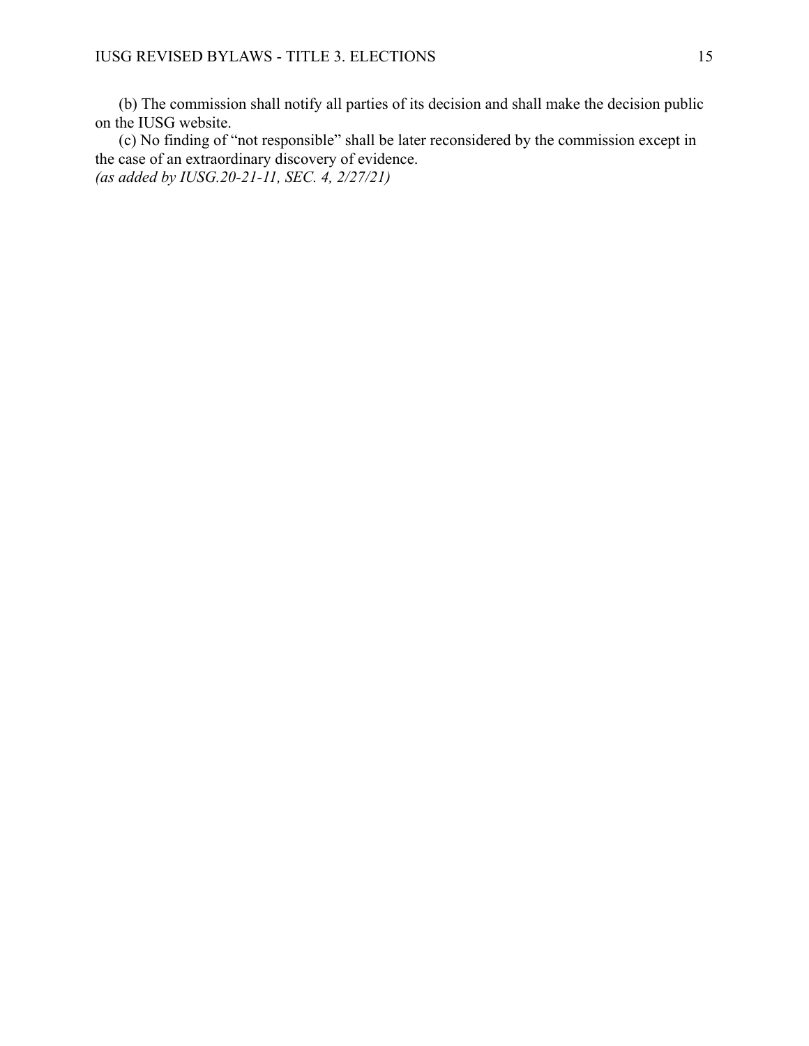(b) The commission shall notify all parties of its decision and shall make the decision public on the IUSG website.

(c) No finding of "not responsible" shall be later reconsidered by the commission except in the case of an extraordinary discovery of evidence.

*(as added by IUSG.20-21-11, SEC. 4, 2/27/21)*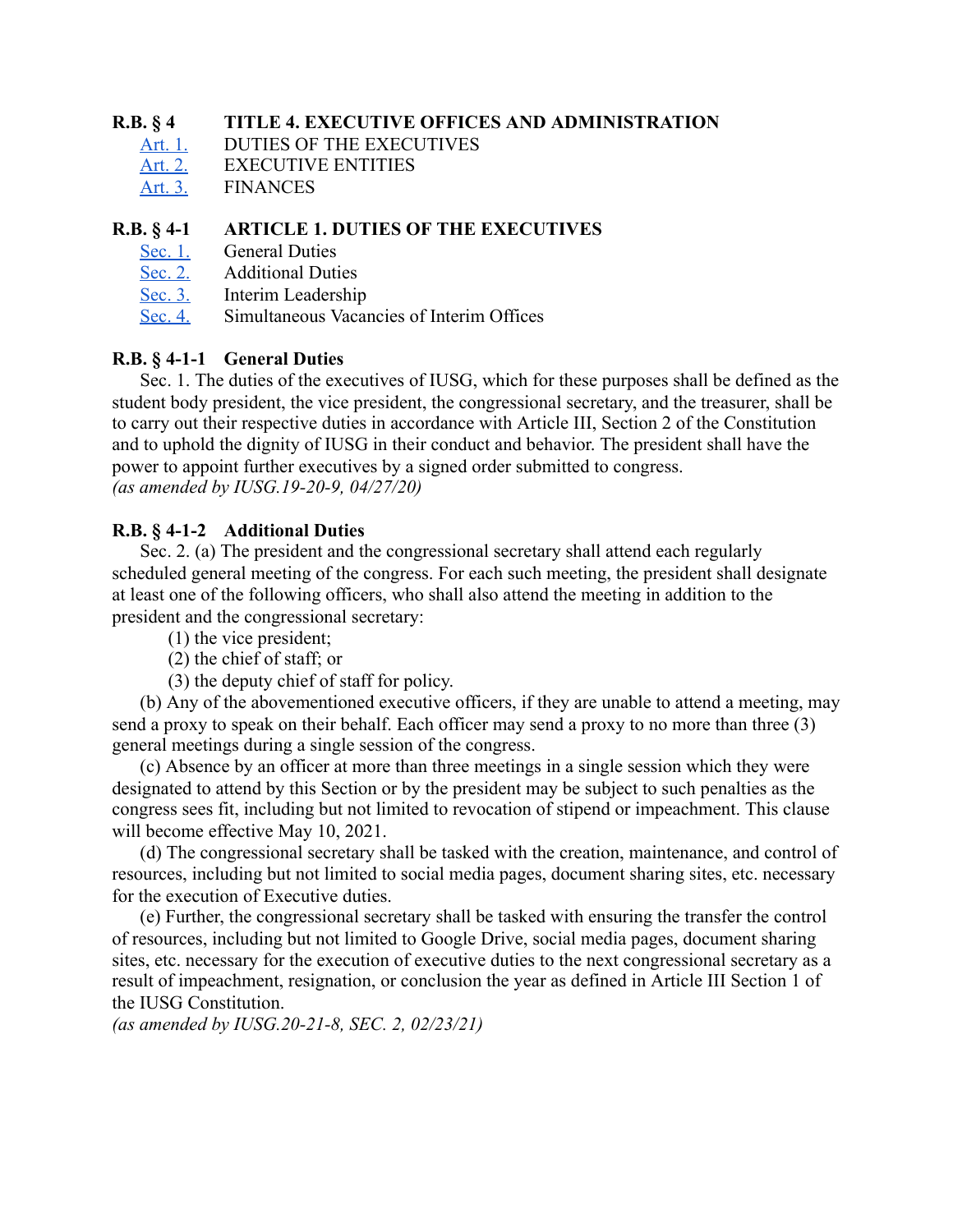### R.B. § 4 TITLE 4. EXECUTIVE OFFICES AND ADMINISTRATION

- Art. 1. DUTIES OF THE EXECUTIVES
- Art. 2. EXECUTIVE ENTITIES
- Art. 3. FINANCES

### R.B. § 4-1 ARTICLE 1. DUTIES OF THE EXECUTIVES

- Sec. 1. General Duties
- Sec. 2. Additional Duties
- Sec. 3. Interim Leadership
- Sec. 4. Simultaneous Vacancies of Interim Offices

### R.B. § 4-1-1 General Duties

Sec. 1. The duties of the executives of IUSG, which for these purposes shall be defined as the student body president, the vice president, the congressional secretary, and the treasurer, shall be to carry out their respective duties in accordance with Article III, Section 2 of the Constitution and to uphold the dignity of IUSG in their conduct and behavior. The president shall have the power to appoint further executives by a signed order submitted to congress.
*(as amended by IUSG.19-20-9, 04/27/20)*

### R.B. § 4-1-2 Additional Duties

Sec. 2. (a) The president and the congressional secretary shall attend each regularly scheduled general meeting of the congress. For each such meeting, the president shall designate at least one of the following officers, who shall also attend the meeting in addition to the president and the congressional secretary:

(1) the vice president;
(2) the chief of staff; or
(3) the deputy chief of staff for policy.

(b) Any of the abovementioned executive officers, if they are unable to attend a meeting, may send a proxy to speak on their behalf. Each officer may send a proxy to no more than three (3) general meetings during a single session of the congress.

(c) Absence by an officer at more than three meetings in a single session which they were designated to attend by this Section or by the president may be subject to such penalties as the congress sees fit, including but not limited to revocation of stipend or impeachment. This clause will become effective May 10, 2021.

(d) The congressional secretary shall be tasked with the creation, maintenance, and control of resources, including but not limited to social media pages, document sharing sites, etc. necessary for the execution of Executive duties.

(e) Further, the congressional secretary shall be tasked with ensuring the transfer the control of resources, including but not limited to Google Drive, social media pages, document sharing sites, etc. necessary for the execution of executive duties to the next congressional secretary as a result of impeachment, resignation, or conclusion the year as defined in Article III Section 1 of the IUSG Constitution.
*(as amended by IUSG.20-21-8, SEC. 2, 02/23/21)*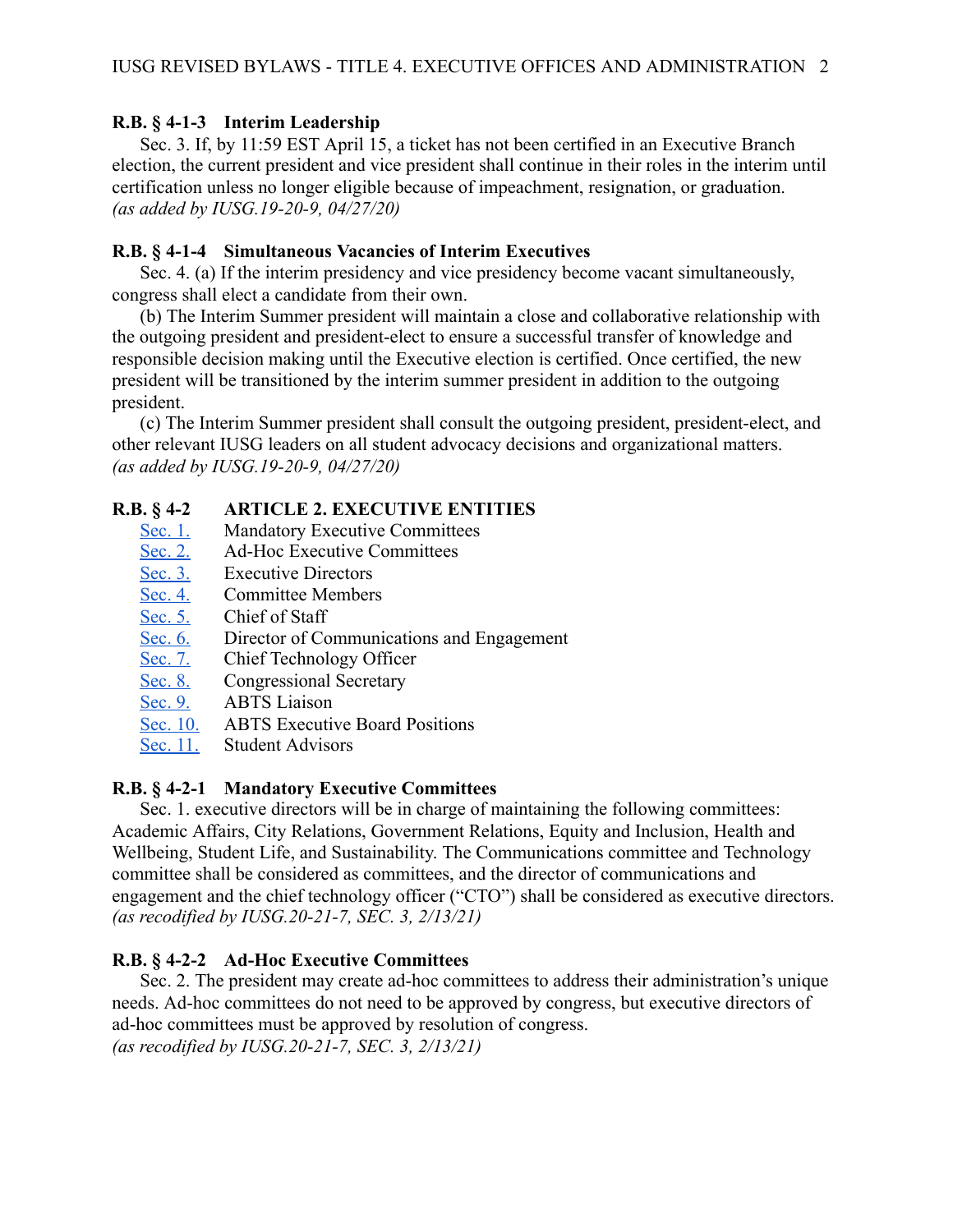**R.B. § 4-1-3 Interim Leadership**

Sec. 3. If, by 11:59 EST April 15, a ticket has not been certified in an Executive Branch election, the current president and vice president shall continue in their roles in the interim until certification unless no longer eligible because of impeachment, resignation, or graduation.
*(as added by IUSG.19-20-9, 04/27/20)*

**R.B. § 4-1-4 Simultaneous Vacancies of Interim Executives**

Sec. 4. (a) If the interim presidency and vice presidency become vacant simultaneously, congress shall elect a candidate from their own.

(b) The Interim Summer president will maintain a close and collaborative relationship with the outgoing president and president-elect to ensure a successful transfer of knowledge and responsible decision making until the Executive election is certified. Once certified, the new president will be transitioned by the interim summer president in addition to the outgoing president.

(c) The Interim Summer president shall consult the outgoing president, president-elect, and other relevant IUSG leaders on all student advocacy decisions and organizational matters.
*(as added by IUSG.19-20-9, 04/27/20)*

**R.B. § 4-2 ARTICLE 2. EXECUTIVE ENTITIES**

- Sec. 1. Mandatory Executive Committees
- Sec. 2. Ad-Hoc Executive Committees
- Sec. 3. Executive Directors
- Sec. 4. Committee Members
- Sec. 5. Chief of Staff
- Sec. 6. Director of Communications and Engagement
- Sec. 7. Chief Technology Officer
- Sec. 8. Congressional Secretary
- Sec. 9. ABTS Liaison
- Sec. 10. ABTS Executive Board Positions
- Sec. 11. Student Advisors

**R.B. § 4-2-1 Mandatory Executive Committees**

Sec. 1. executive directors will be in charge of maintaining the following committees: Academic Affairs, City Relations, Government Relations, Equity and Inclusion, Health and Wellbeing, Student Life, and Sustainability. The Communications committee and Technology committee shall be considered as committees, and the director of communications and engagement and the chief technology officer ("CTO") shall be considered as executive directors.
*(as recodified by IUSG.20-21-7, SEC. 3, 2/13/21)*

**R.B. § 4-2-2 Ad-Hoc Executive Committees**

Sec. 2. The president may create ad-hoc committees to address their administration's unique needs. Ad-hoc committees do not need to be approved by congress, but executive directors of ad-hoc committees must be approved by resolution of congress.
*(as recodified by IUSG.20-21-7, SEC. 3, 2/13/21)*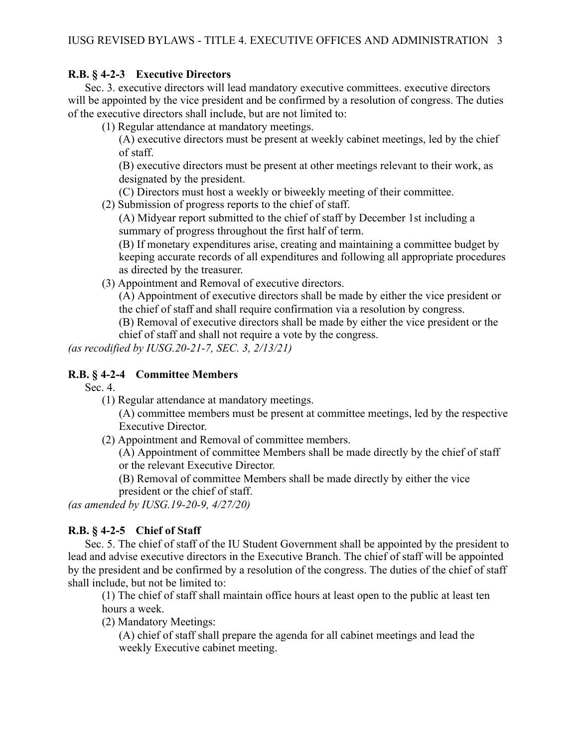### R.B. § 4-2-3 Executive Directors

Sec. 3. executive directors will lead mandatory executive committees. executive directors will be appointed by the vice president and be confirmed by a resolution of congress. The duties of the executive directors shall include, but are not limited to:

(1) Regular attendance at mandatory meetings.

(A) executive directors must be present at weekly cabinet meetings, led by the chief of staff.

(B) executive directors must be present at other meetings relevant to their work, as designated by the president.

(C) Directors must host a weekly or biweekly meeting of their committee.

(2) Submission of progress reports to the chief of staff.

(A) Midyear report submitted to the chief of staff by December 1st including a summary of progress throughout the first half of term.

(B) If monetary expenditures arise, creating and maintaining a committee budget by keeping accurate records of all expenditures and following all appropriate procedures as directed by the treasurer.

(3) Appointment and Removal of executive directors.

(A) Appointment of executive directors shall be made by either the vice president or the chief of staff and shall require confirmation via a resolution by congress.

(B) Removal of executive directors shall be made by either the vice president or the chief of staff and shall not require a vote by the congress.

*(as recodified by IUSG.20-21-7, SEC. 3, 2/13/21)*

### R.B. § 4-2-4 Committee Members

Sec. 4.

(1) Regular attendance at mandatory meetings.

(A) committee members must be present at committee meetings, led by the respective Executive Director.

(2) Appointment and Removal of committee members.

(A) Appointment of committee Members shall be made directly by the chief of staff or the relevant Executive Director.

(B) Removal of committee Members shall be made directly by either the vice president or the chief of staff.

*(as amended by IUSG.19-20-9, 4/27/20)*

### R.B. § 4-2-5 Chief of Staff

Sec. 5. The chief of staff of the IU Student Government shall be appointed by the president to lead and advise executive directors in the Executive Branch. The chief of staff will be appointed by the president and be confirmed by a resolution of the congress. The duties of the chief of staff shall include, but not be limited to:

(1) The chief of staff shall maintain office hours at least open to the public at least ten hours a week.

(2) Mandatory Meetings:

(A) chief of staff shall prepare the agenda for all cabinet meetings and lead the weekly Executive cabinet meeting.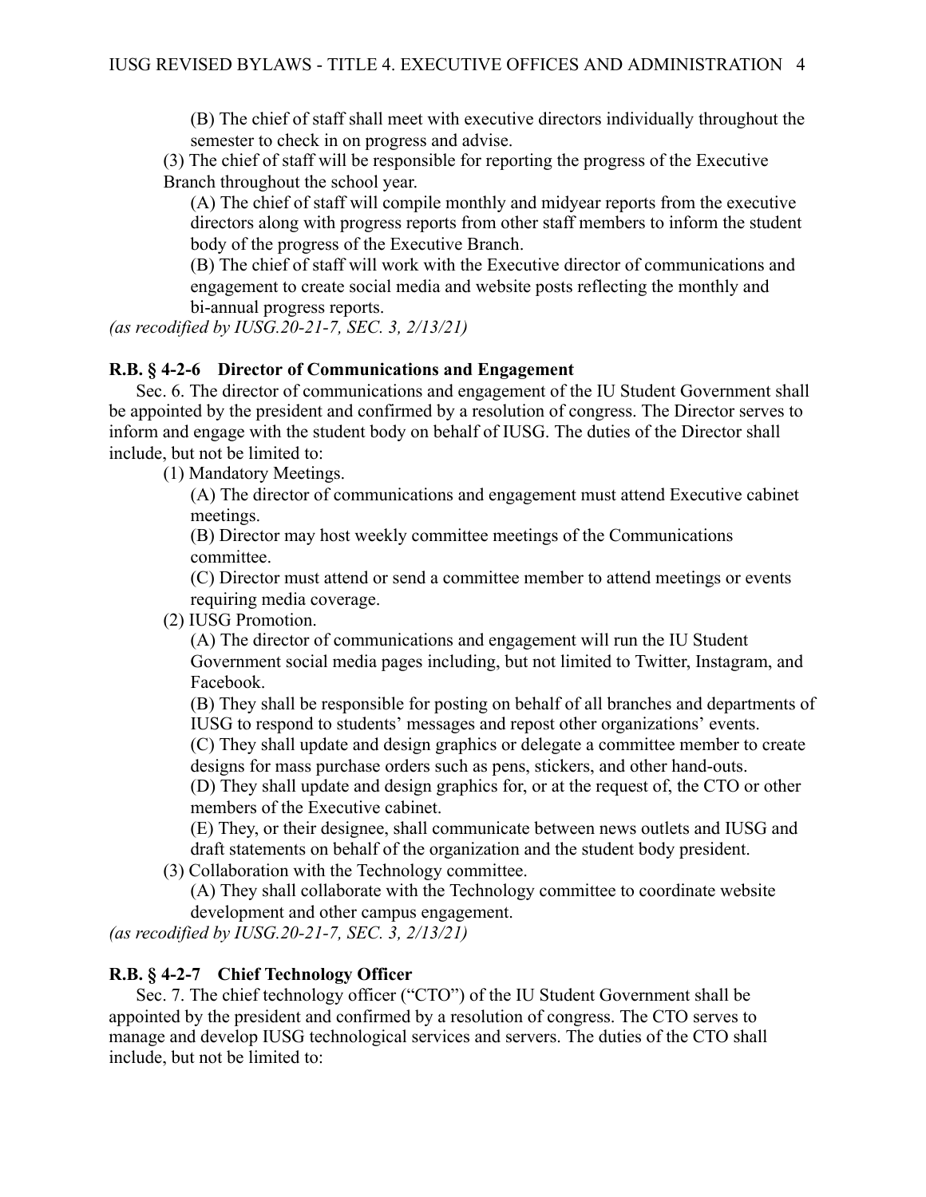(B) The chief of staff shall meet with executive directors individually throughout the semester to check in on progress and advise.

(3) The chief of staff will be responsible for reporting the progress of the Executive Branch throughout the school year.

(A) The chief of staff will compile monthly and midyear reports from the executive directors along with progress reports from other staff members to inform the student body of the progress of the Executive Branch.

(B) The chief of staff will work with the Executive director of communications and engagement to create social media and website posts reflecting the monthly and bi-annual progress reports.

*(as recodified by IUSG.20-21-7, SEC. 3, 2/13/21)*

**R.B. § 4-2-6 Director of Communications and Engagement**

Sec. 6. The director of communications and engagement of the IU Student Government shall be appointed by the president and confirmed by a resolution of congress. The Director serves to inform and engage with the student body on behalf of IUSG. The duties of the Director shall include, but not be limited to:

(1) Mandatory Meetings.

(A) The director of communications and engagement must attend Executive cabinet meetings.

(B) Director may host weekly committee meetings of the Communications committee.

(C) Director must attend or send a committee member to attend meetings or events requiring media coverage.

(2) IUSG Promotion.

(A) The director of communications and engagement will run the IU Student Government social media pages including, but not limited to Twitter, Instagram, and Facebook.

(B) They shall be responsible for posting on behalf of all branches and departments of IUSG to respond to students' messages and repost other organizations' events.

(C) They shall update and design graphics or delegate a committee member to create designs for mass purchase orders such as pens, stickers, and other hand-outs.

(D) They shall update and design graphics for, or at the request of, the CTO or other members of the Executive cabinet.

(E) They, or their designee, shall communicate between news outlets and IUSG and draft statements on behalf of the organization and the student body president.

(3) Collaboration with the Technology committee.

(A) They shall collaborate with the Technology committee to coordinate website development and other campus engagement.

*(as recodified by IUSG.20-21-7, SEC. 3, 2/13/21)*

**R.B. § 4-2-7 Chief Technology Officer**

Sec. 7. The chief technology officer ("CTO") of the IU Student Government shall be appointed by the president and confirmed by a resolution of congress. The CTO serves to manage and develop IUSG technological services and servers. The duties of the CTO shall include, but not be limited to: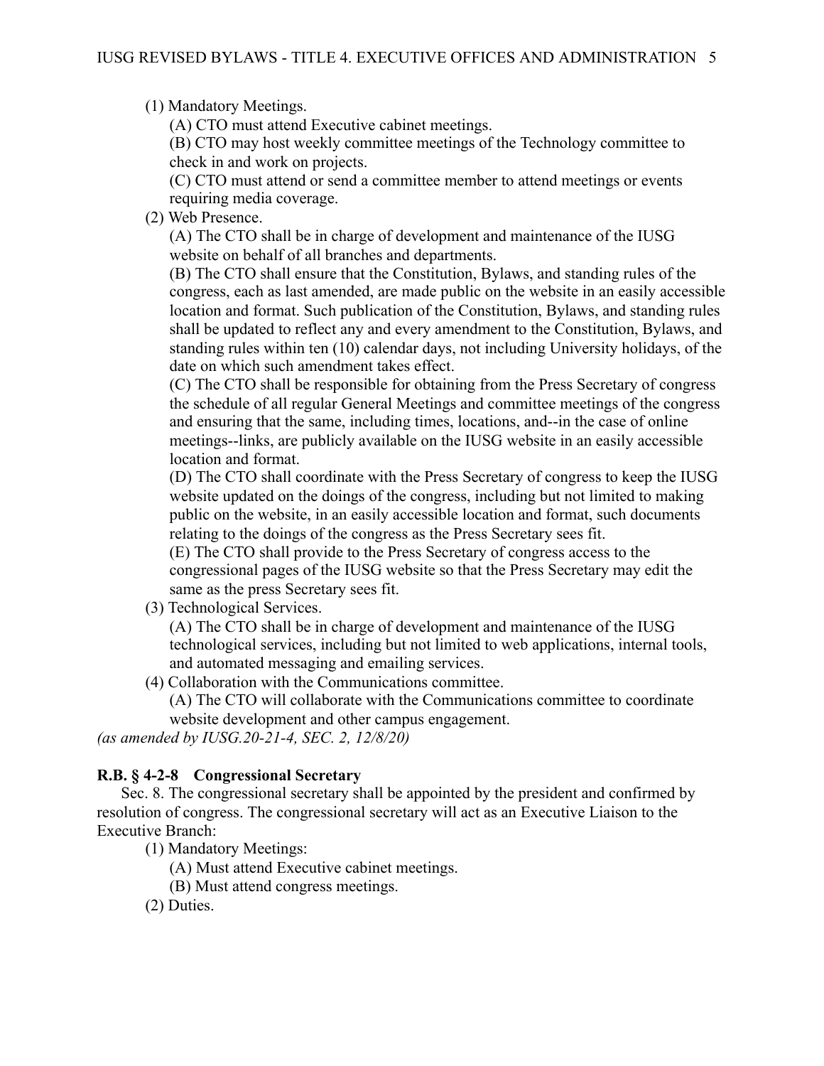(1) Mandatory Meetings.

(A) CTO must attend Executive cabinet meetings.

(B) CTO may host weekly committee meetings of the Technology committee to check in and work on projects.

(C) CTO must attend or send a committee member to attend meetings or events requiring media coverage.

(2) Web Presence.

(A) The CTO shall be in charge of development and maintenance of the IUSG website on behalf of all branches and departments.

(B) The CTO shall ensure that the Constitution, Bylaws, and standing rules of the congress, each as last amended, are made public on the website in an easily accessible location and format. Such publication of the Constitution, Bylaws, and standing rules shall be updated to reflect any and every amendment to the Constitution, Bylaws, and standing rules within ten (10) calendar days, not including University holidays, of the date on which such amendment takes effect.

(C) The CTO shall be responsible for obtaining from the Press Secretary of congress the schedule of all regular General Meetings and committee meetings of the congress and ensuring that the same, including times, locations, and--in the case of online meetings--links, are publicly available on the IUSG website in an easily accessible location and format.

(D) The CTO shall coordinate with the Press Secretary of congress to keep the IUSG website updated on the doings of the congress, including but not limited to making public on the website, in an easily accessible location and format, such documents relating to the doings of the congress as the Press Secretary sees fit.

(E) The CTO shall provide to the Press Secretary of congress access to the congressional pages of the IUSG website so that the Press Secretary may edit the same as the press Secretary sees fit.

(3) Technological Services.

(A) The CTO shall be in charge of development and maintenance of the IUSG technological services, including but not limited to web applications, internal tools, and automated messaging and emailing services.

(4) Collaboration with the Communications committee.

(A) The CTO will collaborate with the Communications committee to coordinate website development and other campus engagement.

*(as amended by IUSG.20-21-4, SEC. 2, 12/8/20)*

**R.B. § 4-2-8 Congressional Secretary**

Sec. 8. The congressional secretary shall be appointed by the president and confirmed by resolution of congress. The congressional secretary will act as an Executive Liaison to the Executive Branch:

(1) Mandatory Meetings:

(A) Must attend Executive cabinet meetings.

(B) Must attend congress meetings.

(2) Duties.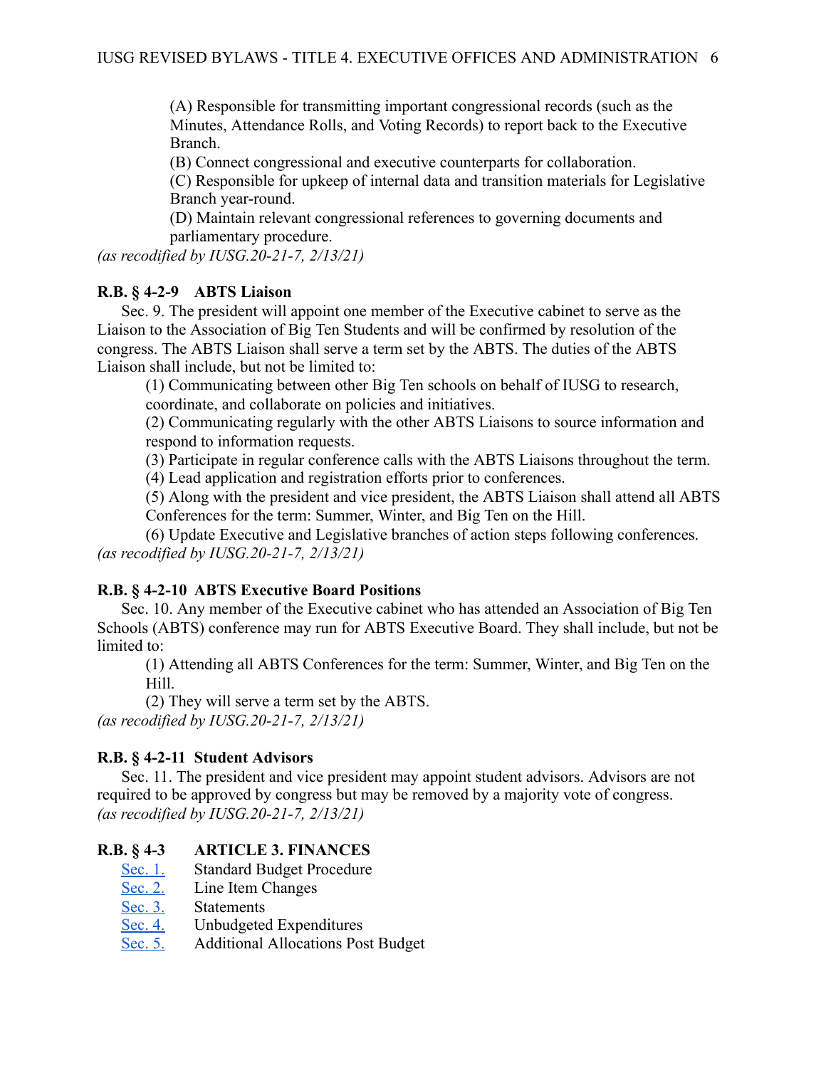(A) Responsible for transmitting important congressional records (such as the Minutes, Attendance Rolls, and Voting Records) to report back to the Executive Branch.

(B) Connect congressional and executive counterparts for collaboration.

(C) Responsible for upkeep of internal data and transition materials for Legislative Branch year-round.

(D) Maintain relevant congressional references to governing documents and parliamentary procedure.

*(as recodified by IUSG.20-21-7, 2/13/21)*

**R.B. § 4-2-9 ABTS Liaison**

Sec. 9. The president will appoint one member of the Executive cabinet to serve as the Liaison to the Association of Big Ten Students and will be confirmed by resolution of the congress. The ABTS Liaison shall serve a term set by the ABTS. The duties of the ABTS Liaison shall include, but not be limited to:

(1) Communicating between other Big Ten schools on behalf of IUSG to research, coordinate, and collaborate on policies and initiatives.

(2) Communicating regularly with the other ABTS Liaisons to source information and respond to information requests.

(3) Participate in regular conference calls with the ABTS Liaisons throughout the term.

(4) Lead application and registration efforts prior to conferences.

(5) Along with the president and vice president, the ABTS Liaison shall attend all ABTS Conferences for the term: Summer, Winter, and Big Ten on the Hill.

(6) Update Executive and Legislative branches of action steps following conferences.

*(as recodified by IUSG.20-21-7, 2/13/21)*

**R.B. § 4-2-10 ABTS Executive Board Positions**

Sec. 10. Any member of the Executive cabinet who has attended an Association of Big Ten Schools (ABTS) conference may run for ABTS Executive Board. They shall include, but not be limited to:

(1) Attending all ABTS Conferences for the term: Summer, Winter, and Big Ten on the Hill.

(2) They will serve a term set by the ABTS.

*(as recodified by IUSG.20-21-7, 2/13/21)*

**R.B. § 4-2-11 Student Advisors**

Sec. 11. The president and vice president may appoint student advisors. Advisors are not required to be approved by congress but may be removed by a majority vote of congress.

*(as recodified by IUSG.20-21-7, 2/13/21)*

**R.B. § 4-3 ARTICLE 3. FINANCES**

Sec. 1. Standard Budget Procedure

Sec. 2. Line Item Changes

Sec. 3. Statements

Sec. 4. Unbudgeted Expenditures

Sec. 5. Additional Allocations Post Budget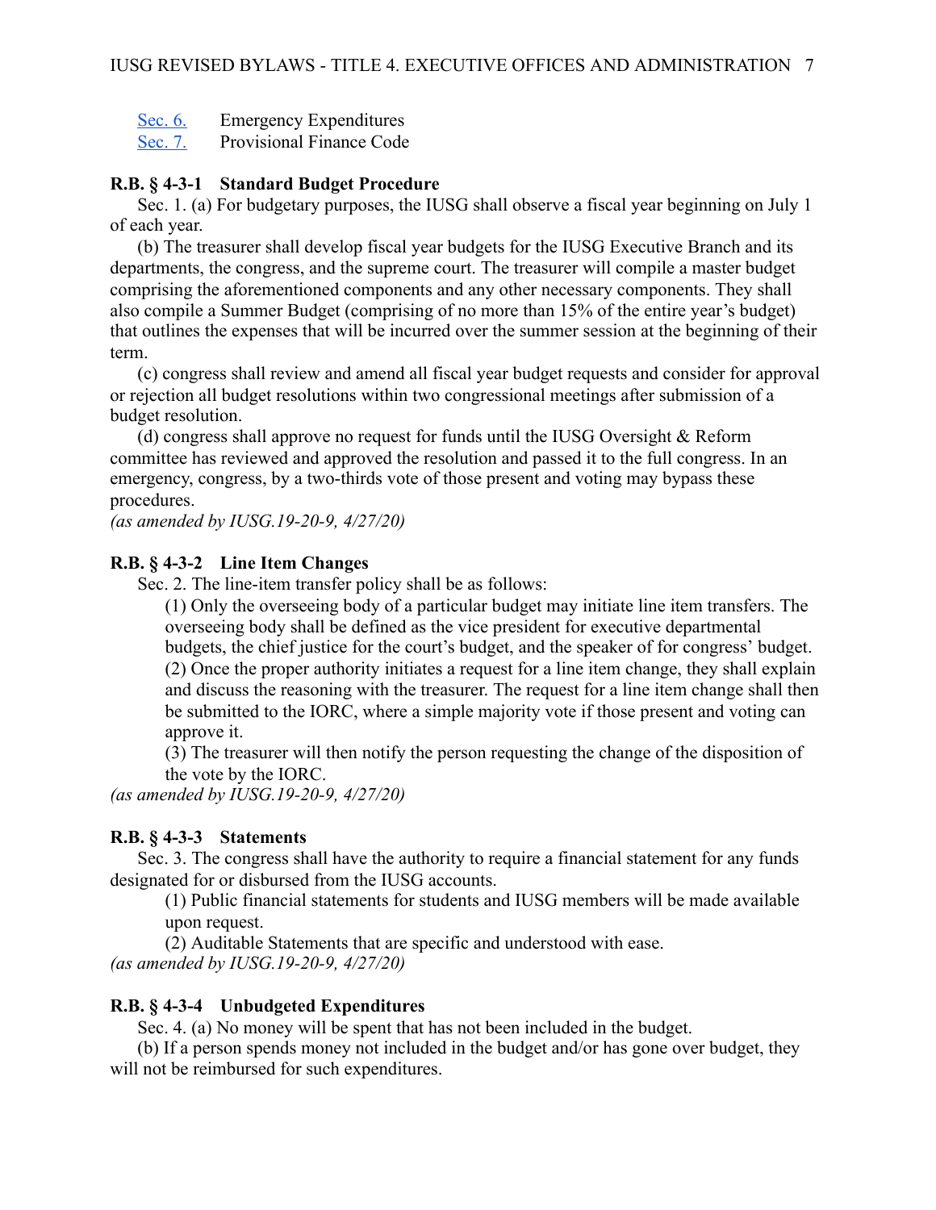[Sec. 6.](#) Emergency Expenditures
[Sec. 7.](#) Provisional Finance Code

**R.B. § 4-3-1 Standard Budget Procedure**

Sec. 1. (a) For budgetary purposes, the IUSG shall observe a fiscal year beginning on July 1 of each year.

(b) The treasurer shall develop fiscal year budgets for the IUSG Executive Branch and its departments, the congress, and the supreme court. The treasurer will compile a master budget comprising the aforementioned components and any other necessary components. They shall also compile a Summer Budget (comprising of no more than 15% of the entire year's budget) that outlines the expenses that will be incurred over the summer session at the beginning of their term.

(c) congress shall review and amend all fiscal year budget requests and consider for approval or rejection all budget resolutions within two congressional meetings after submission of a budget resolution.

(d) congress shall approve no request for funds until the IUSG Oversight & Reform committee has reviewed and approved the resolution and passed it to the full congress. In an emergency, congress, by a two-thirds vote of those present and voting may bypass these procedures.

*(as amended by IUSG.19-20-9, 4/27/20)*

**R.B. § 4-3-2 Line Item Changes**

Sec. 2. The line-item transfer policy shall be as follows:

(1) Only the overseeing body of a particular budget may initiate line item transfers. The overseeing body shall be defined as the vice president for executive departmental budgets, the chief justice for the court's budget, and the speaker of for congress' budget.

(2) Once the proper authority initiates a request for a line item change, they shall explain and discuss the reasoning with the treasurer. The request for a line item change shall then be submitted to the IORC, where a simple majority vote if those present and voting can approve it.

(3) The treasurer will then notify the person requesting the change of the disposition of the vote by the IORC.

*(as amended by IUSG.19-20-9, 4/27/20)*

**R.B. § 4-3-3 Statements**

Sec. 3. The congress shall have the authority to require a financial statement for any funds designated for or disbursed from the IUSG accounts.

(1) Public financial statements for students and IUSG members will be made available upon request.

(2) Auditable Statements that are specific and understood with ease.

*(as amended by IUSG.19-20-9, 4/27/20)*

**R.B. § 4-3-4 Unbudgeted Expenditures**

Sec. 4. (a) No money will be spent that has not been included in the budget.

(b) If a person spends money not included in the budget and/or has gone over budget, they will not be reimbursed for such expenditures.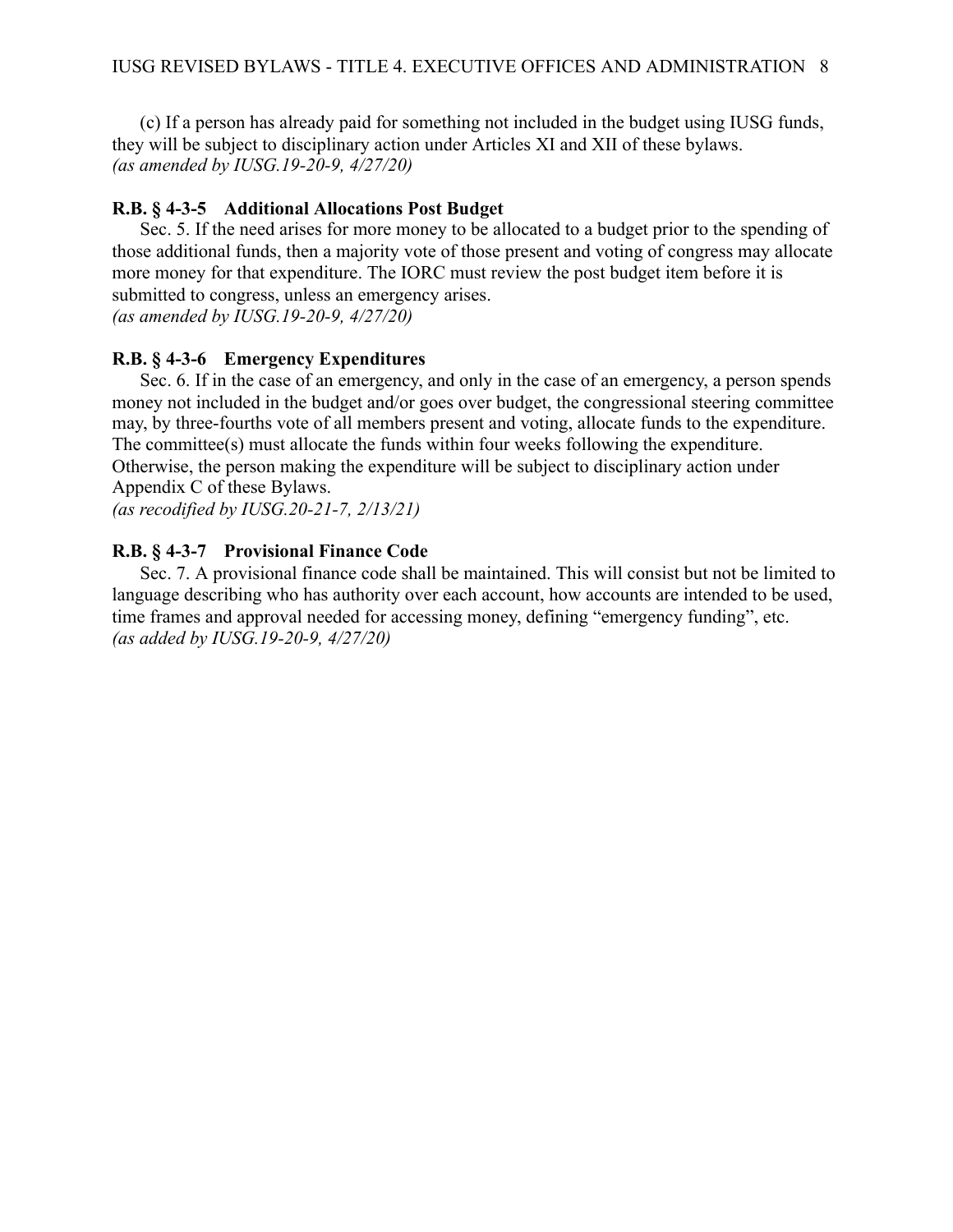(c) If a person has already paid for something not included in the budget using IUSG funds, they will be subject to disciplinary action under Articles XI and XII of these bylaws.
*(as amended by IUSG.19-20-9, 4/27/20)*

### R.B. § 4-3-5 Additional Allocations Post Budget

Sec. 5. If the need arises for more money to be allocated to a budget prior to the spending of those additional funds, then a majority vote of those present and voting of congress may allocate more money for that expenditure. The IORC must review the post budget item before it is submitted to congress, unless an emergency arises.
*(as amended by IUSG.19-20-9, 4/27/20)*

### R.B. § 4-3-6 Emergency Expenditures

Sec. 6. If in the case of an emergency, and only in the case of an emergency, a person spends money not included in the budget and/or goes over budget, the congressional steering committee may, by three-fourths vote of all members present and voting, allocate funds to the expenditure. The committee(s) must allocate the funds within four weeks following the expenditure. Otherwise, the person making the expenditure will be subject to disciplinary action under Appendix C of these Bylaws.
*(as recodified by IUSG.20-21-7, 2/13/21)*

### R.B. § 4-3-7 Provisional Finance Code

Sec. 7. A provisional finance code shall be maintained. This will consist but not be limited to language describing who has authority over each account, how accounts are intended to be used, time frames and approval needed for accessing money, defining "emergency funding", etc.
*(as added by IUSG.19-20-9, 4/27/20)*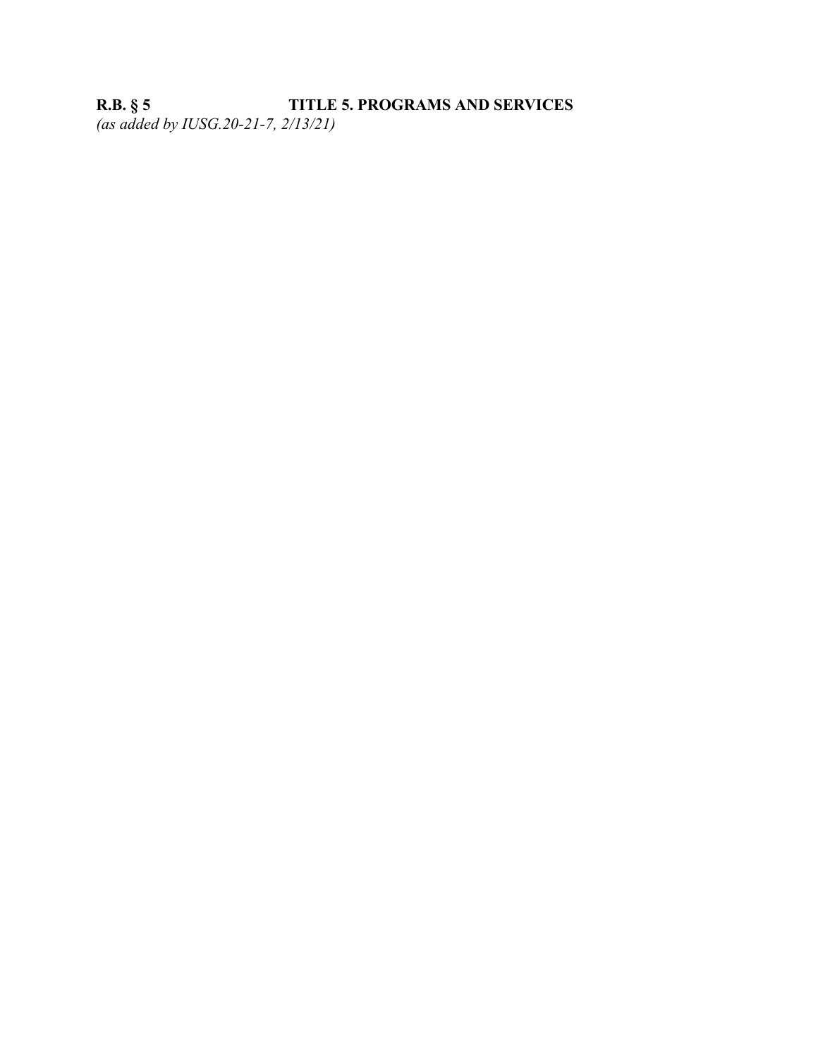**R.B. § 5 TITLE 5. PROGRAMS AND SERVICES**

*(as added by IUSG.20-21-7, 2/13/21)*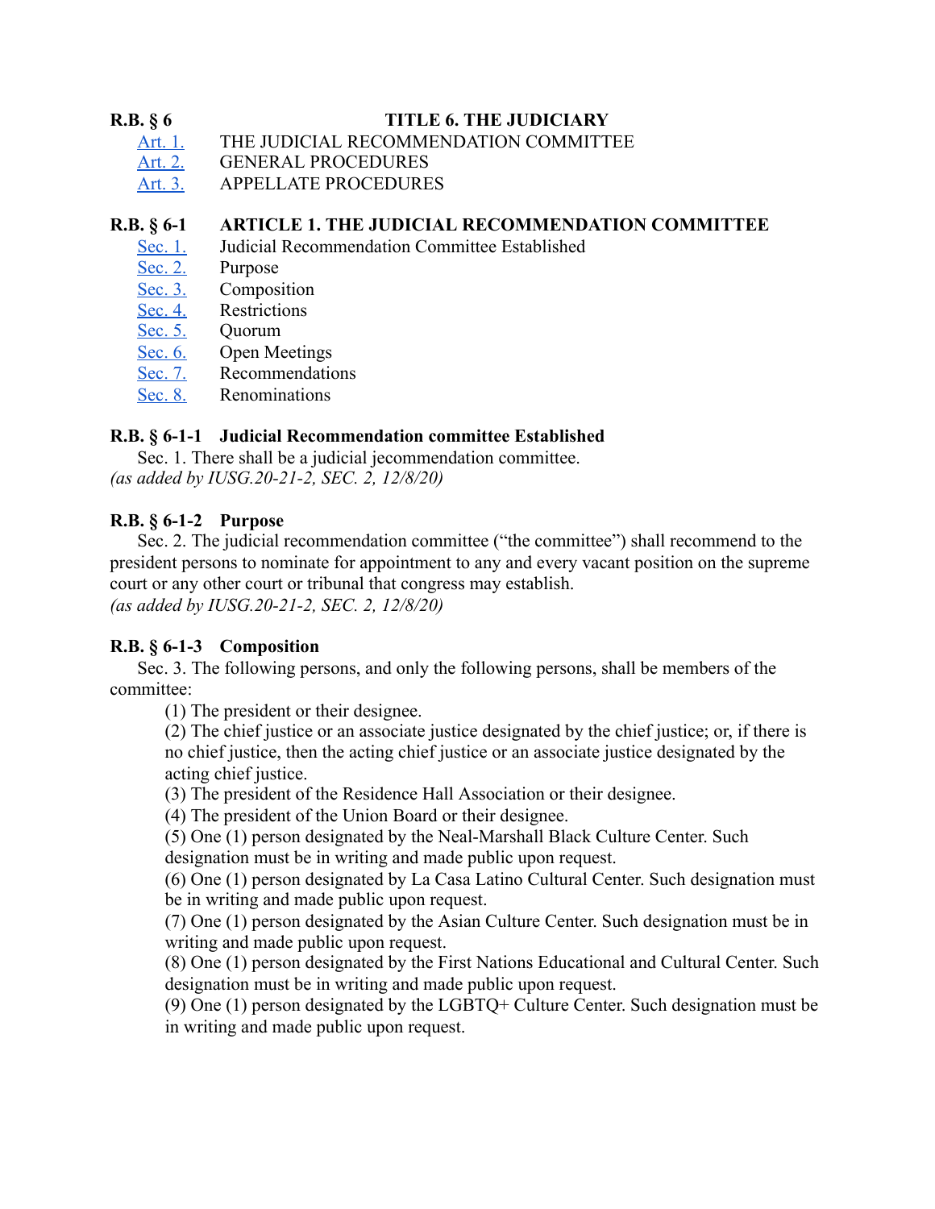**R.B. § 6 TITLE 6. THE JUDICIARY**

- Art. 1. THE JUDICIAL RECOMMENDATION COMMITTEE
- Art. 2. GENERAL PROCEDURES
- Art. 3. APPELLATE PROCEDURES

**R.B. § 6-1 ARTICLE 1. THE JUDICIAL RECOMMENDATION COMMITTEE**

- Sec. 1. Judicial Recommendation Committee Established
- Sec. 2. Purpose
- Sec. 3. Composition
- Sec. 4. Restrictions
- Sec. 5. Quorum
- Sec. 6. Open Meetings
- Sec. 7. Recommendations
- Sec. 8. Renominations

**R.B. § 6-1-1 Judicial Recommendation committee Established**

Sec. 1. There shall be a judicial jecommendation committee.
*(as added by IUSG.20-21-2, SEC. 2, 12/8/20)*

**R.B. § 6-1-2 Purpose**

Sec. 2. The judicial recommendation committee ("the committee") shall recommend to the president persons to nominate for appointment to any and every vacant position on the supreme court or any other court or tribunal that congress may establish.
*(as added by IUSG.20-21-2, SEC. 2, 12/8/20)*

**R.B. § 6-1-3 Composition**

Sec. 3. The following persons, and only the following persons, shall be members of the committee:

(1) The president or their designee.
(2) The chief justice or an associate justice designated by the chief justice; or, if there is no chief justice, then the acting chief justice or an associate justice designated by the acting chief justice.
(3) The president of the Residence Hall Association or their designee.
(4) The president of the Union Board or their designee.
(5) One (1) person designated by the Neal-Marshall Black Culture Center. Such designation must be in writing and made public upon request.
(6) One (1) person designated by La Casa Latino Cultural Center. Such designation must be in writing and made public upon request.
(7) One (1) person designated by the Asian Culture Center. Such designation must be in writing and made public upon request.
(8) One (1) person designated by the First Nations Educational and Cultural Center. Such designation must be in writing and made public upon request.
(9) One (1) person designated by the LGBTQ+ Culture Center. Such designation must be in writing and made public upon request.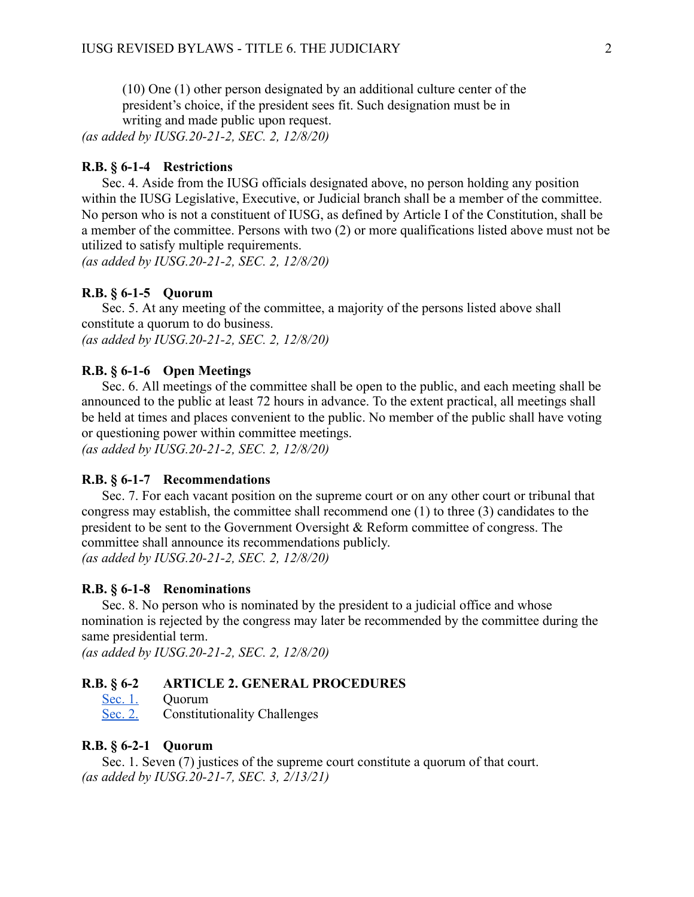(10) One (1) other person designated by an additional culture center of the president's choice, if the president sees fit. Such designation must be in writing and made public upon request.

*(as added by IUSG.20-21-2, SEC. 2, 12/8/20)*

**R.B. § 6-1-4 Restrictions**

Sec. 4. Aside from the IUSG officials designated above, no person holding any position within the IUSG Legislative, Executive, or Judicial branch shall be a member of the committee. No person who is not a constituent of IUSG, as defined by Article I of the Constitution, shall be a member of the committee. Persons with two (2) or more qualifications listed above must not be utilized to satisfy multiple requirements.

*(as added by IUSG.20-21-2, SEC. 2, 12/8/20)*

**R.B. § 6-1-5 Quorum**

Sec. 5. At any meeting of the committee, a majority of the persons listed above shall constitute a quorum to do business.

*(as added by IUSG.20-21-2, SEC. 2, 12/8/20)*

**R.B. § 6-1-6 Open Meetings**

Sec. 6. All meetings of the committee shall be open to the public, and each meeting shall be announced to the public at least 72 hours in advance. To the extent practical, all meetings shall be held at times and places convenient to the public. No member of the public shall have voting or questioning power within committee meetings.

*(as added by IUSG.20-21-2, SEC. 2, 12/8/20)*

**R.B. § 6-1-7 Recommendations**

Sec. 7. For each vacant position on the supreme court or on any other court or tribunal that congress may establish, the committee shall recommend one (1) to three (3) candidates to the president to be sent to the Government Oversight & Reform committee of congress. The committee shall announce its recommendations publicly.

*(as added by IUSG.20-21-2, SEC. 2, 12/8/20)*

**R.B. § 6-1-8 Renominations**

Sec. 8. No person who is nominated by the president to a judicial office and whose nomination is rejected by the congress may later be recommended by the committee during the same presidential term.

*(as added by IUSG.20-21-2, SEC. 2, 12/8/20)*

**R.B. § 6-2 ARTICLE 2. GENERAL PROCEDURES**

Sec. 1. Quorum
Sec. 2. Constitutionality Challenges

**R.B. § 6-2-1 Quorum**

Sec. 1. Seven (7) justices of the supreme court constitute a quorum of that court.

*(as added by IUSG.20-21-7, SEC. 3, 2/13/21)*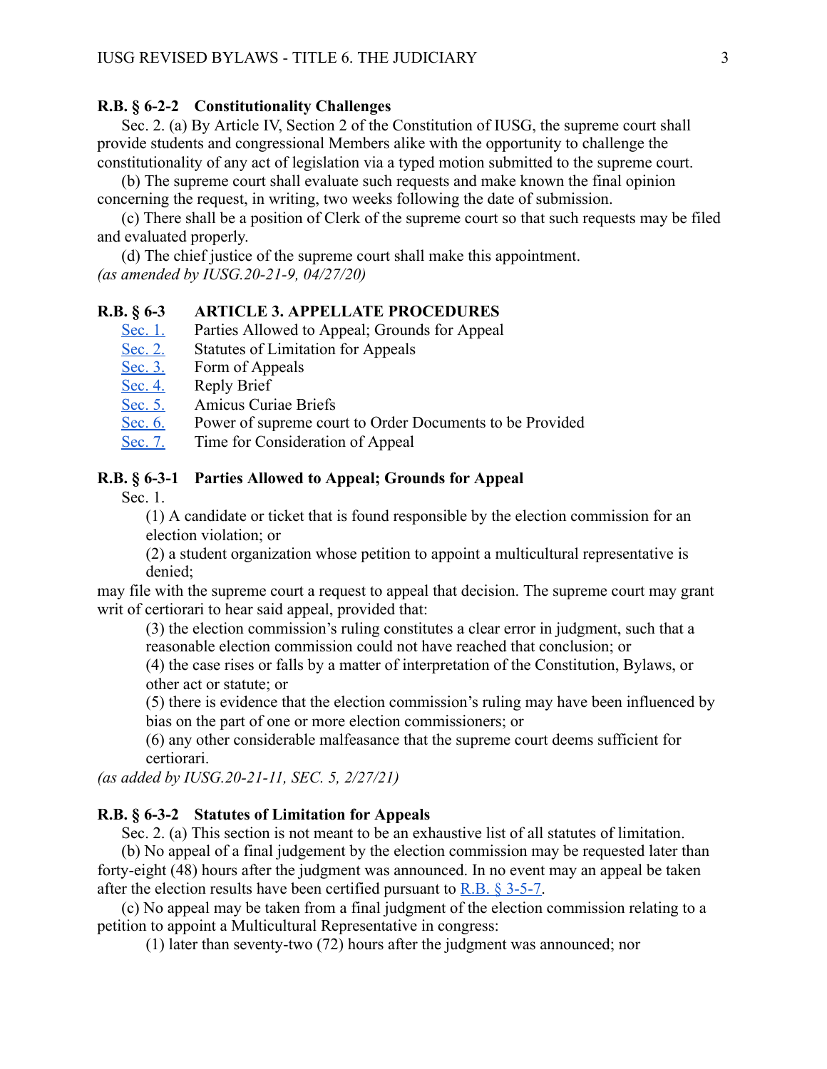**R.B. § 6-2-2 Constitutionality Challenges**

Sec. 2. (a) By Article IV, Section 2 of the Constitution of IUSG, the supreme court shall provide students and congressional Members alike with the opportunity to challenge the constitutionality of any act of legislation via a typed motion submitted to the supreme court.

(b) The supreme court shall evaluate such requests and make known the final opinion concerning the request, in writing, two weeks following the date of submission.

(c) There shall be a position of Clerk of the supreme court so that such requests may be filed and evaluated properly.

(d) The chief justice of the supreme court shall make this appointment.

*(as amended by IUSG.20-21-9, 04/27/20)*

## R.B. § 6-3 ARTICLE 3. APPELLATE PROCEDURES

- Sec. 1. Parties Allowed to Appeal; Grounds for Appeal
- Sec. 2. Statutes of Limitation for Appeals
- Sec. 3. Form of Appeals
- Sec. 4. Reply Brief
- Sec. 5. Amicus Curiae Briefs
- Sec. 6. Power of supreme court to Order Documents to be Provided
- Sec. 7. Time for Consideration of Appeal

**R.B. § 6-3-1 Parties Allowed to Appeal; Grounds for Appeal**

Sec. 1.

(1) A candidate or ticket that is found responsible by the election commission for an election violation; or

(2) a student organization whose petition to appoint a multicultural representative is denied;

may file with the supreme court a request to appeal that decision. The supreme court may grant writ of certiorari to hear said appeal, provided that:

(3) the election commission's ruling constitutes a clear error in judgment, such that a reasonable election commission could not have reached that conclusion; or

(4) the case rises or falls by a matter of interpretation of the Constitution, Bylaws, or other act or statute; or

(5) there is evidence that the election commission's ruling may have been influenced by bias on the part of one or more election commissioners; or

(6) any other considerable malfeasance that the supreme court deems sufficient for certiorari.

*(as added by IUSG.20-21-11, SEC. 5, 2/27/21)*

**R.B. § 6-3-2 Statutes of Limitation for Appeals**

Sec. 2. (a) This section is not meant to be an exhaustive list of all statutes of limitation.

(b) No appeal of a final judgement by the election commission may be requested later than forty-eight (48) hours after the judgment was announced. In no event may an appeal be taken after the election results have been certified pursuant to R.B. § 3-5-7.

(c) No appeal may be taken from a final judgment of the election commission relating to a petition to appoint a Multicultural Representative in congress:

(1) later than seventy-two (72) hours after the judgment was announced; nor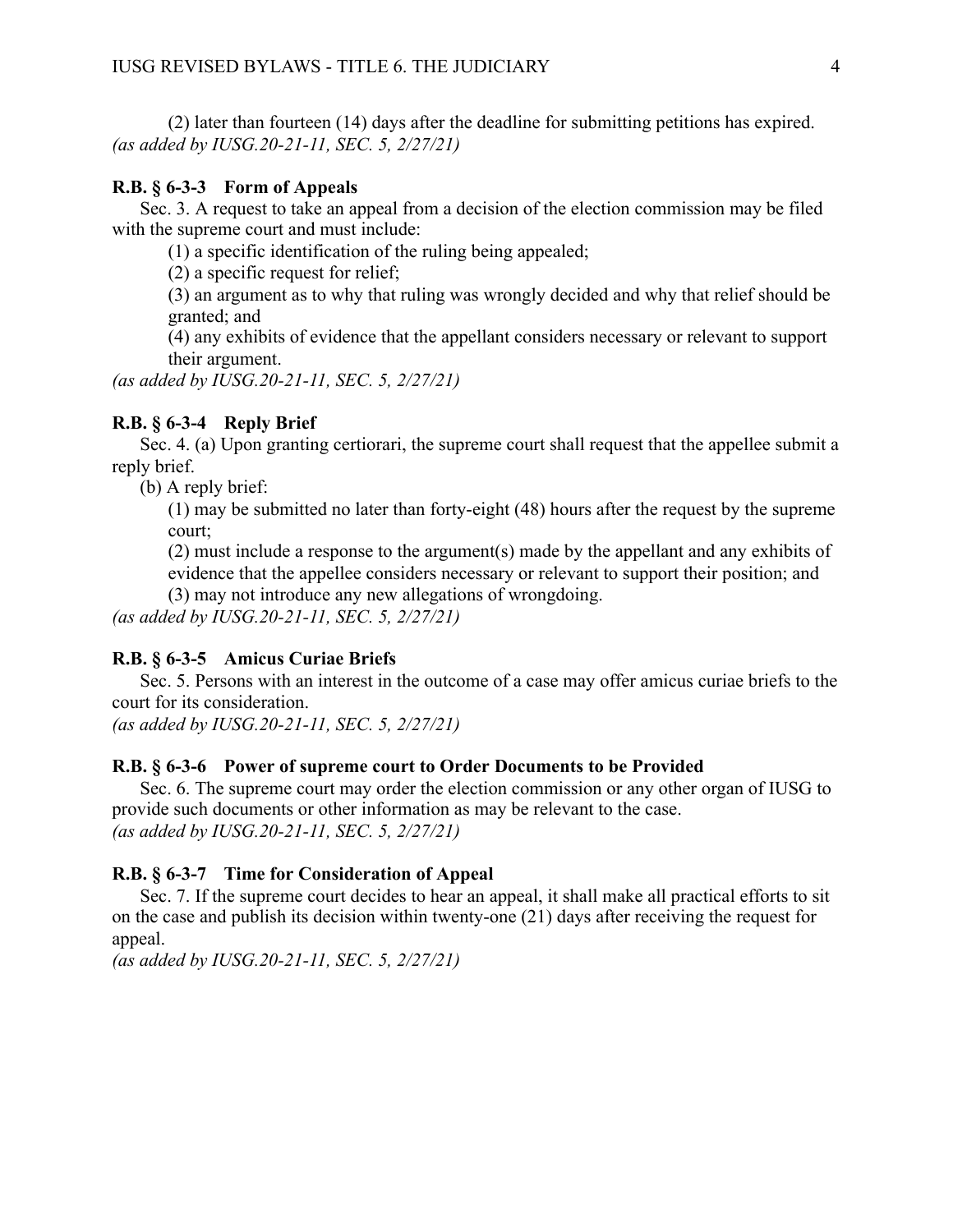(2) later than fourteen (14) days after the deadline for submitting petitions has expired.
*(as added by IUSG.20-21-11, SEC. 5, 2/27/21)*

**R.B. § 6-3-3 Form of Appeals**

Sec. 3. A request to take an appeal from a decision of the election commission may be filed with the supreme court and must include:

(1) a specific identification of the ruling being appealed;

(2) a specific request for relief;

(3) an argument as to why that ruling was wrongly decided and why that relief should be granted; and

(4) any exhibits of evidence that the appellant considers necessary or relevant to support their argument.

*(as added by IUSG.20-21-11, SEC. 5, 2/27/21)*

**R.B. § 6-3-4 Reply Brief**

Sec. 4. (a) Upon granting certiorari, the supreme court shall request that the appellee submit a reply brief.

(b) A reply brief:

(1) may be submitted no later than forty-eight (48) hours after the request by the supreme court;

(2) must include a response to the argument(s) made by the appellant and any exhibits of evidence that the appellee considers necessary or relevant to support their position; and

(3) may not introduce any new allegations of wrongdoing.

*(as added by IUSG.20-21-11, SEC. 5, 2/27/21)*

**R.B. § 6-3-5 Amicus Curiae Briefs**

Sec. 5. Persons with an interest in the outcome of a case may offer amicus curiae briefs to the court for its consideration.

*(as added by IUSG.20-21-11, SEC. 5, 2/27/21)*

**R.B. § 6-3-6 Power of supreme court to Order Documents to be Provided**

Sec. 6. The supreme court may order the election commission or any other organ of IUSG to provide such documents or other information as may be relevant to the case.

*(as added by IUSG.20-21-11, SEC. 5, 2/27/21)*

**R.B. § 6-3-7 Time for Consideration of Appeal**

Sec. 7. If the supreme court decides to hear an appeal, it shall make all practical efforts to sit on the case and publish its decision within twenty-one (21) days after receiving the request for appeal.

*(as added by IUSG.20-21-11, SEC. 5, 2/27/21)*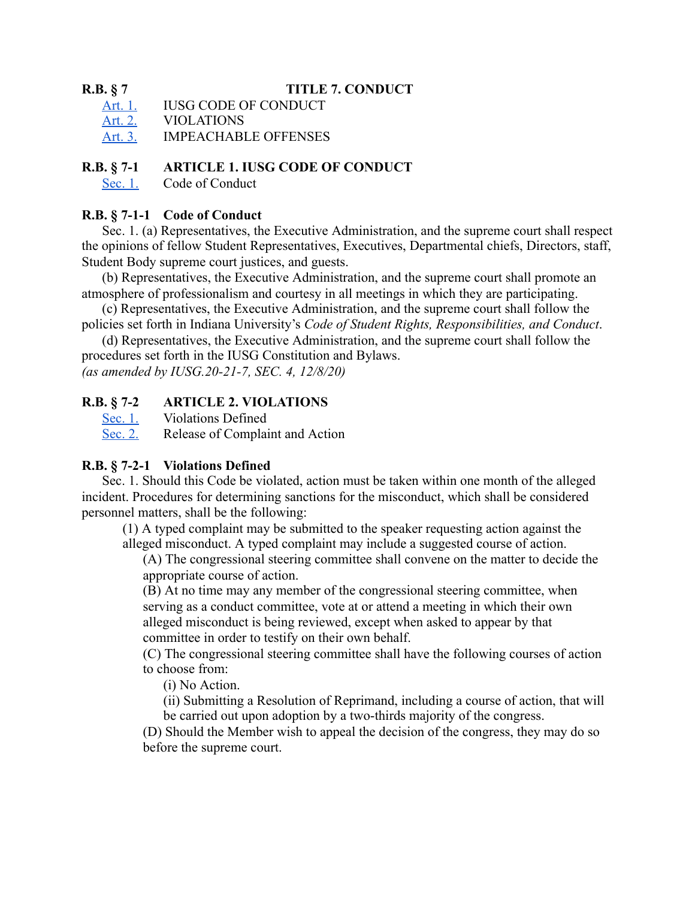**R.B. § 7 TITLE 7. CONDUCT**

[Art. 1.] IUSG CODE OF CONDUCT
[Art. 2.] VIOLATIONS
[Art. 3.] IMPEACHABLE OFFENSES

**R.B. § 7-1 ARTICLE 1. IUSG CODE OF CONDUCT**

[Sec. 1.] Code of Conduct

**R.B. § 7-1-1 Code of Conduct**

Sec. 1. (a) Representatives, the Executive Administration, and the supreme court shall respect the opinions of fellow Student Representatives, Executives, Departmental chiefs, Directors, staff, Student Body supreme court justices, and guests.

(b) Representatives, the Executive Administration, and the supreme court shall promote an atmosphere of professionalism and courtesy in all meetings in which they are participating.

(c) Representatives, the Executive Administration, and the supreme court shall follow the policies set forth in Indiana University's *Code of Student Rights, Responsibilities, and Conduct*.

(d) Representatives, the Executive Administration, and the supreme court shall follow the procedures set forth in the IUSG Constitution and Bylaws.

*(as amended by IUSG.20-21-7, SEC. 4, 12/8/20)*

**R.B. § 7-2 ARTICLE 2. VIOLATIONS**

[Sec. 1.] Violations Defined
[Sec. 2.] Release of Complaint and Action

**R.B. § 7-2-1 Violations Defined**

Sec. 1. Should this Code be violated, action must be taken within one month of the alleged incident. Procedures for determining sanctions for the misconduct, which shall be considered personnel matters, shall be the following:

(1) A typed complaint may be submitted to the speaker requesting action against the alleged misconduct. A typed complaint may include a suggested course of action.

(A) The congressional steering committee shall convene on the matter to decide the appropriate course of action.

(B) At no time may any member of the congressional steering committee, when serving as a conduct committee, vote at or attend a meeting in which their own alleged misconduct is being reviewed, except when asked to appear by that committee in order to testify on their own behalf.

(C) The congressional steering committee shall have the following courses of action to choose from:

(i) No Action.

(ii) Submitting a Resolution of Reprimand, including a course of action, that will be carried out upon adoption by a two-thirds majority of the congress.

(D) Should the Member wish to appeal the decision of the congress, they may do so before the supreme court.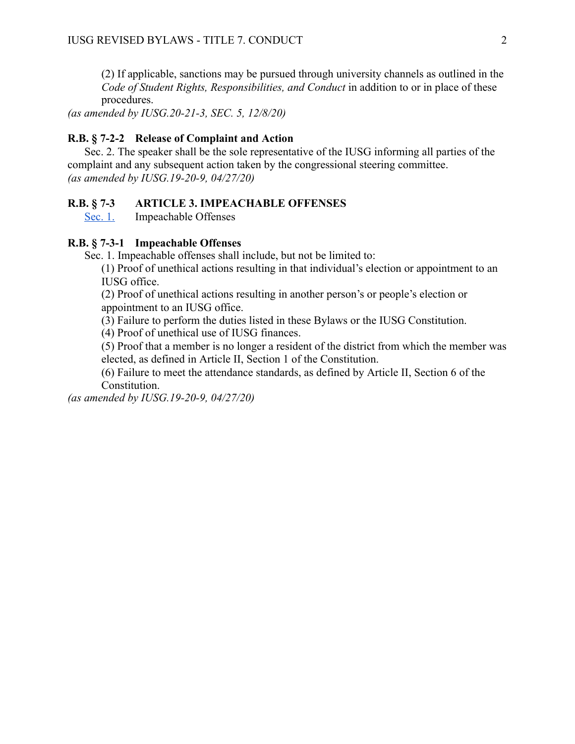(2) If applicable, sanctions may be pursued through university channels as outlined in the *Code of Student Rights, Responsibilities, and Conduct* in addition to or in place of these procedures.

*(as amended by IUSG.20-21-3, SEC. 5, 12/8/20)*

### R.B. § 7-2-2 Release of Complaint and Action

Sec. 2. The speaker shall be the sole representative of the IUSG informing all parties of the complaint and any subsequent action taken by the congressional steering committee.

*(as amended by IUSG.19-20-9, 04/27/20)*

## R.B. § 7-3 ARTICLE 3. IMPEACHABLE OFFENSES

Sec. 1. Impeachable Offenses

### R.B. § 7-3-1 Impeachable Offenses

Sec. 1. Impeachable offenses shall include, but not be limited to:

(1) Proof of unethical actions resulting in that individual's election or appointment to an IUSG office.

(2) Proof of unethical actions resulting in another person's or people's election or appointment to an IUSG office.

(3) Failure to perform the duties listed in these Bylaws or the IUSG Constitution.

(4) Proof of unethical use of IUSG finances.

(5) Proof that a member is no longer a resident of the district from which the member was elected, as defined in Article II, Section 1 of the Constitution.

(6) Failure to meet the attendance standards, as defined by Article II, Section 6 of the Constitution.

*(as amended by IUSG.19-20-9, 04/27/20)*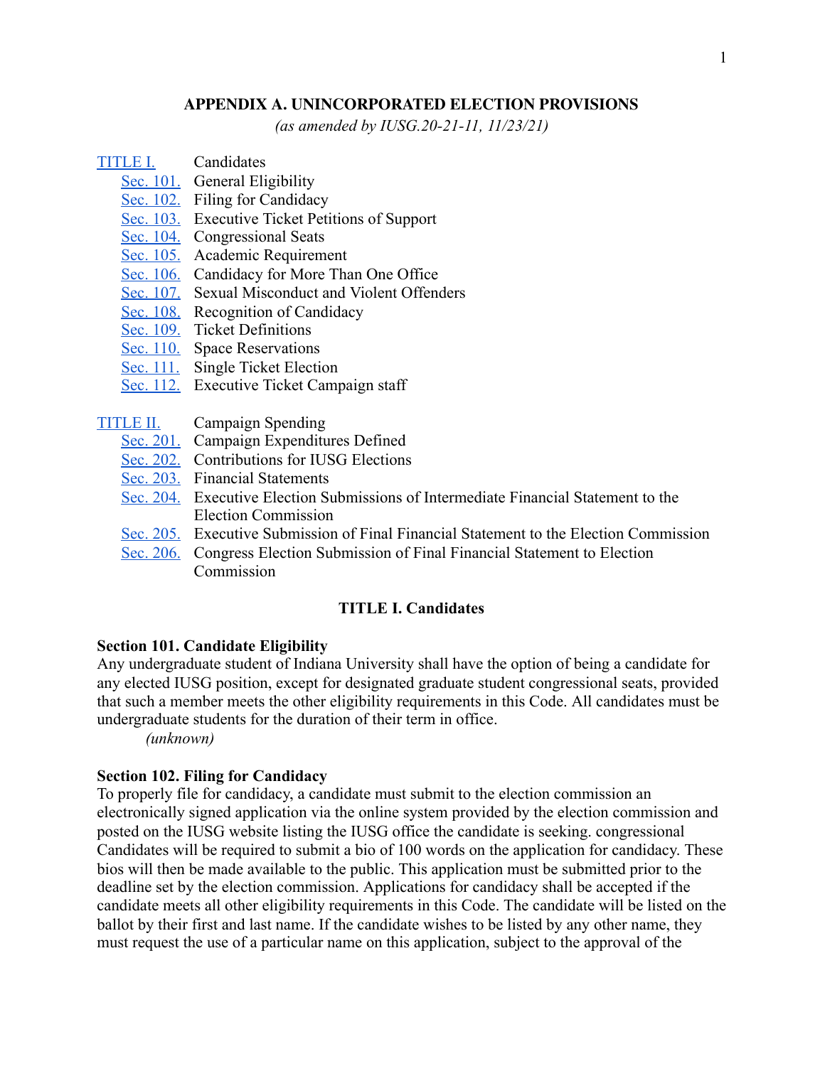## APPENDIX A. UNINCORPORATED ELECTION PROVISIONS

*(as amended by IUSG.20-21-11, 11/23/21)*

TITLE I. Candidates
- Sec. 101. General Eligibility
- Sec. 102. Filing for Candidacy
- Sec. 103. Executive Ticket Petitions of Support
- Sec. 104. Congressional Seats
- Sec. 105. Academic Requirement
- Sec. 106. Candidacy for More Than One Office
- Sec. 107. Sexual Misconduct and Violent Offenders
- Sec. 108. Recognition of Candidacy
- Sec. 109. Ticket Definitions
- Sec. 110. Space Reservations
- Sec. 111. Single Ticket Election
- Sec. 112. Executive Ticket Campaign staff

TITLE II. Campaign Spending
- Sec. 201. Campaign Expenditures Defined
- Sec. 202. Contributions for IUSG Elections
- Sec. 203. Financial Statements
- Sec. 204. Executive Election Submissions of Intermediate Financial Statement to the Election Commission
- Sec. 205. Executive Submission of Final Financial Statement to the Election Commission
- Sec. 206. Congress Election Submission of Final Financial Statement to Election Commission

### TITLE I. Candidates

**Section 101. Candidate Eligibility**

Any undergraduate student of Indiana University shall have the option of being a candidate for any elected IUSG position, except for designated graduate student congressional seats, provided that such a member meets the other eligibility requirements in this Code. All candidates must be undergraduate students for the duration of their term in office.

*(unknown)*

**Section 102. Filing for Candidacy**

To properly file for candidacy, a candidate must submit to the election commission an electronically signed application via the online system provided by the election commission and posted on the IUSG website listing the IUSG office the candidate is seeking. congressional Candidates will be required to submit a bio of 100 words on the application for candidacy. These bios will then be made available to the public. This application must be submitted prior to the deadline set by the election commission. Applications for candidacy shall be accepted if the candidate meets all other eligibility requirements in this Code. The candidate will be listed on the ballot by their first and last name. If the candidate wishes to be listed by any other name, they must request the use of a particular name on this application, subject to the approval of the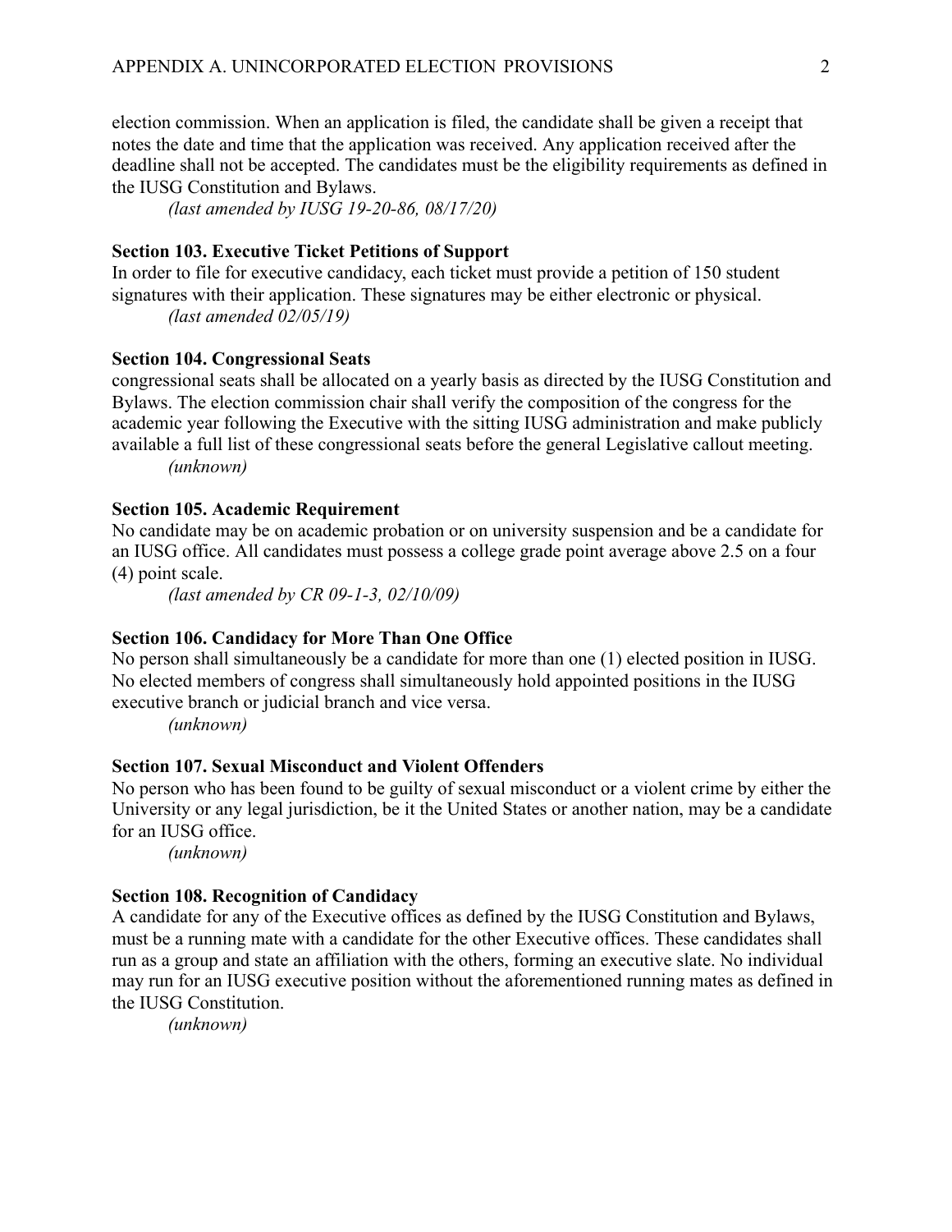election commission. When an application is filed, the candidate shall be given a receipt that notes the date and time that the application was received. Any application received after the deadline shall not be accepted. The candidates must be the eligibility requirements as defined in the IUSG Constitution and Bylaws.

*(last amended by IUSG 19-20-86, 08/17/20)*

**Section 103. Executive Ticket Petitions of Support**

In order to file for executive candidacy, each ticket must provide a petition of 150 student signatures with their application. These signatures may be either electronic or physical.

*(last amended 02/05/19)*

**Section 104. Congressional Seats**

congressional seats shall be allocated on a yearly basis as directed by the IUSG Constitution and Bylaws. The election commission chair shall verify the composition of the congress for the academic year following the Executive with the sitting IUSG administration and make publicly available a full list of these congressional seats before the general Legislative callout meeting.

*(unknown)*

**Section 105. Academic Requirement**

No candidate may be on academic probation or on university suspension and be a candidate for an IUSG office. All candidates must possess a college grade point average above 2.5 on a four (4) point scale.

*(last amended by CR 09-1-3, 02/10/09)*

**Section 106. Candidacy for More Than One Office**

No person shall simultaneously be a candidate for more than one (1) elected position in IUSG. No elected members of congress shall simultaneously hold appointed positions in the IUSG executive branch or judicial branch and vice versa.

*(unknown)*

**Section 107. Sexual Misconduct and Violent Offenders**

No person who has been found to be guilty of sexual misconduct or a violent crime by either the University or any legal jurisdiction, be it the United States or another nation, may be a candidate for an IUSG office.

*(unknown)*

**Section 108. Recognition of Candidacy**

A candidate for any of the Executive offices as defined by the IUSG Constitution and Bylaws, must be a running mate with a candidate for the other Executive offices. These candidates shall run as a group and state an affiliation with the others, forming an executive slate. No individual may run for an IUSG executive position without the aforementioned running mates as defined in the IUSG Constitution.

*(unknown)*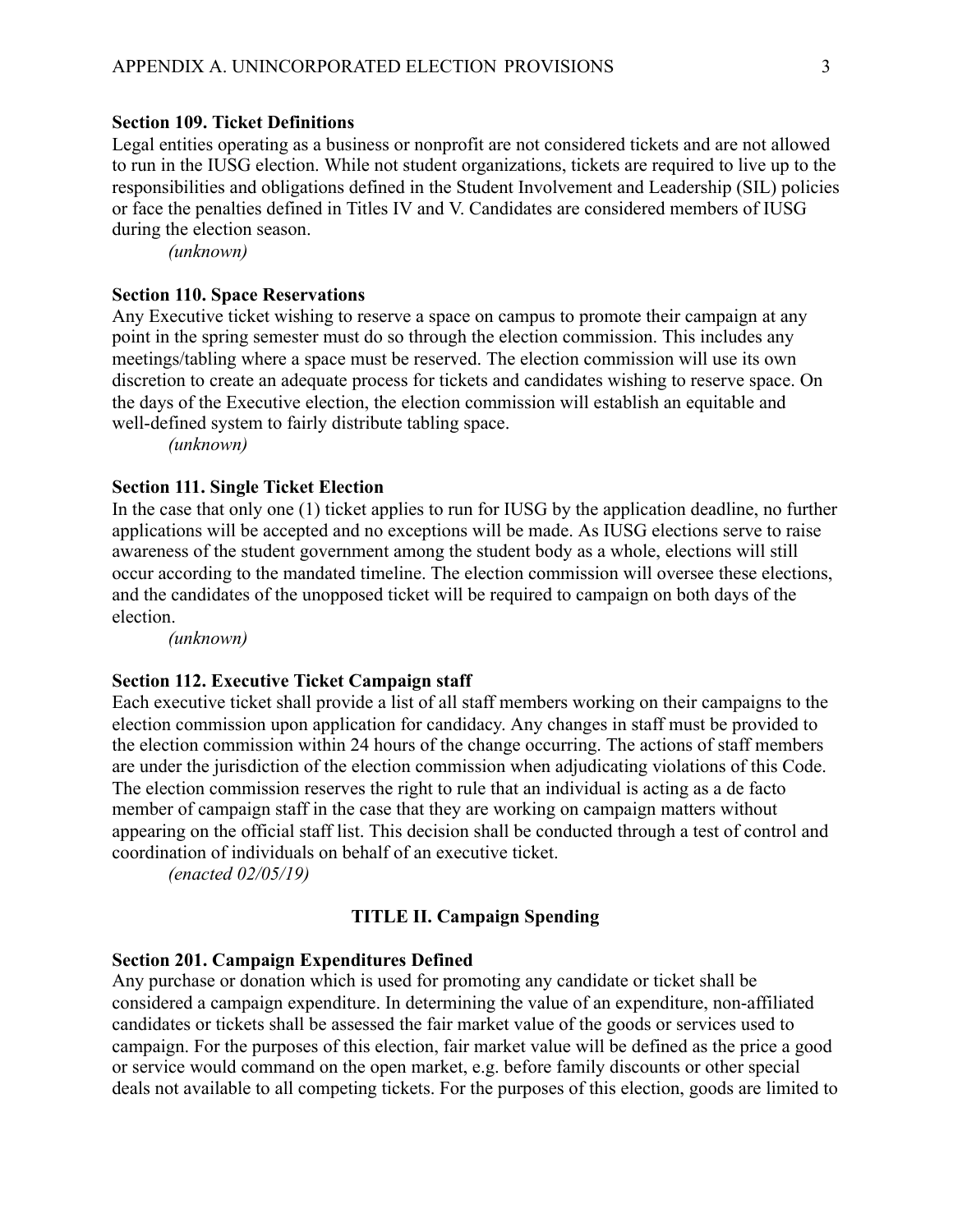**Section 109. Ticket Definitions**

Legal entities operating as a business or nonprofit are not considered tickets and are not allowed to run in the IUSG election. While not student organizations, tickets are required to live up to the responsibilities and obligations defined in the Student Involvement and Leadership (SIL) policies or face the penalties defined in Titles IV and V. Candidates are considered members of IUSG during the election season.

*(unknown)*

**Section 110. Space Reservations**

Any Executive ticket wishing to reserve a space on campus to promote their campaign at any point in the spring semester must do so through the election commission. This includes any meetings/tabling where a space must be reserved. The election commission will use its own discretion to create an adequate process for tickets and candidates wishing to reserve space. On the days of the Executive election, the election commission will establish an equitable and well-defined system to fairly distribute tabling space.

*(unknown)*

**Section 111. Single Ticket Election**

In the case that only one (1) ticket applies to run for IUSG by the application deadline, no further applications will be accepted and no exceptions will be made. As IUSG elections serve to raise awareness of the student government among the student body as a whole, elections will still occur according to the mandated timeline. The election commission will oversee these elections, and the candidates of the unopposed ticket will be required to campaign on both days of the election.

*(unknown)*

**Section 112. Executive Ticket Campaign staff**

Each executive ticket shall provide a list of all staff members working on their campaigns to the election commission upon application for candidacy. Any changes in staff must be provided to the election commission within 24 hours of the change occurring. The actions of staff members are under the jurisdiction of the election commission when adjudicating violations of this Code. The election commission reserves the right to rule that an individual is acting as a de facto member of campaign staff in the case that they are working on campaign matters without appearing on the official staff list. This decision shall be conducted through a test of control and coordination of individuals on behalf of an executive ticket.

*(enacted 02/05/19)*

## TITLE II. Campaign Spending

**Section 201. Campaign Expenditures Defined**

Any purchase or donation which is used for promoting any candidate or ticket shall be considered a campaign expenditure. In determining the value of an expenditure, non-affiliated candidates or tickets shall be assessed the fair market value of the goods or services used to campaign. For the purposes of this election, fair market value will be defined as the price a good or service would command on the open market, e.g. before family discounts or other special deals not available to all competing tickets. For the purposes of this election, goods are limited to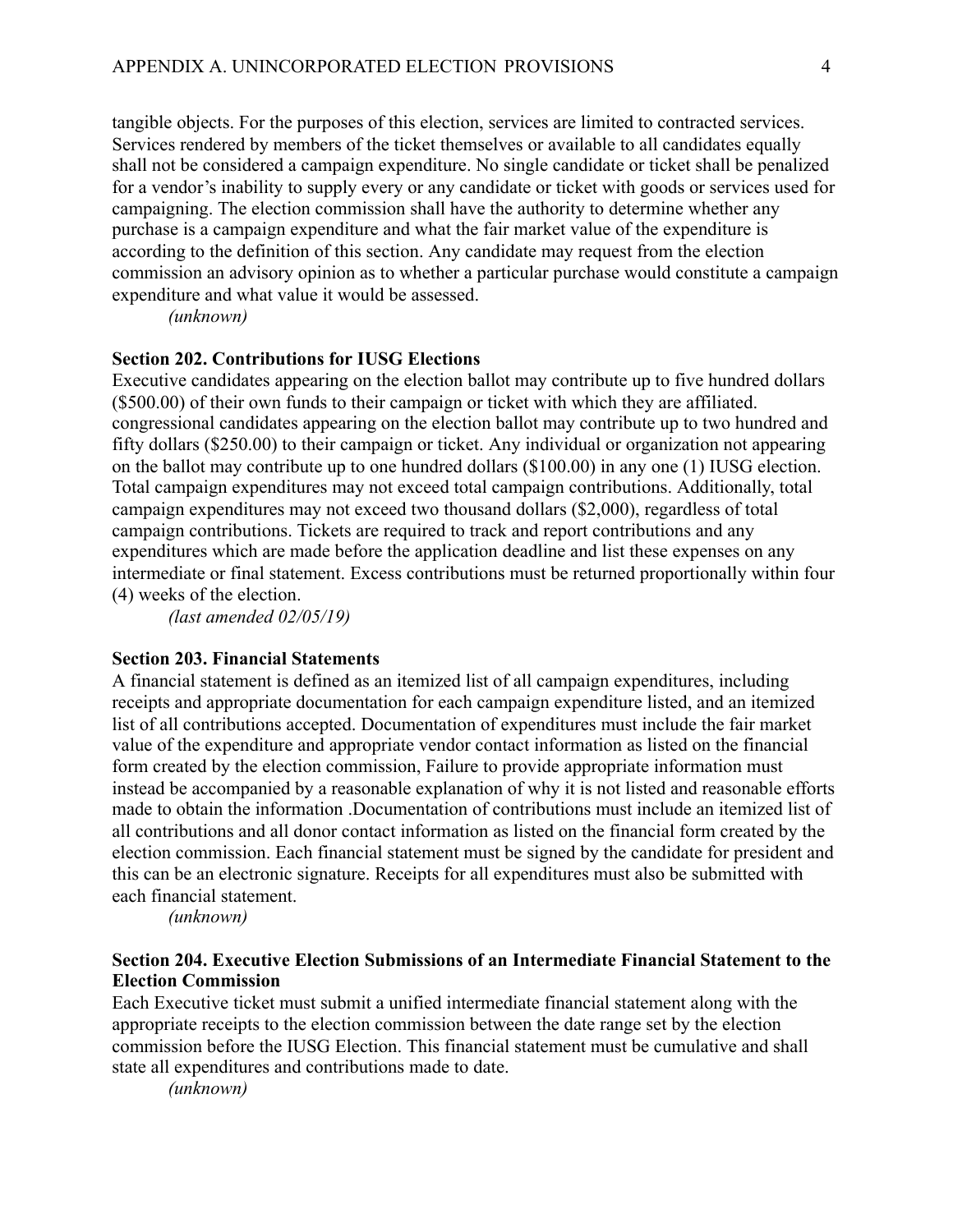tangible objects. For the purposes of this election, services are limited to contracted services. Services rendered by members of the ticket themselves or available to all candidates equally shall not be considered a campaign expenditure. No single candidate or ticket shall be penalized for a vendor's inability to supply every or any candidate or ticket with goods or services used for campaigning. The election commission shall have the authority to determine whether any purchase is a campaign expenditure and what the fair market value of the expenditure is according to the definition of this section. Any candidate may request from the election commission an advisory opinion as to whether a particular purchase would constitute a campaign expenditure and what value it would be assessed.

*(unknown)*

**Section 202. Contributions for IUSG Elections**

Executive candidates appearing on the election ballot may contribute up to five hundred dollars ($500.00) of their own funds to their campaign or ticket with which they are affiliated. congressional candidates appearing on the election ballot may contribute up to two hundred and fifty dollars ($250.00) to their campaign or ticket. Any individual or organization not appearing on the ballot may contribute up to one hundred dollars ($100.00) in any one (1) IUSG election. Total campaign expenditures may not exceed total campaign contributions. Additionally, total campaign expenditures may not exceed two thousand dollars ($2,000), regardless of total campaign contributions. Tickets are required to track and report contributions and any expenditures which are made before the application deadline and list these expenses on any intermediate or final statement. Excess contributions must be returned proportionally within four (4) weeks of the election.

*(last amended 02/05/19)*

**Section 203. Financial Statements**

A financial statement is defined as an itemized list of all campaign expenditures, including receipts and appropriate documentation for each campaign expenditure listed, and an itemized list of all contributions accepted. Documentation of expenditures must include the fair market value of the expenditure and appropriate vendor contact information as listed on the financial form created by the election commission, Failure to provide appropriate information must instead be accompanied by a reasonable explanation of why it is not listed and reasonable efforts made to obtain the information .Documentation of contributions must include an itemized list of all contributions and all donor contact information as listed on the financial form created by the election commission. Each financial statement must be signed by the candidate for president and this can be an electronic signature. Receipts for all expenditures must also be submitted with each financial statement.

*(unknown)*

**Section 204. Executive Election Submissions of an Intermediate Financial Statement to the Election Commission**

Each Executive ticket must submit a unified intermediate financial statement along with the appropriate receipts to the election commission between the date range set by the election commission before the IUSG Election. This financial statement must be cumulative and shall state all expenditures and contributions made to date.

*(unknown)*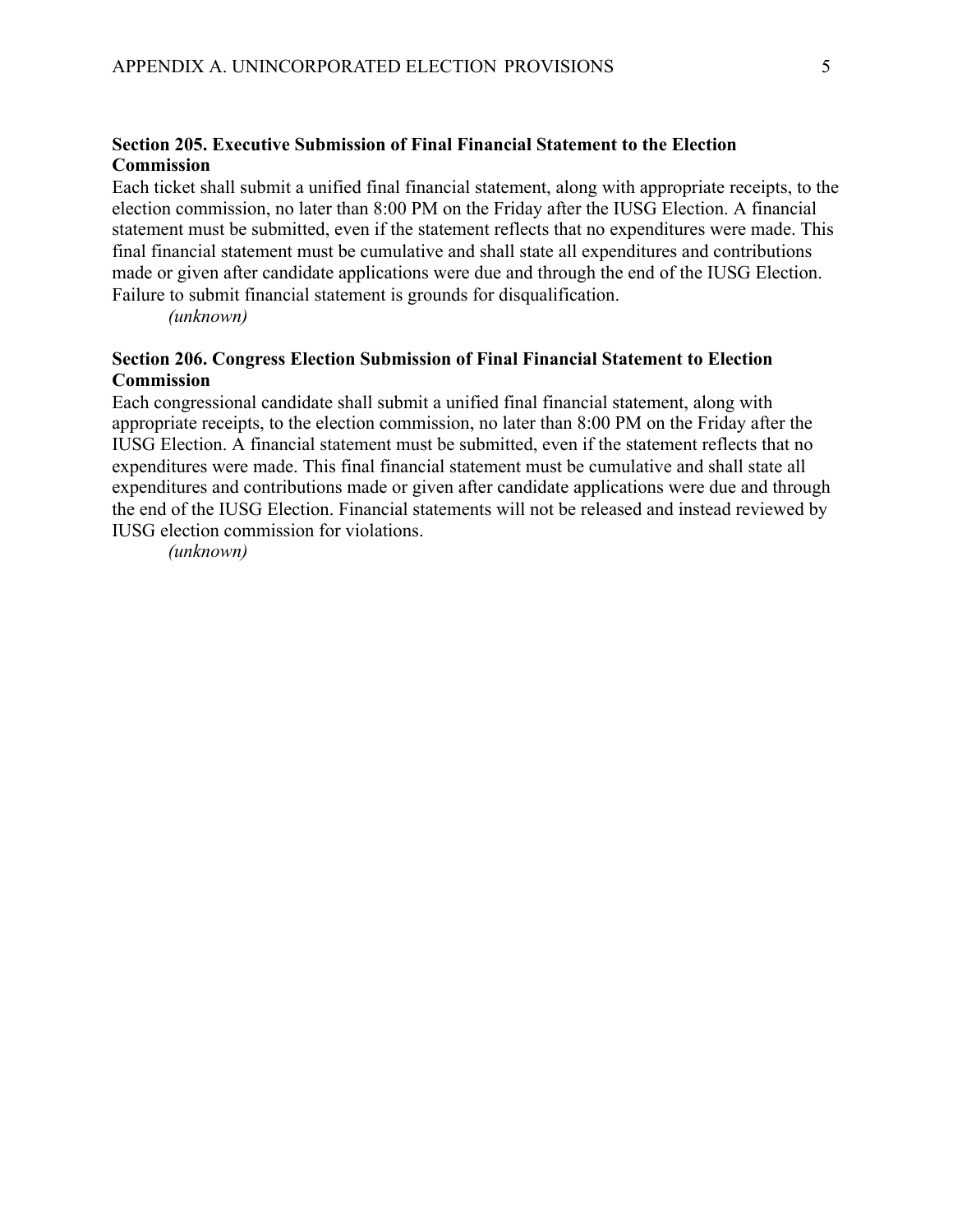**Section 205. Executive Submission of Final Financial Statement to the Election Commission**

Each ticket shall submit a unified final financial statement, along with appropriate receipts, to the election commission, no later than 8:00 PM on the Friday after the IUSG Election. A financial statement must be submitted, even if the statement reflects that no expenditures were made. This final financial statement must be cumulative and shall state all expenditures and contributions made or given after candidate applications were due and through the end of the IUSG Election. Failure to submit financial statement is grounds for disqualification.

*(unknown)*

**Section 206. Congress Election Submission of Final Financial Statement to Election Commission**

Each congressional candidate shall submit a unified final financial statement, along with appropriate receipts, to the election commission, no later than 8:00 PM on the Friday after the IUSG Election. A financial statement must be submitted, even if the statement reflects that no expenditures were made. This final financial statement must be cumulative and shall state all expenditures and contributions made or given after candidate applications were due and through the end of the IUSG Election. Financial statements will not be released and instead reviewed by IUSG election commission for violations.

*(unknown)*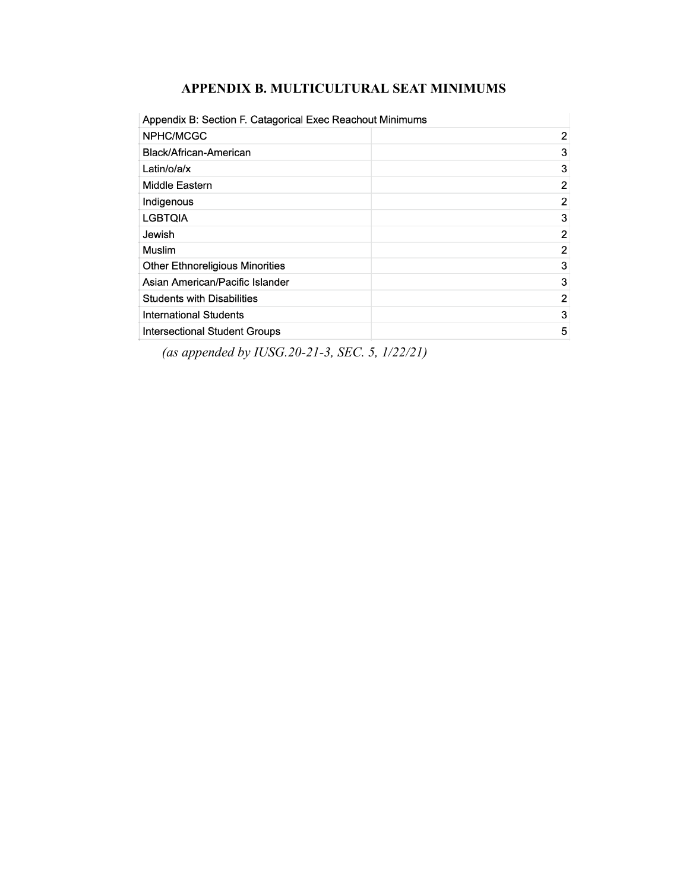## APPENDIX B. MULTICULTURAL SEAT MINIMUMS

| Appendix B: Section F. Catagorical Exec Reachout Minimums | |
|---|---|
| NPHC/MCGC | 2 |
| Black/African-American | 3 |
| Latin/o/a/x | 3 |
| Middle Eastern | 2 |
| Indigenous | 2 |
| LGBTQIA | 3 |
| Jewish | 2 |
| Muslim | 2 |
| Other Ethnoreligious Minorities | 3 |
| Asian American/Pacific Islander | 3 |
| Students with Disabilities | 2 |
| International Students | 3 |
| Intersectional Student Groups | 5 |

*(as appended by IUSG.20-21-3, SEC. 5, 1/22/21)*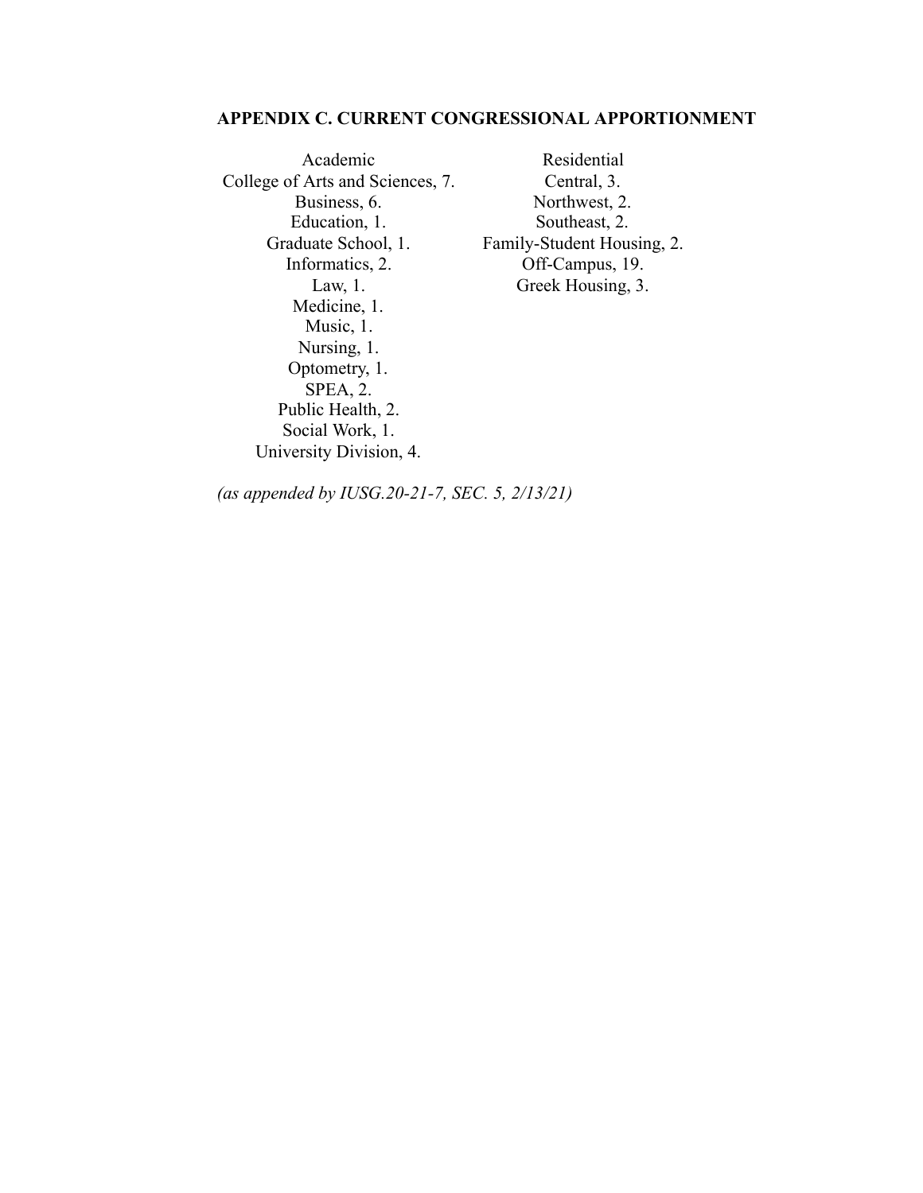**APPENDIX C. CURRENT CONGRESSIONAL APPORTIONMENT**

Academic
College of Arts and Sciences, 7.
Business, 6.
Education, 1.
Graduate School, 1.
Informatics, 2.
Law, 1.
Medicine, 1.
Music, 1.
Nursing, 1.
Optometry, 1.
SPEA, 2.
Public Health, 2.
Social Work, 1.
University Division, 4.

Residential
Central, 3.
Northwest, 2.
Southeast, 2.
Family-Student Housing, 2.
Off-Campus, 19.
Greek Housing, 3.

*(as appended by IUSG.20-21-7, SEC. 5, 2/13/21)*